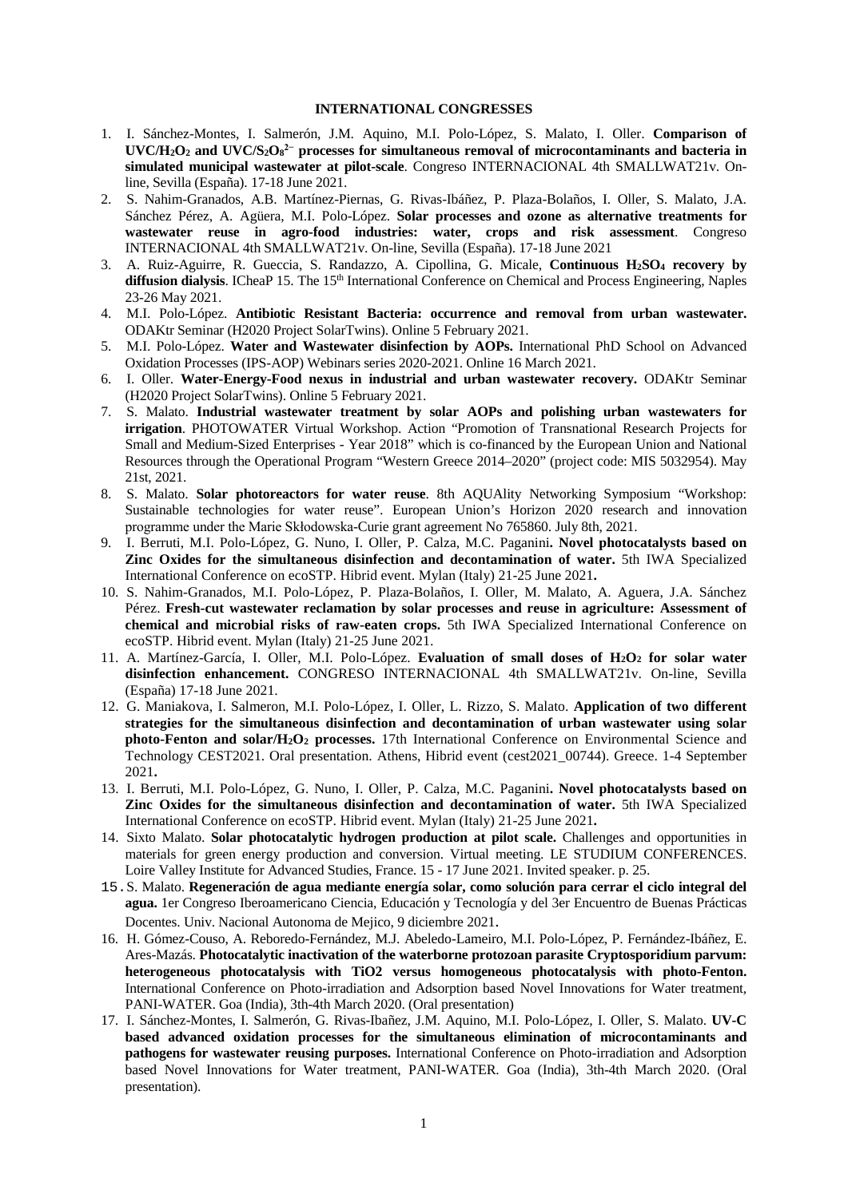## INTERNATIONAL CONGRESSES

1. I. Sánchez-Montes, I. Salmerón, J.M. Aquino, M.I. Polo-López, S. Malato, I. Oller. **Comparison of $UVC/H_2O_2$ and $UVC/S_2O_8^{2-}$ processes for simultaneous removal of microcontaminants and bacteria in simulated municipal wastewater at pilot-scale**. Congreso INTERNACIONAL 4th SMALLWAT21v. On-line, Sevilla (España). 17-18 June 2021.
2. S. Nahim-Granados, A.B. Martínez-Piernas, G. Rivas-Ibáñez, P. Plaza-Bolaños, I. Oller, S. Malato, J.A. Sánchez Pérez, A. Agüera, M.I. Polo-López. **Solar processes and ozone as alternative treatments for wastewater reuse in agro-food industries: water, crops and risk assessment**. Congreso INTERNACIONAL 4th SMALLWAT21v. On-line, Sevilla (España). 17-18 June 2021
3. A. Ruiz-Aguirre, R. Gueccia, S. Randazzo, A. Cipollina, G. Micale, **Continuous $H_2SO_4$ recovery by diffusion dialysis**. ICheaP 15. The 15th International Conference on Chemical and Process Engineering, Naples 23-26 May 2021.
4. M.I. Polo-López. **Antibiotic Resistant Bacteria: occurrence and removal from urban wastewater.** ODAKtr Seminar (H2020 Project SolarTwins). Online 5 February 2021.
5. M.I. Polo-López. **Water and Wastewater disinfection by AOPs.** International PhD School on Advanced Oxidation Processes (IPS-AOP) Webinars series 2020-2021. Online 16 March 2021.
6. I. Oller. **Water-Energy-Food nexus in industrial and urban wastewater recovery.** ODAKtr Seminar (H2020 Project SolarTwins). Online 5 February 2021.
7. S. Malato. **Industrial wastewater treatment by solar AOPs and polishing urban wastewaters for irrigation**. PHOTOWATER Virtual Workshop. Action "Promotion of Transnational Research Projects for Small and Medium-Sized Enterprises - Year 2018" which is co-financed by the European Union and National Resources through the Operational Program "Western Greece 2014–2020" (project code: MIS 5032954). May 21st, 2021.
8. S. Malato. **Solar photoreactors for water reuse**. 8th AQUAlity Networking Symposium "Workshop: Sustainable technologies for water reuse". European Union's Horizon 2020 research and innovation programme under the Marie Skłodowska-Curie grant agreement No 765860. July 8th, 2021.
9. I. Berruti, M.I. Polo-López, G. Nuno, I. Oller, P. Calza, M.C. Paganini**. Novel photocatalysts based on Zinc Oxides for the simultaneous disinfection and decontamination of water.** 5th IWA Specialized International Conference on ecoSTP. Hibrid event. Mylan (Italy) 21-25 June 2021**.**
10. S. Nahim-Granados, M.I. Polo-López, P. Plaza-Bolaños, I. Oller, M. Malato, A. Aguera, J.A. Sánchez Pérez. **Fresh-cut wastewater reclamation by solar processes and reuse in agriculture: Assessment of chemical and microbial risks of raw-eaten crops.** 5th IWA Specialized International Conference on ecoSTP. Hibrid event. Mylan (Italy) 21-25 June 2021.
11. A. Martínez-García, I. Oller, M.I. Polo-López. **Evaluation of small doses of $H_2O_2$ for solar water disinfection enhancement.** CONGRESO INTERNACIONAL 4th SMALLWAT21v. On-line, Sevilla (España) 17-18 June 2021.
12. G. Maniakova, I. Salmeron, M.I. Polo-López, I. Oller, L. Rizzo, S. Malato. **Application of two different strategies for the simultaneous disinfection and decontamination of urban wastewater using solar photo-Fenton and solar/$H_2O_2$ processes.** 17th International Conference on Environmental Science and Technology CEST2021. Oral presentation. Athens, Hibrid event (cest2021_00744). Greece. 1-4 September 2021**.**
13. I. Berruti, M.I. Polo-López, G. Nuno, I. Oller, P. Calza, M.C. Paganini**. Novel photocatalysts based on Zinc Oxides for the simultaneous disinfection and decontamination of water.** 5th IWA Specialized International Conference on ecoSTP. Hibrid event. Mylan (Italy) 21-25 June 2021**.**
14. Sixto Malato. **Solar photocatalytic hydrogen production at pilot scale.** Challenges and opportunities in materials for green energy production and conversion. Virtual meeting. LE STUDIUM CONFERENCES. Loire Valley Institute for Advanced Studies, France. 15 - 17 June 2021. Invited speaker. p. 25.
15. S. Malato. **Regeneración de agua mediante energía solar, como solución para cerrar el ciclo integral del agua.** 1er Congreso Iberoamericano Ciencia, Educación y Tecnología y del 3er Encuentro de Buenas Prácticas Docentes. Univ. Nacional Autonoma de Mejico, 9 diciembre 2021.
16. H. Gómez-Couso, A. Reboredo-Fernández, M.J. Abeledo-Lameiro, M.I. Polo-López, P. Fernández-Ibáñez, E. Ares-Mazás. **Photocatalytic inactivation of the waterborne protozoan parasite Cryptosporidium parvum: heterogeneous photocatalysis with TiO2 versus homogeneous photocatalysis with photo-Fenton.** International Conference on Photo-irradiation and Adsorption based Novel Innovations for Water treatment, PANI-WATER. Goa (India), 3th-4th March 2020. (Oral presentation)
17. I. Sánchez-Montes, I. Salmerón, G. Rivas-Ibañez, J.M. Aquino, M.I. Polo-López, I. Oller, S. Malato. **UV-C based advanced oxidation processes for the simultaneous elimination of microcontaminants and pathogens for wastewater reusing purposes.** International Conference on Photo-irradiation and Adsorption based Novel Innovations for Water treatment, PANI-WATER. Goa (India), 3th-4th March 2020. (Oral presentation).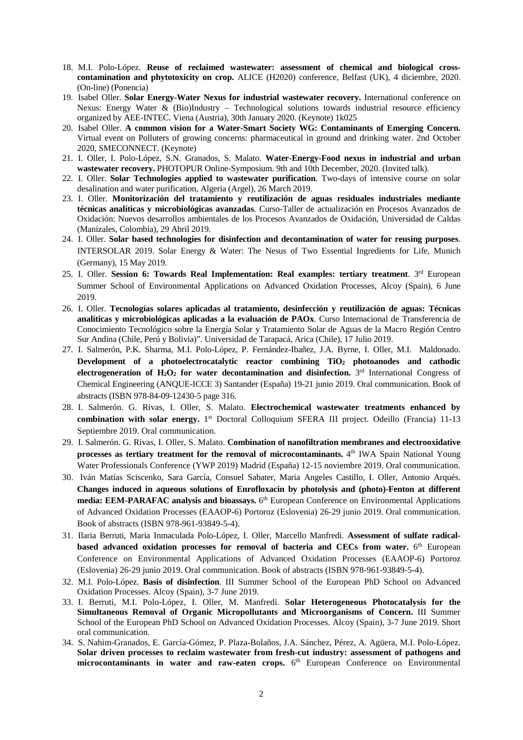18. M.I. Polo-López. **Reuse of reclaimed wastewater: assessment of chemical and biological cross-contamination and phytotoxicity on crop.** ALICE (H2020) conference, Belfast (UK), 4 diciembre, 2020. (On-line) (Ponencia)
19. Isabel Oller. **Solar Energy-Water Nexus for industrial wastewater recovery.** International conference on Nexus: Energy Water & (Bio)Industry – Technological solutions towards industrial resource efficiency organized by AEE-INTEC. Viena (Austria), 30th January 2020. (Keynote) 1k025
20. Isabel Oller. **A common vision for a Water-Smart Society WG: Contaminants of Emerging Concern.** Virtual event on Polluters of growing concerns: pharmaceutical in ground and drinking water. 2nd October 2020, SMECONNECT. (Keynote)
21. I. Oller, I. Polo-López, S.N. Granados, S. Malato. **Water-Energy-Food nexus in industrial and urban wastewater recovery.** PHOTOPUR Online-Symposium. 9th and 10th December, 2020. (Invited talk).
22. I. Oller. **Solar Technologies applied to wastewater purification**. Two-days of intensive course on solar desalination and water purification, Algeria (Argel), 26 March 2019.
23. I. Oller. **Monitorización del tratamiento y reutilización de aguas residuales industriales mediante técnicas analíticas y microbiológicas avanzadas**. Curso-Taller de actualización en Procesos Avanzados de Oxidación: Nuevos desarrollos ambientales de los Procesos Avanzados de Oxidación, Universidad de Caldas (Manizales, Colombia), 29 Abril 2019.
24. I. Oller. **Solar based technologies for disinfection and decontamination of water for reusing purposes**. INTERSOLAR 2019. Solar Energy & Water: The Nesus of Two Essential Ingredients for Life, Munich (Germany), 15 May 2019.
25. I. Oller. **Session 6: Towards Real Implementation: Real examples: tertiary treatment**. 3rd European Summer School of Environmental Applications on Advanced Oxidation Processes, Alcoy (Spain), 6 June 2019.
26. I. Oller. **Tecnologías solares aplicadas al tratamiento, desinfección y reutilización de aguas: Técnicas analíticas y microbiológicas aplicadas a la evaluación de PAOx**. Curso Internacional de Transferencia de Conocimiento Tecnológico sobre la Energía Solar y Tratamiento Solar de Aguas de la Macro Región Centro Sur Andina (Chile, Perú y Bolivia)". Universidad de Tarapacá, Arica (Chile), 17 Julio 2019.
27. I. Salmerón, P.K. Sharma, M.I. Polo-López, P. Fernández-Ibañez, J.A. Byrne, I. Oller, M.I. Maldonado. **Development of a photoelectrocatalytic reactor combining $TiO_2$ photoanodes and cathodic electrogeneration of $H_2O_2$ for water decontamination and disinfection.** 3rd International Congress of Chemical Engineering (ANQUE-ICCE 3) Santander (España) 19-21 junio 2019. Oral communication. Book of abstracts (ISBN 978-84-09-12430-5 page 316.
28. I. Salmerón. G. Rivas, I. Oller, S. Malato. **Electrochemical wastewater treatments enhanced by combination with solar energy.** 1st Doctoral Colloquium SFERA III project. Odeillo (Francia) 11-13 Septiembre 2019. Oral communication.
29. I. Salmerón. G. Rivas, I. Oller, S. Malato. **Combination of nanofiltration membranes and electrooxidative processes as tertiary treatment for the removal of microcontaminants.** 4th IWA Spain National Young Water Professionals Conference (YWP 2019) Madrid (España) 12-15 noviembre 2019. Oral communication.
30. Iván Matías Sciscenko, Sara García, Consuel Sabater, Maria Angeles Castillo, I. Oller, Antonio Arqués. **Changes induced in aqueous solutions of Enrofloxacin by photolysis and (photo)-Fenton at different media: EEM-PARAFAC analysis and bioassays.** 6th European Conference on Environmental Applications of Advanced Oxidation Processes (EAAOP-6) Portoroz (Eslovenia) 26-29 junio 2019. Oral communication. Book of abstracts (ISBN 978-961-93849-5-4).
31. Ilaria Berruti, Maria Inmaculada Polo-López, I. Oller, Marcello Manfredi. **Assessment of sulfate radical-based advanced oxidation processes for removal of bacteria and CECs from water.** 6th European Conference on Environmental Applications of Advanced Oxidation Processes (EAAOP-6) Portoroz (Eslovenia) 26-29 junio 2019. Oral communication. Book of abstracts (ISBN 978-961-93849-5-4).
32. M.I. Polo-López. **Basis of disinfection**. III Summer School of the European PhD School on Advanced Oxidation Processes. Alcoy (Spain), 3-7 June 2019.
33. I. Berruti, M.I. Polo-López, I. Oller, M. Manfredi. **Solar Heterogeneous Photocatalysis for the Simultaneous Removal of Organic Micropollutants and Microorganisms of Concern.** III Summer School of the European PhD School on Advanced Oxidation Processes. Alcoy (Spain), 3-7 June 2019. Short oral communication.
34. S. Nahim-Granados, E. García-Gómez, P. Plaza-Bolaños, J.A. Sánchez, Pérez, A. Agüera, M.I. Polo-López. **Solar driven processes to reclaim wastewater from fresh-cut industry: assessment of pathogens and microcontaminants in water and raw-eaten crops.** 6th European Conference on Environmental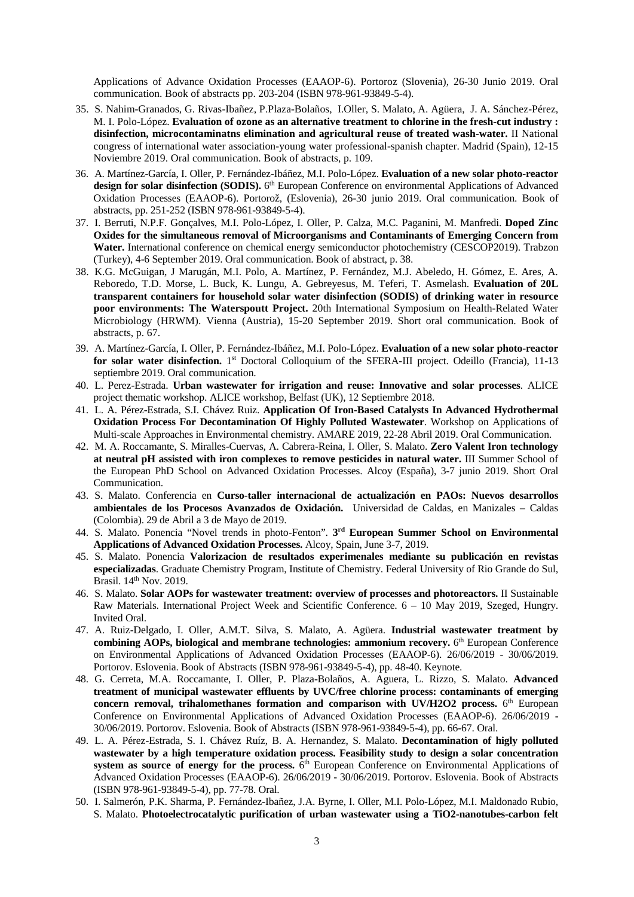Applications of Advance Oxidation Processes (EAAOP-6). Portoroz (Slovenia), 26-30 Junio 2019. Oral communication. Book of abstracts pp. 203-204 (ISBN 978-961-93849-5-4).

35. S. Nahim-Granados, G. Rivas-Ibañez, P.Plaza-Bolaños, I.Oller, S. Malato, A. Agüera, J. A. Sánchez-Pérez, M. I. Polo-López. **Evaluation of ozone as an alternative treatment to chlorine in the fresh-cut industry : disinfection, microcontaminatns elimination and agricultural reuse of treated wash-water.** II National congress of international water association-young water professional-spanish chapter. Madrid (Spain), 12-15 Noviembre 2019. Oral communication. Book of abstracts, p. 109.
36. A. Martínez-García, I. Oller, P. Fernández-Ibáñez, M.I. Polo-López. **Evaluation of a new solar photo-reactor design for solar disinfection (SODIS).** 6[th] European Conference on environmental Applications of Advanced Oxidation Processes (EAAOP-6). Portorož, (Eslovenia), 26-30 junio 2019. Oral communication. Book of abstracts, pp. 251-252 (ISBN 978-961-93849-5-4).
37. I. Berruti, N.P.F. Gonçalves, M.I. Polo-López, I. Oller, P. Calza, M.C. Paganini, M. Manfredi. **Doped Zinc Oxides for the simultaneous removal of Microorganisms and Contaminants of Emerging Concern from Water.** International conference on chemical energy semiconductor photochemistry (CESCOP2019). Trabzon (Turkey), 4-6 September 2019. Oral communication. Book of abstract, p. 38.
38. K.G. McGuigan, J Marugán, M.I. Polo, A. Martínez, P. Fernández, M.J. Abeledo, H. Gómez, E. Ares, A. Reboredo, T.D. Morse, L. Buck, K. Lungu, A. Gebreyesus, M. Teferi, T. Asmelash. **Evaluation of 20L transparent containers for household solar water disinfection (SODIS) of drinking water in resource poor environments: The Waterspoutt Project.** 20th International Symposium on Health-Related Water Microbiology (HRWM). Vienna (Austria), 15-20 September 2019. Short oral communication. Book of abstracts, p. 67.
39. A. Martínez-García, I. Oller, P. Fernández-Ibáñez, M.I. Polo-López. **Evaluation of a new solar photo-reactor for solar water disinfection.** 1[st] Doctoral Colloquium of the SFERA-III project. Odeillo (Francia), 11-13 septiembre 2019. Oral communication.
40. L. Perez-Estrada. **Urban wastewater for irrigation and reuse: Innovative and solar processes**. ALICE project thematic workshop. ALICE workshop, Belfast (UK), 12 Septiembre 2018.
41. L. A. Pérez-Estrada, S.I. Chávez Ruiz. **Application Of Iron-Based Catalysts In Advanced Hydrothermal Oxidation Process For Decontamination Of Highly Polluted Wastewater**. Workshop on Applications of Multi-scale Approaches in Environmental chemistry. AMARE 2019, 22-28 Abril 2019. Oral Communication.
42. M. A. Roccamante, S. Miralles-Cuervas, A. Cabrera-Reina, I. Oller, S. Malato. **Zero Valent Iron technology at neutral pH assisted with iron complexes to remove pesticides in natural water.** III Summer School of the European PhD School on Advanced Oxidation Processes. Alcoy (España), 3-7 junio 2019. Short Oral Communication.
43. S. Malato. Conferencia en **Curso-taller internacional de actualización en PAOs: Nuevos desarrollos ambientales de los Procesos Avanzados de Oxidación.** Universidad de Caldas, en Manizales – Caldas (Colombia). 29 de Abril a 3 de Mayo de 2019.
44. S. Malato. Ponencia "Novel trends in photo-Fenton". **3[rd] European Summer School on Environmental Applications of Advanced Oxidation Processes.** Alcoy, Spain, June 3-7, 2019.
45. S. Malato. Ponencia **Valorizacion de resultados experimenales mediante su publicación en revistas especializadas**. Graduate Chemistry Program, Institute of Chemistry. Federal University of Rio Grande do Sul, Brasil. 14[th] Nov. 2019.
46. S. Malato. **Solar AOPs for wastewater treatment: overview of processes and photoreactors.** II Sustainable Raw Materials. International Project Week and Scientific Conference. 6 – 10 May 2019, Szeged, Hungry. Invited Oral.
47. A. Ruiz-Delgado, I. Oller, A.M.T. Silva, S. Malato, A. Agüera. **Industrial wastewater treatment by combining AOPs, biological and membrane technologies: ammonium recovery.** 6[th] European Conference on Environmental Applications of Advanced Oxidation Processes (EAAOP-6). 26/06/2019 - 30/06/2019. Portorov. Eslovenia. Book of Abstracts (ISBN 978-961-93849-5-4), pp. 48-40. Keynote.
48. G. Cerreta, M.A. Roccamante, I. Oller, P. Plaza-Bolaños, A. Aguera, L. Rizzo, S. Malato. **Advanced treatment of municipal wastewater effluents by UVC/free chlorine process: contaminants of emerging concern removal, trihalomethanes formation and comparison with UV/H2O2 process.** 6[th] European Conference on Environmental Applications of Advanced Oxidation Processes (EAAOP-6). 26/06/2019 - 30/06/2019. Portorov. Eslovenia. Book of Abstracts (ISBN 978-961-93849-5-4), pp. 66-67. Oral.
49. L. A. Pérez-Estrada, S. I. Chávez Ruíz, B. A. Hernandez, S. Malato. **Decontamination of higly polluted wastewater by a high temperature oxidation process. Feasibility study to design a solar concentration system as source of energy for the process.** 6[th] European Conference on Environmental Applications of Advanced Oxidation Processes (EAAOP-6). 26/06/2019 - 30/06/2019. Portorov. Eslovenia. Book of Abstracts (ISBN 978-961-93849-5-4), pp. 77-78. Oral.
50. I. Salmerón, P.K. Sharma, P. Fernández-Ibañez, J.A. Byrne, I. Oller, M.I. Polo-López, M.I. Maldonado Rubio, S. Malato. **Photoelectrocatalytic purification of urban wastewater using a TiO2-nanotubes-carbon felt**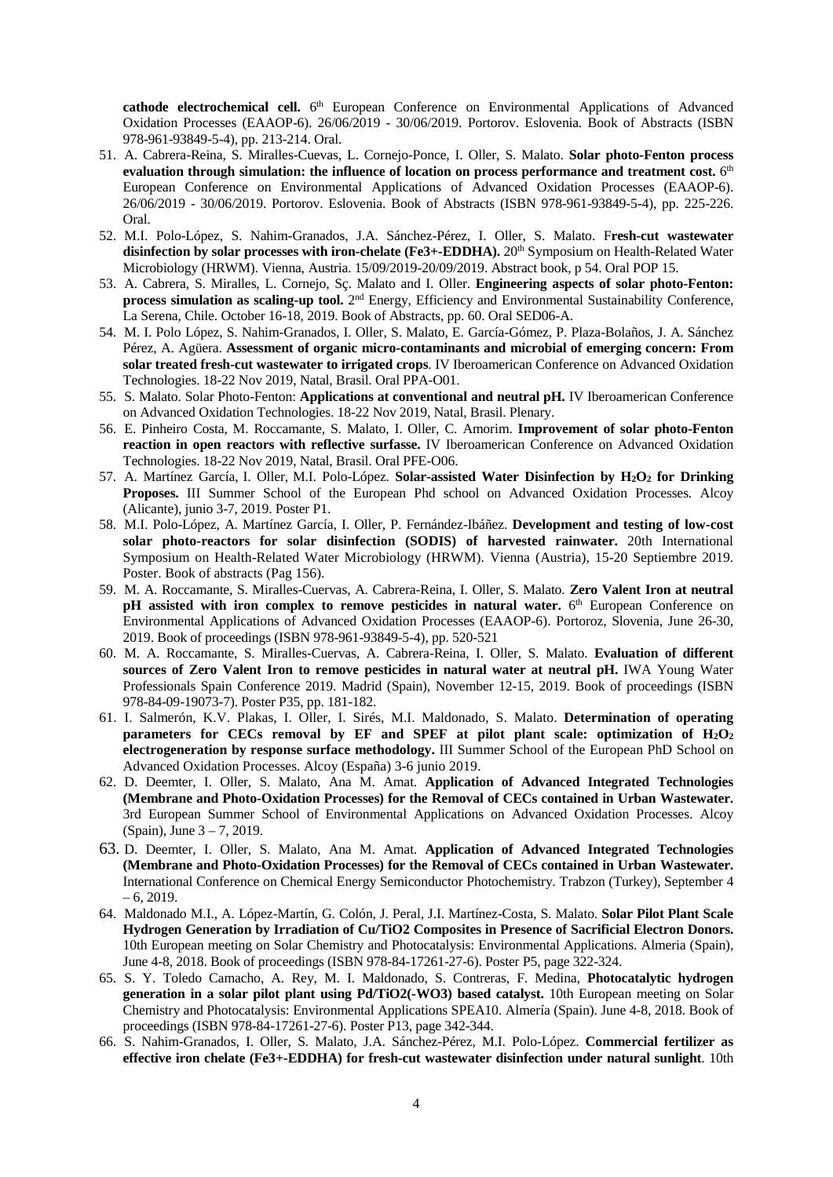**cathode electrochemical cell.** 6th European Conference on Environmental Applications of Advanced Oxidation Processes (EAAOP-6). 26/06/2019 - 30/06/2019. Portorov. Eslovenia. Book of Abstracts (ISBN 978-961-93849-5-4), pp. 213-214. Oral.

51. A. Cabrera-Reina, S. Miralles-Cuevas, L. Cornejo-Ponce, I. Oller, S. Malato. **Solar photo-Fenton process evaluation through simulation: the influence of location on process performance and treatment cost.** 6th European Conference on Environmental Applications of Advanced Oxidation Processes (EAAOP-6). 26/06/2019 - 30/06/2019. Portorov. Eslovenia. Book of Abstracts (ISBN 978-961-93849-5-4), pp. 225-226. Oral.
52. M.I. Polo-López, S. Nahim-Granados, J.A. Sánchez-Pérez, I. Oller, S. Malato. F**resh-cut wastewater disinfection by solar processes with iron-chelate (Fe3+-EDDHA).** 20th Symposium on Health-Related Water Microbiology (HRWM). Vienna, Austria. 15/09/2019-20/09/2019. Abstract book, p 54. Oral POP 15.
53. A. Cabrera, S. Miralles, L. Cornejo, Sç. Malato and I. Oller. **Engineering aspects of solar photo-Fenton: process simulation as scaling-up tool.** 2nd Energy, Efficiency and Environmental Sustainability Conference, La Serena, Chile. October 16-18, 2019. Book of Abstracts, pp. 60. Oral SED06-A.
54. M. I. Polo López, S. Nahim-Granados, I. Oller, S. Malato, E. García-Gómez, P. Plaza-Bolaños, J. A. Sánchez Pérez, A. Agüera. **Assessment of organic micro-contaminants and microbial of emerging concern: From solar treated fresh-cut wastewater to irrigated crops**. IV Iberoamerican Conference on Advanced Oxidation Technologies. 18-22 Nov 2019, Natal, Brasil. Oral PPA-O01.
55. S. Malato. Solar Photo-Fenton: **Applications at conventional and neutral pH.** IV Iberoamerican Conference on Advanced Oxidation Technologies. 18-22 Nov 2019, Natal, Brasil. Plenary.
56. E. Pinheiro Costa, M. Roccamante, S. Malato, I. Oller, C. Amorim. **Improvement of solar photo-Fenton reaction in open reactors with reflective surfasse.** IV Iberoamerican Conference on Advanced Oxidation Technologies. 18-22 Nov 2019, Natal, Brasil. Oral PFE-O06.
57. A. Martínez García, I. Oller, M.I. Polo-López. **Solar-assisted Water Disinfection by $H_2O_2$ for Drinking Proposes.** III Summer School of the European Phd school on Advanced Oxidation Processes. Alcoy (Alicante), junio 3-7, 2019. Poster P1.
58. M.I. Polo-López, A. Martínez García, I. Oller, P. Fernández-Ibáñez. **Development and testing of low-cost solar photo-reactors for solar disinfection (SODIS) of harvested rainwater.** 20th International Symposium on Health-Related Water Microbiology (HRWM). Vienna (Austria), 15-20 Septiembre 2019. Poster. Book of abstracts (Pag 156).
59. M. A. Roccamante, S. Miralles-Cuervas, A. Cabrera-Reina, I. Oller, S. Malato. **Zero Valent Iron at neutral pH assisted with iron complex to remove pesticides in natural water.** 6th European Conference on Environmental Applications of Advanced Oxidation Processes (EAAOP-6). Portoroz, Slovenia, June 26-30, 2019. Book of proceedings (ISBN 978-961-93849-5-4), pp. 520-521
60. M. A. Roccamante, S. Miralles-Cuervas, A. Cabrera-Reina, I. Oller, S. Malato. **Evaluation of different sources of Zero Valent Iron to remove pesticides in natural water at neutral pH.** IWA Young Water Professionals Spain Conference 2019. Madrid (Spain), November 12-15, 2019. Book of proceedings (ISBN 978-84-09-19073-7). Poster P35, pp. 181-182.
61. I. Salmerón, K.V. Plakas, I. Oller, I. Sirés, M.I. Maldonado, S. Malato. **Determination of operating parameters for CECs removal by EF and SPEF at pilot plant scale: optimization of $H_2O_2$ electrogeneration by response surface methodology.** III Summer School of the European PhD School on Advanced Oxidation Processes. Alcoy (España) 3-6 junio 2019.
62. D. Deemter, I. Oller, S. Malato, Ana M. Amat. **Application of Advanced Integrated Technologies (Membrane and Photo-Oxidation Processes) for the Removal of CECs contained in Urban Wastewater.** 3rd European Summer School of Environmental Applications on Advanced Oxidation Processes. Alcoy (Spain), June 3 – 7, 2019.
63. D. Deemter, I. Oller, S. Malato, Ana M. Amat. **Application of Advanced Integrated Technologies (Membrane and Photo-Oxidation Processes) for the Removal of CECs contained in Urban Wastewater.** International Conference on Chemical Energy Semiconductor Photochemistry. Trabzon (Turkey), September 4 – 6, 2019.
64. Maldonado M.I., A. López-Martín, G. Colón, J. Peral, J.I. Martínez-Costa, S. Malato. **Solar Pilot Plant Scale Hydrogen Generation by Irradiation of Cu/TiO2 Composites in Presence of Sacrificial Electron Donors.** 10th European meeting on Solar Chemistry and Photocatalysis: Environmental Applications. Almeria (Spain), June 4-8, 2018. Book of proceedings (ISBN 978-84-17261-27-6). Poster P5, page 322-324.
65. S. Y. Toledo Camacho, A. Rey, M. I. Maldonado, S. Contreras, F. Medina, **Photocatalytic hydrogen generation in a solar pilot plant using Pd/TiO2(-WO3) based catalyst.** 10th European meeting on Solar Chemistry and Photocatalysis: Environmental Applications SPEA10. Almería (Spain). June 4-8, 2018. Book of proceedings (ISBN 978-84-17261-27-6). Poster P13, page 342-344.
66. S. Nahim-Granados, I. Oller, S. Malato, J.A. Sánchez-Pérez, M.I. Polo-López. **Commercial fertilizer as effective iron chelate (Fe3+-EDDHA) for fresh-cut wastewater disinfection under natural sunlight**. 10th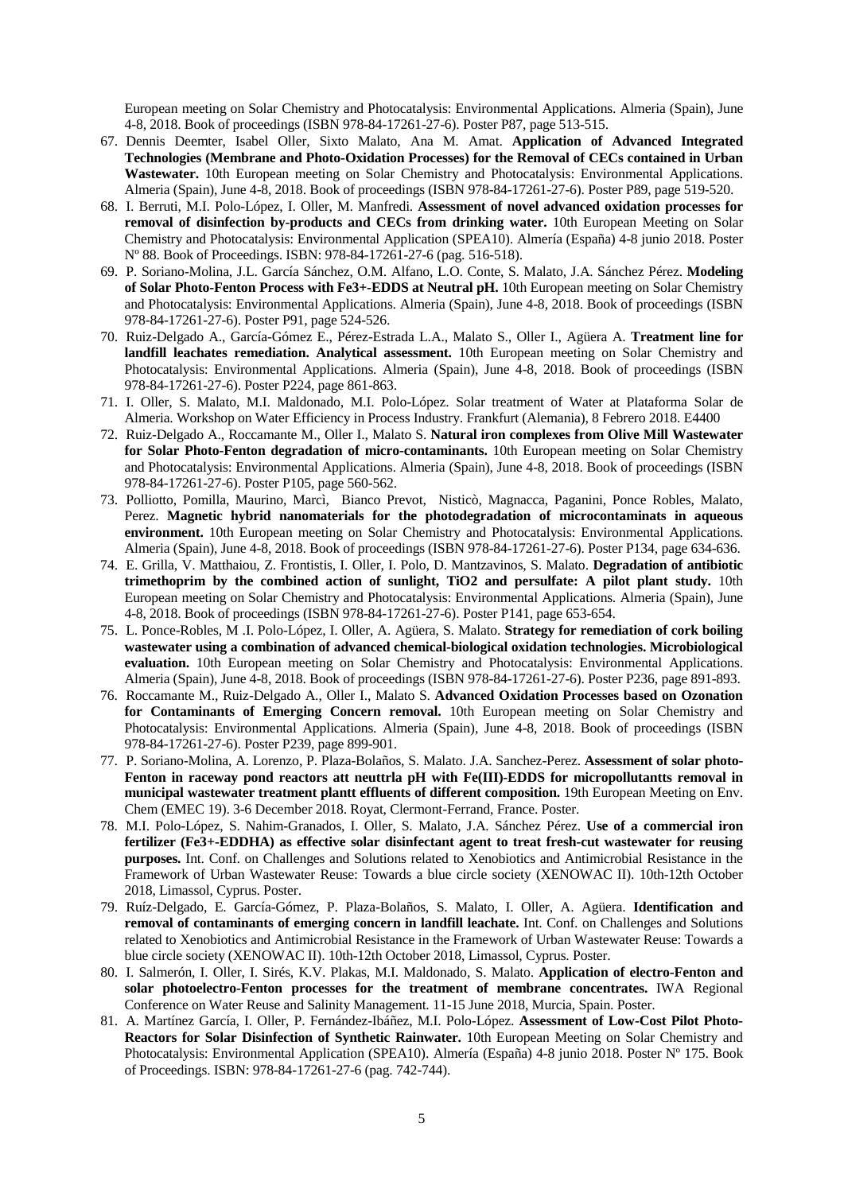European meeting on Solar Chemistry and Photocatalysis: Environmental Applications. Almeria (Spain), June 4-8, 2018. Book of proceedings (ISBN 978-84-17261-27-6). Poster P87, page 513-515.

67. Dennis Deemter, Isabel Oller, Sixto Malato, Ana M. Amat. **Application of Advanced Integrated Technologies (Membrane and Photo-Oxidation Processes) for the Removal of CECs contained in Urban Wastewater.** 10th European meeting on Solar Chemistry and Photocatalysis: Environmental Applications. Almeria (Spain), June 4-8, 2018. Book of proceedings (ISBN 978-84-17261-27-6). Poster P89, page 519-520.
68. I. Berruti, M.I. Polo-López, I. Oller, M. Manfredi. **Assessment of novel advanced oxidation processes for removal of disinfection by-products and CECs from drinking water.** 10th European Meeting on Solar Chemistry and Photocatalysis: Environmental Application (SPEA10). Almería (España) 4-8 junio 2018. Poster Nº 88. Book of Proceedings. ISBN: 978-84-17261-27-6 (pag. 516-518).
69. P. Soriano-Molina, J.L. García Sánchez, O.M. Alfano, L.O. Conte, S. Malato, J.A. Sánchez Pérez. **Modeling of Solar Photo-Fenton Process with Fe3+-EDDS at Neutral pH.** 10th European meeting on Solar Chemistry and Photocatalysis: Environmental Applications. Almeria (Spain), June 4-8, 2018. Book of proceedings (ISBN 978-84-17261-27-6). Poster P91, page 524-526.
70. Ruiz-Delgado A., García-Gómez E., Pérez-Estrada L.A., Malato S., Oller I., Agüera A. **Treatment line for landfill leachates remediation. Analytical assessment.** 10th European meeting on Solar Chemistry and Photocatalysis: Environmental Applications. Almeria (Spain), June 4-8, 2018. Book of proceedings (ISBN 978-84-17261-27-6). Poster P224, page 861-863.
71. I. Oller, S. Malato, M.I. Maldonado, M.I. Polo-López. Solar treatment of Water at Plataforma Solar de Almeria. Workshop on Water Efficiency in Process Industry. Frankfurt (Alemania), 8 Febrero 2018. E4400
72. Ruiz-Delgado A., Roccamante M., Oller I., Malato S. **Natural iron complexes from Olive Mill Wastewater for Solar Photo-Fenton degradation of micro-contaminants.** 10th European meeting on Solar Chemistry and Photocatalysis: Environmental Applications. Almeria (Spain), June 4-8, 2018. Book of proceedings (ISBN 978-84-17261-27-6). Poster P105, page 560-562.
73. Polliotto, Pomilla, Maurino, Marcì, Bianco Prevot, Nisticò, Magnacca, Paganini, Ponce Robles, Malato, Perez. **Magnetic hybrid nanomaterials for the photodegradation of microcontaminats in aqueous environment.** 10th European meeting on Solar Chemistry and Photocatalysis: Environmental Applications. Almeria (Spain), June 4-8, 2018. Book of proceedings (ISBN 978-84-17261-27-6). Poster P134, page 634-636.
74. E. Grilla, V. Matthaiou, Z. Frontistis, I. Oller, I. Polo, D. Mantzavinos, S. Malato. **Degradation of antibiotic trimethoprim by the combined action of sunlight, TiO2 and persulfate: A pilot plant study.** 10th European meeting on Solar Chemistry and Photocatalysis: Environmental Applications. Almeria (Spain), June 4-8, 2018. Book of proceedings (ISBN 978-84-17261-27-6). Poster P141, page 653-654.
75. L. Ponce-Robles, M .I. Polo-López, I. Oller, A. Agüera, S. Malato. **Strategy for remediation of cork boiling wastewater using a combination of advanced chemical-biological oxidation technologies. Microbiological evaluation.** 10th European meeting on Solar Chemistry and Photocatalysis: Environmental Applications. Almeria (Spain), June 4-8, 2018. Book of proceedings (ISBN 978-84-17261-27-6). Poster P236, page 891-893.
76. Roccamante M., Ruiz-Delgado A., Oller I., Malato S. **Advanced Oxidation Processes based on Ozonation for Contaminants of Emerging Concern removal.** 10th European meeting on Solar Chemistry and Photocatalysis: Environmental Applications. Almeria (Spain), June 4-8, 2018. Book of proceedings (ISBN 978-84-17261-27-6). Poster P239, page 899-901.
77. P. Soriano-Molina, A. Lorenzo, P. Plaza-Bolaños, S. Malato. J.A. Sanchez-Perez. **Assessment of solar photo-Fenton in raceway pond reactors att neuttrla pH with Fe(III)-EDDS for micropollutantts removal in municipal wastewater treatment plantt effluents of different composition.** 19th European Meeting on Env. Chem (EMEC 19). 3-6 December 2018. Royat, Clermont-Ferrand, France. Poster.
78. M.I. Polo-López, S. Nahim-Granados, I. Oller, S. Malato, J.A. Sánchez Pérez. **Use of a commercial iron fertilizer (Fe3+-EDDHA) as effective solar disinfectant agent to treat fresh-cut wastewater for reusing purposes.** Int. Conf. on Challenges and Solutions related to Xenobiotics and Antimicrobial Resistance in the Framework of Urban Wastewater Reuse: Towards a blue circle society (XENOWAC II). 10th-12th October 2018, Limassol, Cyprus. Poster.
79. Ruíz-Delgado, E. García-Gómez, P. Plaza-Bolaños, S. Malato, I. Oller, A. Agüera. **Identification and removal of contaminants of emerging concern in landfill leachate.** Int. Conf. on Challenges and Solutions related to Xenobiotics and Antimicrobial Resistance in the Framework of Urban Wastewater Reuse: Towards a blue circle society (XENOWAC II). 10th-12th October 2018, Limassol, Cyprus. Poster.
80. I. Salmerón, I. Oller, I. Sirés, K.V. Plakas, M.I. Maldonado, S. Malato. **Application of electro-Fenton and solar photoelectro-Fenton processes for the treatment of membrane concentrates.** IWA Regional Conference on Water Reuse and Salinity Management. 11-15 June 2018, Murcia, Spain. Poster.
81. A. Martínez García, I. Oller, P. Fernández-Ibáñez, M.I. Polo-López. **Assessment of Low-Cost Pilot Photo-Reactors for Solar Disinfection of Synthetic Rainwater.** 10th European Meeting on Solar Chemistry and Photocatalysis: Environmental Application (SPEA10). Almería (España) 4-8 junio 2018. Poster Nº 175. Book of Proceedings. ISBN: 978-84-17261-27-6 (pag. 742-744).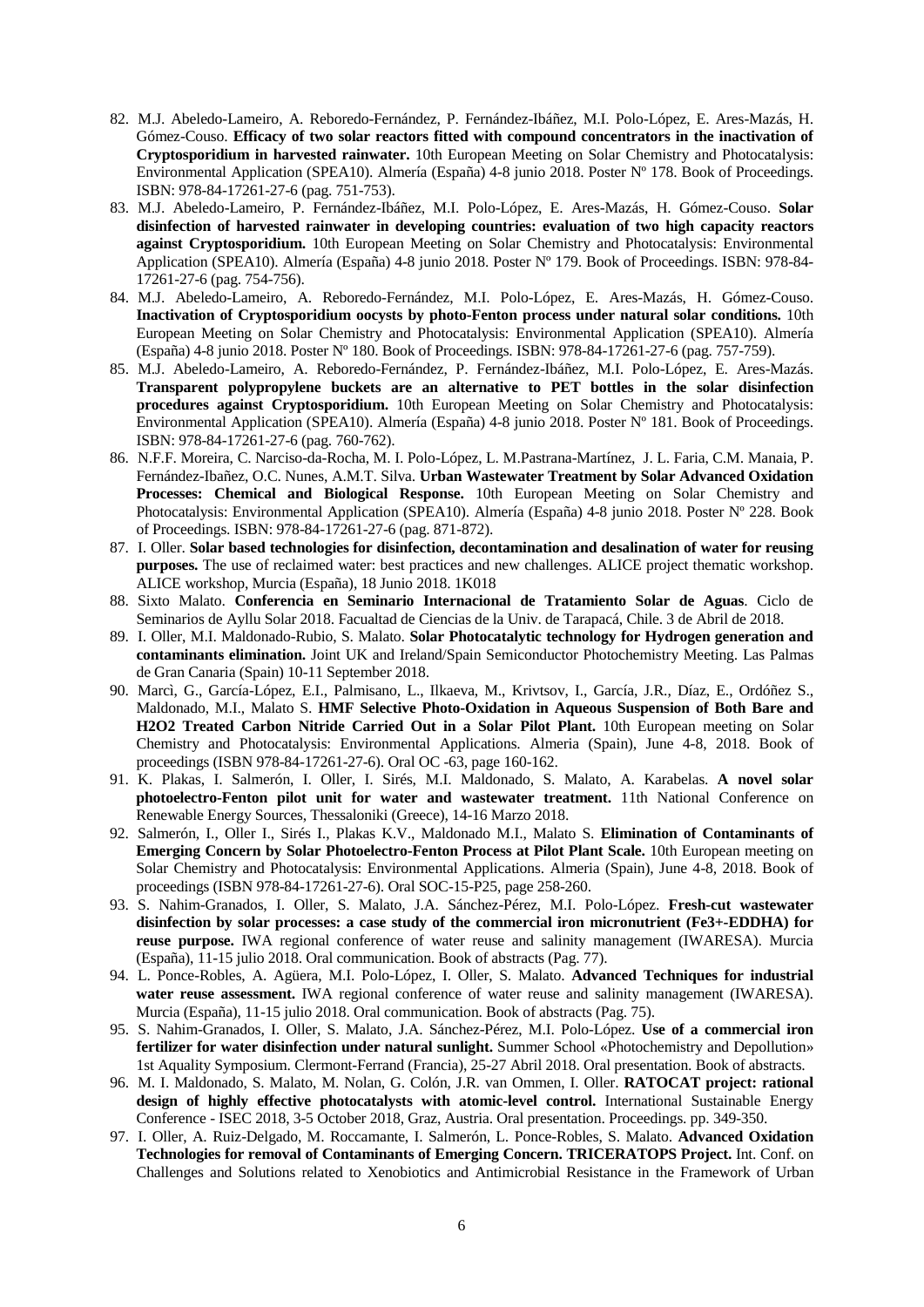82. M.J. Abeledo-Lameiro, A. Reboredo-Fernández, P. Fernández-Ibáñez, M.I. Polo-López, E. Ares-Mazás, H. Gómez-Couso. **Efficacy of two solar reactors fitted with compound concentrators in the inactivation of Cryptosporidium in harvested rainwater.** 10th European Meeting on Solar Chemistry and Photocatalysis: Environmental Application (SPEA10). Almería (España) 4-8 junio 2018. Poster Nº 178. Book of Proceedings. ISBN: 978-84-17261-27-6 (pag. 751-753).
83. M.J. Abeledo-Lameiro, P. Fernández-Ibáñez, M.I. Polo-López, E. Ares-Mazás, H. Gómez-Couso. **Solar disinfection of harvested rainwater in developing countries: evaluation of two high capacity reactors against Cryptosporidium.** 10th European Meeting on Solar Chemistry and Photocatalysis: Environmental Application (SPEA10). Almería (España) 4-8 junio 2018. Poster Nº 179. Book of Proceedings. ISBN: 978-84-17261-27-6 (pag. 754-756).
84. M.J. Abeledo-Lameiro, A. Reboredo-Fernández, M.I. Polo-López, E. Ares-Mazás, H. Gómez-Couso. **Inactivation of Cryptosporidium oocysts by photo-Fenton process under natural solar conditions.** 10th European Meeting on Solar Chemistry and Photocatalysis: Environmental Application (SPEA10). Almería (España) 4-8 junio 2018. Poster Nº 180. Book of Proceedings. ISBN: 978-84-17261-27-6 (pag. 757-759).
85. M.J. Abeledo-Lameiro, A. Reboredo-Fernández, P. Fernández-Ibáñez, M.I. Polo-López, E. Ares-Mazás. **Transparent polypropylene buckets are an alternative to PET bottles in the solar disinfection procedures against Cryptosporidium.** 10th European Meeting on Solar Chemistry and Photocatalysis: Environmental Application (SPEA10). Almería (España) 4-8 junio 2018. Poster Nº 181. Book of Proceedings. ISBN: 978-84-17261-27-6 (pag. 760-762).
86. N.F.F. Moreira, C. Narciso-da-Rocha, M. I. Polo-López, L. M.Pastrana-Martínez, J. L. Faria, C.M. Manaia, P. Fernández-Ibañez, O.C. Nunes, A.M.T. Silva. **Urban Wastewater Treatment by Solar Advanced Oxidation Processes: Chemical and Biological Response.** 10th European Meeting on Solar Chemistry and Photocatalysis: Environmental Application (SPEA10). Almería (España) 4-8 junio 2018. Poster Nº 228. Book of Proceedings. ISBN: 978-84-17261-27-6 (pag. 871-872).
87. I. Oller. **Solar based technologies for disinfection, decontamination and desalination of water for reusing purposes.** The use of reclaimed water: best practices and new challenges. ALICE project thematic workshop. ALICE workshop, Murcia (España), 18 Junio 2018. 1K018
88. Sixto Malato. **Conferencia en Seminario Internacional de Tratamiento Solar de Aguas**. Ciclo de Seminarios de Ayllu Solar 2018. Facualtad de Ciencias de la Univ. de Tarapacá, Chile. 3 de Abril de 2018.
89. I. Oller, M.I. Maldonado-Rubio, S. Malato. **Solar Photocatalytic technology for Hydrogen generation and contaminants elimination.** Joint UK and Ireland/Spain Semiconductor Photochemistry Meeting. Las Palmas de Gran Canaria (Spain) 10-11 September 2018.
90. Marcì, G., García-López, E.I., Palmisano, L., Ilkaeva, M., Krivtsov, I., García, J.R., Díaz, E., Ordóñez S., Maldonado, M.I., Malato S. **HMF Selective Photo-Oxidation in Aqueous Suspension of Both Bare and H2O2 Treated Carbon Nitride Carried Out in a Solar Pilot Plant.** 10th European meeting on Solar Chemistry and Photocatalysis: Environmental Applications. Almeria (Spain), June 4-8, 2018. Book of proceedings (ISBN 978-84-17261-27-6). Oral OC -63, page 160-162.
91. K. Plakas, I. Salmerón, I. Oller, I. Sirés, M.I. Maldonado, S. Malato, A. Karabelas. **A novel solar photoelectro-Fenton pilot unit for water and wastewater treatment.** 11th National Conference on Renewable Energy Sources, Thessaloniki (Greece), 14-16 Marzo 2018.
92. Salmerón, I., Oller I., Sirés I., Plakas K.V., Maldonado M.I., Malato S. **Elimination of Contaminants of Emerging Concern by Solar Photoelectro-Fenton Process at Pilot Plant Scale.** 10th European meeting on Solar Chemistry and Photocatalysis: Environmental Applications. Almeria (Spain), June 4-8, 2018. Book of proceedings (ISBN 978-84-17261-27-6). Oral SOC-15-P25, page 258-260.
93. S. Nahim-Granados, I. Oller, S. Malato, J.A. Sánchez-Pérez, M.I. Polo-López. **Fresh-cut wastewater disinfection by solar processes: a case study of the commercial iron micronutrient (Fe3+-EDDHA) for reuse purpose.** IWA regional conference of water reuse and salinity management (IWARESA). Murcia (España), 11-15 julio 2018. Oral communication. Book of abstracts (Pag. 77).
94. L. Ponce-Robles, A. Agüera, M.I. Polo-López, I. Oller, S. Malato. **Advanced Techniques for industrial water reuse assessment.** IWA regional conference of water reuse and salinity management (IWARESA). Murcia (España), 11-15 julio 2018. Oral communication. Book of abstracts (Pag. 75).
95. S. Nahim-Granados, I. Oller, S. Malato, J.A. Sánchez-Pérez, M.I. Polo-López. **Use of a commercial iron fertilizer for water disinfection under natural sunlight.** Summer School «Photochemistry and Depollution» 1st Aquality Symposium. Clermont-Ferrand (Francia), 25-27 Abril 2018. Oral presentation. Book of abstracts.
96. M. I. Maldonado, S. Malato, M. Nolan, G. Colón, J.R. van Ommen, I. Oller. **RATOCAT project: rational design of highly effective photocatalysts with atomic-level control.** International Sustainable Energy Conference - ISEC 2018, 3-5 October 2018, Graz, Austria. Oral presentation. Proceedings. pp. 349-350.
97. I. Oller, A. Ruiz-Delgado, M. Roccamante, I. Salmerón, L. Ponce-Robles, S. Malato. **Advanced Oxidation Technologies for removal of Contaminants of Emerging Concern. TRICERATOPS Project.** Int. Conf. on Challenges and Solutions related to Xenobiotics and Antimicrobial Resistance in the Framework of Urban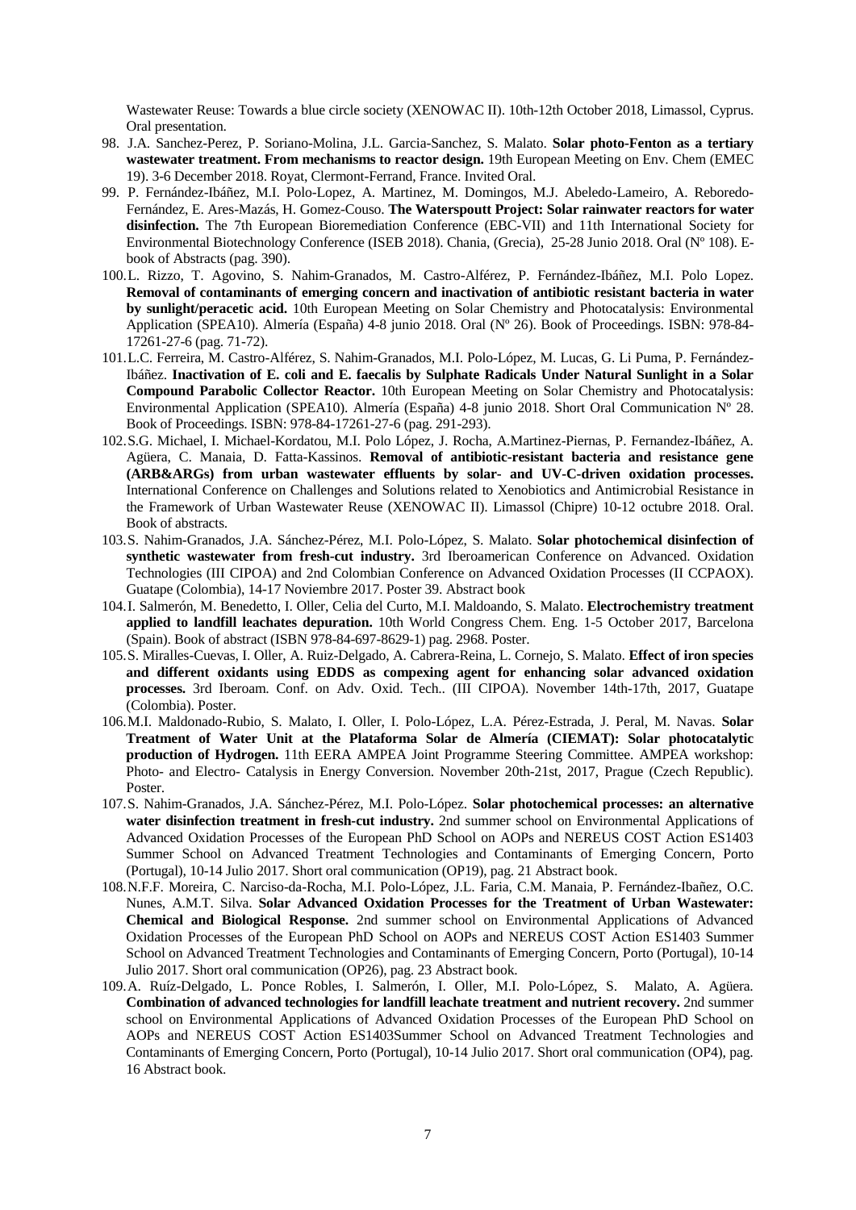Wastewater Reuse: Towards a blue circle society (XENOWAC II). 10th-12th October 2018, Limassol, Cyprus. Oral presentation.

98. J.A. Sanchez-Perez, P. Soriano-Molina, J.L. Garcia-Sanchez, S. Malato. **Solar photo-Fenton as a tertiary wastewater treatment. From mechanisms to reactor design.** 19th European Meeting on Env. Chem (EMEC 19). 3-6 December 2018. Royat, Clermont-Ferrand, France. Invited Oral.
99. P. Fernández-Ibáñez, M.I. Polo-Lopez, A. Martinez, M. Domingos, M.J. Abeledo-Lameiro, A. Reboredo-Fernández, E. Ares-Mazás, H. Gomez-Couso. **The Waterspoutt Project: Solar rainwater reactors for water disinfection.** The 7th European Bioremediation Conference (EBC-VII) and 11th International Society for Environmental Biotechnology Conference (ISEB 2018). Chania, (Grecia), 25-28 Junio 2018. Oral (Nº 108). E-book of Abstracts (pag. 390).
100. L. Rizzo, T. Agovino, S. Nahim-Granados, M. Castro-Alférez, P. Fernández-Ibáñez, M.I. Polo Lopez. **Removal of contaminants of emerging concern and inactivation of antibiotic resistant bacteria in water by sunlight/peracetic acid.** 10th European Meeting on Solar Chemistry and Photocatalysis: Environmental Application (SPEA10). Almería (España) 4-8 junio 2018. Oral (Nº 26). Book of Proceedings. ISBN: 978-84-17261-27-6 (pag. 71-72).
101. L.C. Ferreira, M. Castro-Alférez, S. Nahim-Granados, M.I. Polo-López, M. Lucas, G. Li Puma, P. Fernández-Ibáñez. **Inactivation of E. coli and E. faecalis by Sulphate Radicals Under Natural Sunlight in a Solar Compound Parabolic Collector Reactor.** 10th European Meeting on Solar Chemistry and Photocatalysis: Environmental Application (SPEA10). Almería (España) 4-8 junio 2018. Short Oral Communication Nº 28. Book of Proceedings. ISBN: 978-84-17261-27-6 (pag. 291-293).
102. S.G. Michael, I. Michael-Kordatou, M.I. Polo López, J. Rocha, A.Martinez-Piernas, P. Fernandez-Ibáñez, A. Agüera, C. Manaia, D. Fatta-Kassinos. **Removal of antibiotic-resistant bacteria and resistance gene (ARB&ARGs) from urban wastewater effluents by solar- and UV-C-driven oxidation processes.** International Conference on Challenges and Solutions related to Xenobiotics and Antimicrobial Resistance in the Framework of Urban Wastewater Reuse (XENOWAC II). Limassol (Chipre) 10-12 octubre 2018. Oral. Book of abstracts.
103. S. Nahim-Granados, J.A. Sánchez-Pérez, M.I. Polo-López, S. Malato. **Solar photochemical disinfection of synthetic wastewater from fresh-cut industry.** 3rd Iberoamerican Conference on Advanced. Oxidation Technologies (III CIPOA) and 2nd Colombian Conference on Advanced Oxidation Processes (II CCPAOX). Guatape (Colombia), 14-17 Noviembre 2017. Poster 39. Abstract book
104. I. Salmerón, M. Benedetto, I. Oller, Celia del Curto, M.I. Maldoando, S. Malato. **Electrochemistry treatment applied to landfill leachates depuration.** 10th World Congress Chem. Eng. 1-5 October 2017, Barcelona (Spain). Book of abstract (ISBN 978-84-697-8629-1) pag. 2968. Poster.
105. S. Miralles-Cuevas, I. Oller, A. Ruiz-Delgado, A. Cabrera-Reina, L. Cornejo, S. Malato. **Effect of iron species and different oxidants using EDDS as compexing agent for enhancing solar advanced oxidation processes.** 3rd Iberoam. Conf. on Adv. Oxid. Tech.. (III CIPOA). November 14th-17th, 2017, Guatape (Colombia). Poster.
106. M.I. Maldonado-Rubio, S. Malato, I. Oller, I. Polo-López, L.A. Pérez-Estrada, J. Peral, M. Navas. **Solar Treatment of Water Unit at the Plataforma Solar de Almería (CIEMAT): Solar photocatalytic production of Hydrogen.** 11th EERA AMPEA Joint Programme Steering Committee. AMPEA workshop: Photo- and Electro- Catalysis in Energy Conversion. November 20th-21st, 2017, Prague (Czech Republic). Poster.
107. S. Nahim-Granados, J.A. Sánchez-Pérez, M.I. Polo-López. **Solar photochemical processes: an alternative water disinfection treatment in fresh-cut industry.** 2nd summer school on Environmental Applications of Advanced Oxidation Processes of the European PhD School on AOPs and NEREUS COST Action ES1403 Summer School on Advanced Treatment Technologies and Contaminants of Emerging Concern, Porto (Portugal), 10-14 Julio 2017. Short oral communication (OP19), pag. 21 Abstract book.
108. N.F.F. Moreira, C. Narciso-da-Rocha, M.I. Polo-López, J.L. Faria, C.M. Manaia, P. Fernández-Ibañez, O.C. Nunes, A.M.T. Silva. **Solar Advanced Oxidation Processes for the Treatment of Urban Wastewater: Chemical and Biological Response.** 2nd summer school on Environmental Applications of Advanced Oxidation Processes of the European PhD School on AOPs and NEREUS COST Action ES1403 Summer School on Advanced Treatment Technologies and Contaminants of Emerging Concern, Porto (Portugal), 10-14 Julio 2017. Short oral communication (OP26), pag. 23 Abstract book.
109. A. Ruíz-Delgado, L. Ponce Robles, I. Salmerón, I. Oller, M.I. Polo-López, S. Malato, A. Agüera. **Combination of advanced technologies for landfill leachate treatment and nutrient recovery.** 2nd summer school on Environmental Applications of Advanced Oxidation Processes of the European PhD School on AOPs and NEREUS COST Action ES1403Summer School on Advanced Treatment Technologies and Contaminants of Emerging Concern, Porto (Portugal), 10-14 Julio 2017. Short oral communication (OP4), pag. 16 Abstract book.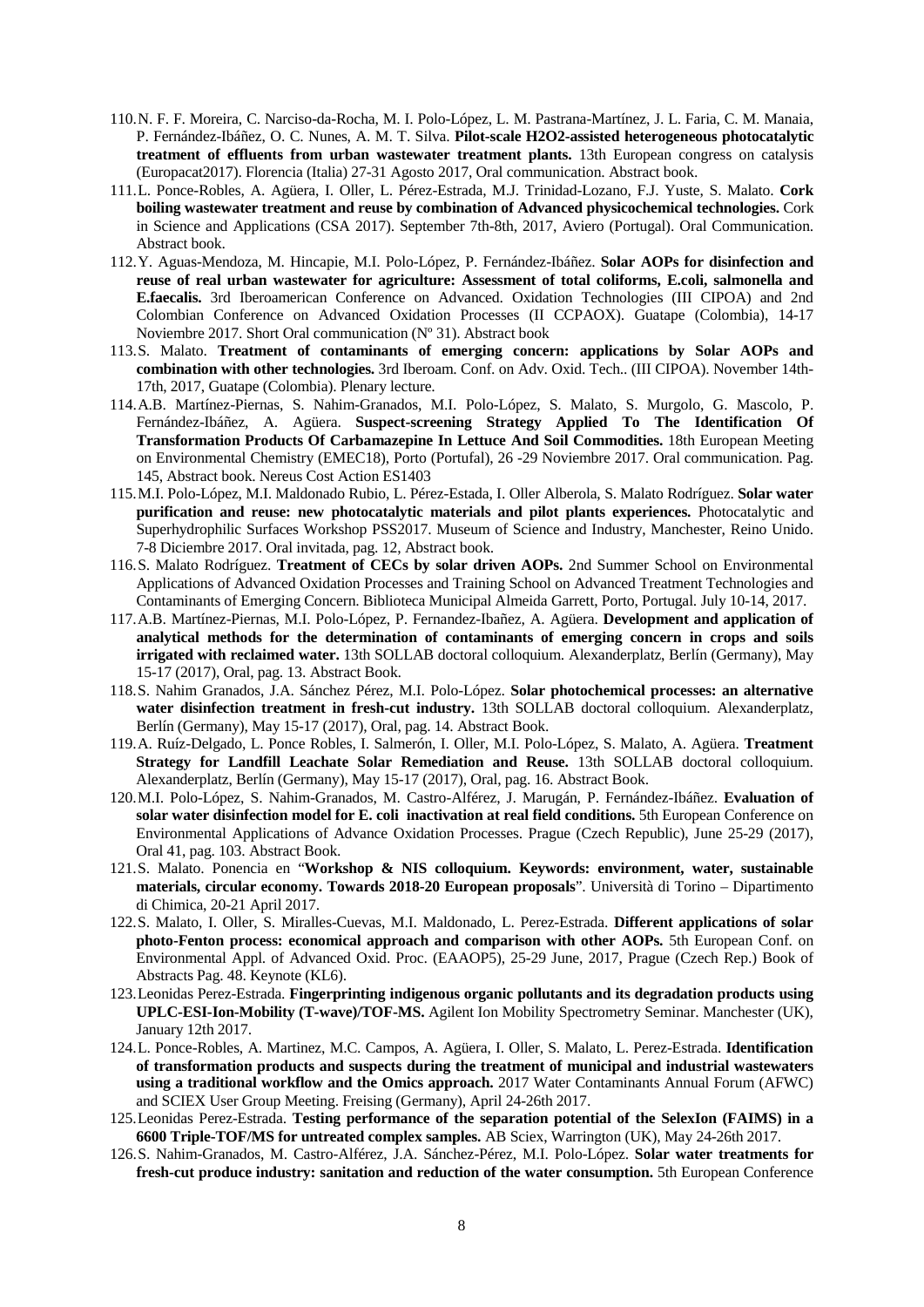110. N. F. F. Moreira, C. Narciso-da-Rocha, M. I. Polo-López, L. M. Pastrana-Martínez, J. L. Faria, C. M. Manaia, P. Fernández-Ibáñez, O. C. Nunes, A. M. T. Silva. **Pilot-scale H2O2-assisted heterogeneous photocatalytic treatment of effluents from urban wastewater treatment plants.** 13th European congress on catalysis (Europacat2017). Florencia (Italia) 27-31 Agosto 2017, Oral communication. Abstract book.
111. L. Ponce-Robles, A. Agüera, I. Oller, L. Pérez-Estrada, M.J. Trinidad-Lozano, F.J. Yuste, S. Malato. **Cork boiling wastewater treatment and reuse by combination of Advanced physicochemical technologies.** Cork in Science and Applications (CSA 2017). September 7th-8th, 2017, Aviero (Portugal). Oral Communication. Abstract book.
112. Y. Aguas-Mendoza, M. Hincapie, M.I. Polo-López, P. Fernández-Ibáñez. **Solar AOPs for disinfection and reuse of real urban wastewater for agriculture: Assessment of total coliforms, E.coli, salmonella and E.faecalis.** 3rd Iberoamerican Conference on Advanced. Oxidation Technologies (III CIPOA) and 2nd Colombian Conference on Advanced Oxidation Processes (II CCPAOX). Guatape (Colombia), 14-17 Noviembre 2017. Short Oral communication (Nº 31). Abstract book
113. S. Malato. **Treatment of contaminants of emerging concern: applications by Solar AOPs and combination with other technologies.** 3rd Iberoam. Conf. on Adv. Oxid. Tech.. (III CIPOA). November 14th-17th, 2017, Guatape (Colombia). Plenary lecture.
114. A.B. Martínez-Piernas, S. Nahim-Granados, M.I. Polo-López, S. Malato, S. Murgolo, G. Mascolo, P. Fernández-Ibáñez, A. Agüera. **Suspect-screening Strategy Applied To The Identification Of Transformation Products Of Carbamazepine In Lettuce And Soil Commodities.** 18th European Meeting on Environmental Chemistry (EMEC18), Porto (Portufal), 26 -29 Noviembre 2017. Oral communication. Pag. 145, Abstract book. Nereus Cost Action ES1403
115. M.I. Polo-López, M.I. Maldonado Rubio, L. Pérez-Estada, I. Oller Alberola, S. Malato Rodríguez. **Solar water purification and reuse: new photocatalytic materials and pilot plants experiences.** Photocatalytic and Superhydrophilic Surfaces Workshop PSS2017. Museum of Science and Industry, Manchester, Reino Unido. 7-8 Diciembre 2017. Oral invitada, pag. 12, Abstract book.
116. S. Malato Rodríguez. **Treatment of CECs by solar driven AOPs.** 2nd Summer School on Environmental Applications of Advanced Oxidation Processes and Training School on Advanced Treatment Technologies and Contaminants of Emerging Concern. Biblioteca Municipal Almeida Garrett, Porto, Portugal. July 10-14, 2017.
117. A.B. Martínez-Piernas, M.I. Polo-López, P. Fernandez-Ibañez, A. Agüera. **Development and application of analytical methods for the determination of contaminants of emerging concern in crops and soils irrigated with reclaimed water.** 13th SOLLAB doctoral colloquium. Alexanderplatz, Berlín (Germany), May 15-17 (2017), Oral, pag. 13. Abstract Book.
118. S. Nahim Granados, J.A. Sánchez Pérez, M.I. Polo-López. **Solar photochemical processes: an alternative water disinfection treatment in fresh-cut industry.** 13th SOLLAB doctoral colloquium. Alexanderplatz, Berlín (Germany), May 15-17 (2017), Oral, pag. 14. Abstract Book.
119. A. Ruíz-Delgado, L. Ponce Robles, I. Salmerón, I. Oller, M.I. Polo-López, S. Malato, A. Agüera. **Treatment Strategy for Landfill Leachate Solar Remediation and Reuse.** 13th SOLLAB doctoral colloquium. Alexanderplatz, Berlín (Germany), May 15-17 (2017), Oral, pag. 16. Abstract Book.
120. M.I. Polo-López, S. Nahim-Granados, M. Castro-Alférez, J. Marugán, P. Fernández-Ibáñez. **Evaluation of solar water disinfection model for E. coli inactivation at real field conditions.** 5th European Conference on Environmental Applications of Advance Oxidation Processes. Prague (Czech Republic), June 25-29 (2017), Oral 41, pag. 103. Abstract Book.
121. S. Malato. Ponencia en "**Workshop & NIS colloquium. Keywords: environment, water, sustainable materials, circular economy. Towards 2018-20 European proposals**". Università di Torino – Dipartimento di Chimica, 20-21 April 2017.
122. S. Malato, I. Oller, S. Miralles-Cuevas, M.I. Maldonado, L. Perez-Estrada. **Different applications of solar photo-Fenton process: economical approach and comparison with other AOPs.** 5th European Conf. on Environmental Appl. of Advanced Oxid. Proc. (EAAOP5), 25-29 June, 2017, Prague (Czech Rep.) Book of Abstracts Pag. 48. Keynote (KL6).
123. Leonidas Perez-Estrada. **Fingerprinting indigenous organic pollutants and its degradation products using UPLC-ESI-Ion-Mobility (T-wave)/TOF-MS.** Agilent Ion Mobility Spectrometry Seminar. Manchester (UK), January 12th 2017.
124. L. Ponce-Robles, A. Martinez, M.C. Campos, A. Agüera, I. Oller, S. Malato, L. Perez-Estrada. **Identification of transformation products and suspects during the treatment of municipal and industrial wastewaters using a traditional workflow and the Omics approach.** 2017 Water Contaminants Annual Forum (AFWC) and SCIEX User Group Meeting. Freising (Germany), April 24-26th 2017.
125. Leonidas Perez-Estrada. **Testing performance of the separation potential of the SelexIon (FAIMS) in a 6600 Triple-TOF/MS for untreated complex samples.** AB Sciex, Warrington (UK), May 24-26th 2017.
126. S. Nahim-Granados, M. Castro-Alférez, J.A. Sánchez-Pérez, M.I. Polo-López. **Solar water treatments for fresh-cut produce industry: sanitation and reduction of the water consumption.** 5th European Conference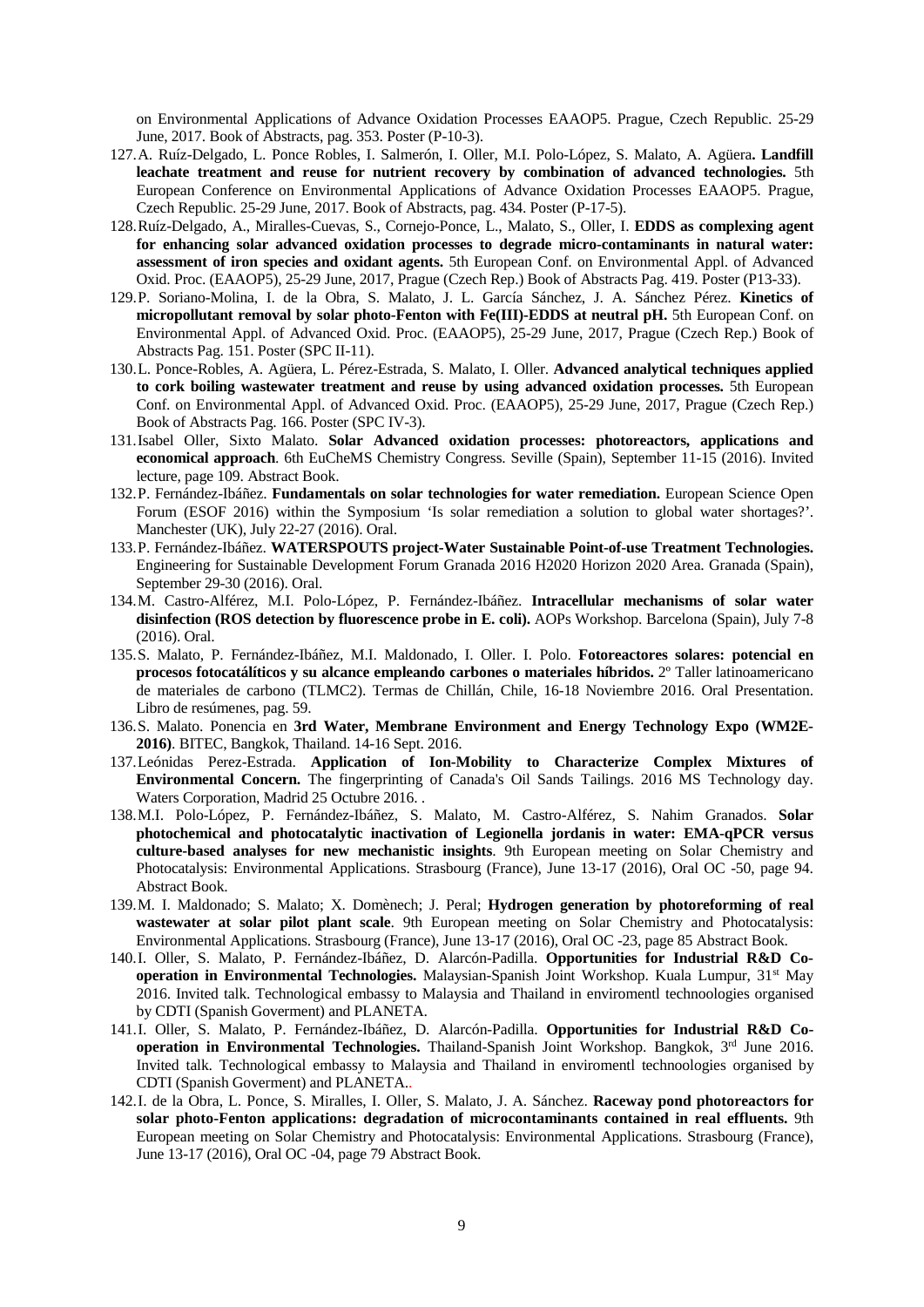on Environmental Applications of Advance Oxidation Processes EAAOP5. Prague, Czech Republic. 25-29 June, 2017. Book of Abstracts, pag. 353. Poster (P-10-3).

127. A. Ruíz-Delgado, L. Ponce Robles, I. Salmerón, I. Oller, M.I. Polo-López, S. Malato, A. Agüera**. Landfill leachate treatment and reuse for nutrient recovery by combination of advanced technologies.** 5th European Conference on Environmental Applications of Advance Oxidation Processes EAAOP5. Prague, Czech Republic. 25-29 June, 2017. Book of Abstracts, pag. 434. Poster (P-17-5).
128. Ruíz-Delgado, A., Miralles-Cuevas, S., Cornejo-Ponce, L., Malato, S., Oller, I. **EDDS as complexing agent for enhancing solar advanced oxidation processes to degrade micro-contaminants in natural water: assessment of iron species and oxidant agents.** 5th European Conf. on Environmental Appl. of Advanced Oxid. Proc. (EAAOP5), 25-29 June, 2017, Prague (Czech Rep.) Book of Abstracts Pag. 419. Poster (P13-33).
129. P. Soriano-Molina, I. de la Obra, S. Malato, J. L. García Sánchez, J. A. Sánchez Pérez. **Kinetics of micropollutant removal by solar photo-Fenton with Fe(III)-EDDS at neutral pH.** 5th European Conf. on Environmental Appl. of Advanced Oxid. Proc. (EAAOP5), 25-29 June, 2017, Prague (Czech Rep.) Book of Abstracts Pag. 151. Poster (SPC II-11).
130. L. Ponce-Robles, A. Agüera, L. Pérez-Estrada, S. Malato, I. Oller. **Advanced analytical techniques applied to cork boiling wastewater treatment and reuse by using advanced oxidation processes.** 5th European Conf. on Environmental Appl. of Advanced Oxid. Proc. (EAAOP5), 25-29 June, 2017, Prague (Czech Rep.) Book of Abstracts Pag. 166. Poster (SPC IV-3).
131. Isabel Oller, Sixto Malato. **Solar Advanced oxidation processes: photoreactors, applications and economical approach**. 6th EuCheMS Chemistry Congress. Seville (Spain), September 11-15 (2016). Invited lecture, page 109. Abstract Book.
132. P. Fernández-Ibáñez. **Fundamentals on solar technologies for water remediation.** European Science Open Forum (ESOF 2016) within the Symposium 'Is solar remediation a solution to global water shortages?'. Manchester (UK), July 22-27 (2016). Oral.
133. P. Fernández-Ibáñez. **WATERSPOUTS project-Water Sustainable Point-of-use Treatment Technologies.** Engineering for Sustainable Development Forum Granada 2016 H2020 Horizon 2020 Area. Granada (Spain), September 29-30 (2016). Oral.
134. M. Castro-Alférez, M.I. Polo-López, P. Fernández-Ibáñez. **Intracellular mechanisms of solar water disinfection (ROS detection by fluorescence probe in E. coli).** AOPs Workshop. Barcelona (Spain), July 7-8 (2016). Oral.
135. S. Malato, P. Fernández-Ibáñez, M.I. Maldonado, I. Oller. I. Polo. **Fotoreactores solares: potencial en procesos fotocatálíticos y su alcance empleando carbones o materiales híbridos.** 2º Taller latinoamericano de materiales de carbono (TLMC2). Termas de Chillán, Chile, 16-18 Noviembre 2016. Oral Presentation. Libro de resúmenes, pag. 59.
136. S. Malato. Ponencia en **3rd Water, Membrane Environment and Energy Technology Expo (WM2E-2016)**. BITEC, Bangkok, Thailand. 14-16 Sept. 2016.
137. Leónidas Perez-Estrada. **Application of Ion-Mobility to Characterize Complex Mixtures of Environmental Concern.** The fingerprinting of Canada's Oil Sands Tailings. 2016 MS Technology day. Waters Corporation, Madrid 25 Octubre 2016. .
138. M.I. Polo-López, P. Fernández-Ibáñez, S. Malato, M. Castro-Alférez, S. Nahim Granados. **Solar photochemical and photocatalytic inactivation of Legionella jordanis in water: EMA-qPCR versus culture-based analyses for new mechanistic insights**. 9th European meeting on Solar Chemistry and Photocatalysis: Environmental Applications. Strasbourg (France), June 13-17 (2016), Oral OC -50, page 94. Abstract Book.
139. M. I. Maldonado; S. Malato; X. Domènech; J. Peral; **Hydrogen generation by photoreforming of real wastewater at solar pilot plant scale**. 9th European meeting on Solar Chemistry and Photocatalysis: Environmental Applications. Strasbourg (France), June 13-17 (2016), Oral OC -23, page 85 Abstract Book.
140. I. Oller, S. Malato, P. Fernández-Ibáñez, D. Alarcón-Padilla. **Opportunities for Industrial R&D Co-operation in Environmental Technologies.** Malaysian-Spanish Joint Workshop. Kuala Lumpur, 31st May 2016. Invited talk. Technological embassy to Malaysia and Thailand in enviromentl technoologies organised by CDTI (Spanish Goverment) and PLANETA.
141. I. Oller, S. Malato, P. Fernández-Ibáñez, D. Alarcón-Padilla. **Opportunities for Industrial R&D Co-operation in Environmental Technologies.** Thailand-Spanish Joint Workshop. Bangkok, 3rd June 2016. Invited talk. Technological embassy to Malaysia and Thailand in enviromentl technoologies organised by CDTI (Spanish Goverment) and PLANETA..
142. I. de la Obra, L. Ponce, S. Miralles, I. Oller, S. Malato, J. A. Sánchez. **Raceway pond photoreactors for solar photo-Fenton applications: degradation of microcontaminants contained in real effluents.** 9th European meeting on Solar Chemistry and Photocatalysis: Environmental Applications. Strasbourg (France), June 13-17 (2016), Oral OC -04, page 79 Abstract Book.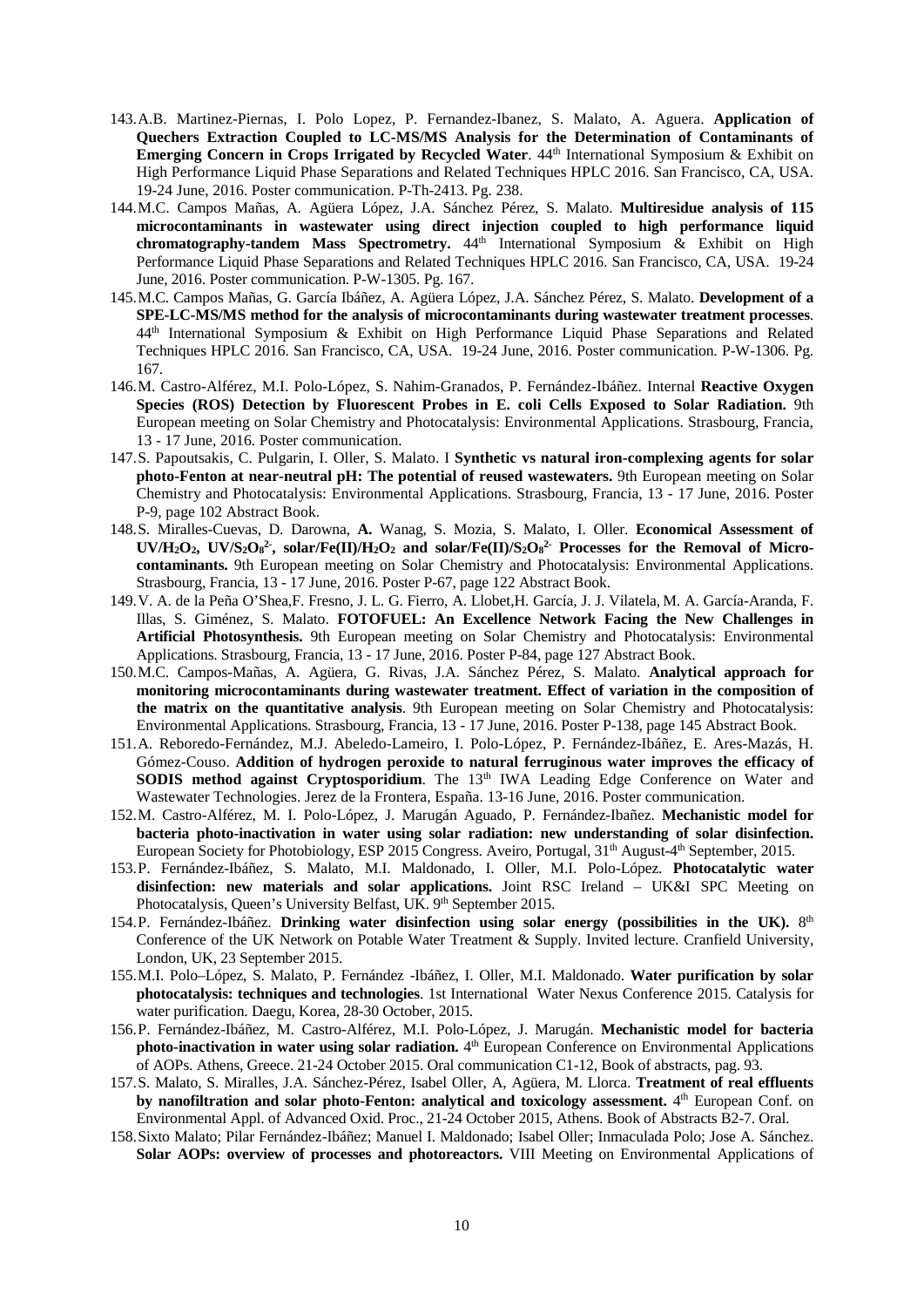143. A.B. Martinez-Piernas, I. Polo Lopez, P. Fernandez-Ibanez, S. Malato, A. Aguera. **Application of Quechers Extraction Coupled to LC-MS/MS Analysis for the Determination of Contaminants of Emerging Concern in Crops Irrigated by Recycled Water**. 44th International Symposium & Exhibit on High Performance Liquid Phase Separations and Related Techniques HPLC 2016. San Francisco, CA, USA. 19-24 June, 2016. Poster communication. P-Th-2413. Pg. 238.
144. M.C. Campos Mañas, A. Agüera López, J.A. Sánchez Pérez, S. Malato. **Multiresidue analysis of 115 microcontaminants in wastewater using direct injection coupled to high performance liquid chromatography-tandem Mass Spectrometry.** 44th International Symposium & Exhibit on High Performance Liquid Phase Separations and Related Techniques HPLC 2016. San Francisco, CA, USA. 19-24 June, 2016. Poster communication. P-W-1305. Pg. 167.
145. M.C. Campos Mañas, G. García Ibáñez, A. Agüera López, J.A. Sánchez Pérez, S. Malato. **Development of a SPE-LC-MS/MS method for the analysis of microcontaminants during wastewater treatment processes**. 44th International Symposium & Exhibit on High Performance Liquid Phase Separations and Related Techniques HPLC 2016. San Francisco, CA, USA. 19-24 June, 2016. Poster communication. P-W-1306. Pg. 167.
146. M. Castro-Alférez, M.I. Polo-López, S. Nahim-Granados, P. Fernández-Ibáñez. Internal **Reactive Oxygen Species (ROS) Detection by Fluorescent Probes in E. coli Cells Exposed to Solar Radiation.** 9th European meeting on Solar Chemistry and Photocatalysis: Environmental Applications. Strasbourg, Francia, 13 - 17 June, 2016. Poster communication.
147. S. Papoutsakis, C. Pulgarin, I. Oller, S. Malato. I **Synthetic vs natural iron-complexing agents for solar photo-Fenton at near-neutral pH: The potential of reused wastewaters.** 9th European meeting on Solar Chemistry and Photocatalysis: Environmental Applications. Strasbourg, Francia, 13 - 17 June, 2016. Poster P-9, page 102 Abstract Book.
148. S. Miralles-Cuevas, D. Darowna, **A.** Wanag, S. Mozia, S. Malato, I. Oller. **Economical Assessment of UV/$H_2O_2$, UV/$S_2O_8^{2-}$, solar/Fe(II)/$H_2O_2$ and solar/Fe(II)/$S_2O_8^{2-}$ Processes for the Removal of Micro-contaminants.** 9th European meeting on Solar Chemistry and Photocatalysis: Environmental Applications. Strasbourg, Francia, 13 - 17 June, 2016. Poster P-67, page 122 Abstract Book.
149. V. A. de la Peña O'Shea, F. Fresno, J. L. G. Fierro, A. Llobet, H. García, J. J. Vilatela, M. A. García-Aranda, F. Illas, S. Giménez, S. Malato. **FOTOFUEL: An Excellence Network Facing the New Challenges in Artificial Photosynthesis.** 9th European meeting on Solar Chemistry and Photocatalysis: Environmental Applications. Strasbourg, Francia, 13 - 17 June, 2016. Poster P-84, page 127 Abstract Book.
150. M.C. Campos-Mañas, A. Agüera, G. Rivas, J.A. Sánchez Pérez, S. Malato. **Analytical approach for monitoring microcontaminants during wastewater treatment. Effect of variation in the composition of the matrix on the quantitative analysis**. 9th European meeting on Solar Chemistry and Photocatalysis: Environmental Applications. Strasbourg, Francia, 13 - 17 June, 2016. Poster P-138, page 145 Abstract Book.
151. A. Reboredo-Fernández, M.J. Abeledo-Lameiro, I. Polo-López, P. Fernández-Ibáñez, E. Ares-Mazás, H. Gómez-Couso. **Addition of hydrogen peroxide to natural ferruginous water improves the efficacy of SODIS method against Cryptosporidium**. The 13th IWA Leading Edge Conference on Water and Wastewater Technologies. Jerez de la Frontera, España. 13-16 June, 2016. Poster communication.
152. M. Castro-Alférez, M. I. Polo-López, J. Marugán Aguado, P. Fernández-Ibañez. **Mechanistic model for bacteria photo-inactivation in water using solar radiation: new understanding of solar disinfection.** European Society for Photobiology, ESP 2015 Congress. Aveiro, Portugal, 31th August-4th September, 2015.
153. P. Fernández-Ibáñez, S. Malato, M.I. Maldonado, I. Oller, M.I. Polo-López. **Photocatalytic water disinfection: new materials and solar applications.** Joint RSC Ireland – UK&I SPC Meeting on Photocatalysis, Queen's University Belfast, UK. 9th September 2015.
154. P. Fernández-Ibáñez. **Drinking water disinfection using solar energy (possibilities in the UK).** 8th Conference of the UK Network on Potable Water Treatment & Supply. Invited lecture. Cranfield University, London, UK, 23 September 2015.
155. M.I. Polo–López, S. Malato, P. Fernández -Ibáñez, I. Oller, M.I. Maldonado. **Water purification by solar photocatalysis: techniques and technologies**. 1st International Water Nexus Conference 2015. Catalysis for water purification. Daegu, Korea, 28-30 October, 2015.
156. P. Fernández-Ibáñez, M. Castro-Alférez, M.I. Polo-López, J. Marugán. **Mechanistic model for bacteria photo-inactivation in water using solar radiation.** 4th European Conference on Environmental Applications of AOPs. Athens, Greece. 21-24 October 2015. Oral communication C1-12, Book of abstracts, pag. 93.
157. S. Malato, S. Miralles, J.A. Sánchez-Pérez, Isabel Oller, A, Agüera, M. Llorca. **Treatment of real effluents by nanofiltration and solar photo-Fenton: analytical and toxicology assessment.** 4th European Conf. on Environmental Appl. of Advanced Oxid. Proc., 21-24 October 2015, Athens. Book of Abstracts B2-7. Oral.
158. Sixto Malato; Pilar Fernández-Ibáñez; Manuel I. Maldonado; Isabel Oller; Inmaculada Polo; Jose A. Sánchez. **Solar AOPs: overview of processes and photoreactors.** VIII Meeting on Environmental Applications of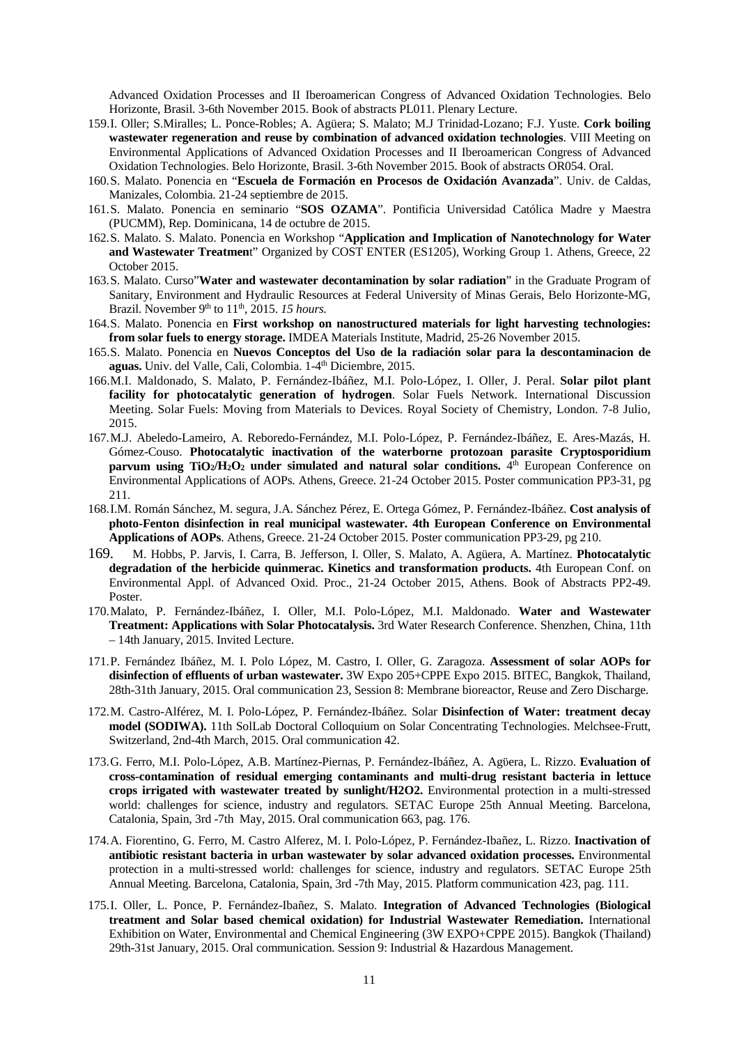Advanced Oxidation Processes and II Iberoamerican Congress of Advanced Oxidation Technologies. Belo Horizonte, Brasil. 3-6th November 2015. Book of abstracts PL011. Plenary Lecture.

159. I. Oller; S.Miralles; L. Ponce-Robles; A. Agüera; S. Malato; M.J Trinidad-Lozano; F.J. Yuste. **Cork boiling wastewater regeneration and reuse by combination of advanced oxidation technologies**. VIII Meeting on Environmental Applications of Advanced Oxidation Processes and II Iberoamerican Congress of Advanced Oxidation Technologies. Belo Horizonte, Brasil. 3-6th November 2015. Book of abstracts OR054. Oral.
160. S. Malato. Ponencia en "**Escuela de Formación en Procesos de Oxidación Avanzada**". Univ. de Caldas, Manizales, Colombia. 21-24 septiembre de 2015.
161. S. Malato. Ponencia en seminario "**SOS OZAMA**". Pontificia Universidad Católica Madre y Maestra (PUCMM), Rep. Dominicana, 14 de octubre de 2015.
162. S. Malato. S. Malato. Ponencia en Workshop "**Application and Implication of Nanotechnology for Water and Wastewater Treatmen**t" Organized by COST ENTER (ES1205), Working Group 1. Athens, Greece, 22 October 2015.
163. S. Malato. Curso"**Water and wastewater decontamination by solar radiation**" in the Graduate Program of Sanitary, Environment and Hydraulic Resources at Federal University of Minas Gerais, Belo Horizonte-MG, Brazil. November 9th to 11th, 2015. *15 hours.*
164. S. Malato. Ponencia en **First workshop on nanostructured materials for light harvesting technologies: from solar fuels to energy storage.** IMDEA Materials Institute, Madrid, 25-26 November 2015.
165. S. Malato. Ponencia en **Nuevos Conceptos del Uso de la radiación solar para la descontaminacion de aguas.** Univ. del Valle, Cali, Colombia. 1-4th Diciembre, 2015.
166. M.I. Maldonado, S. Malato, P. Fernández-Ibáñez, M.I. Polo-López, I. Oller, J. Peral. **Solar pilot plant facility for photocatalytic generation of hydrogen**. Solar Fuels Network. International Discussion Meeting. Solar Fuels: Moving from Materials to Devices. Royal Society of Chemistry, London. 7-8 Julio, 2015.
167. M.J. Abeledo-Lameiro, A. Reboredo-Fernández, M.I. Polo-López, P. Fernández-Ibáñez, E. Ares-Mazás, H. Gómez-Couso. **Photocatalytic inactivation of the waterborne protozoan parasite Cryptosporidium parvum using $TiO_2/H_2O_2$ under simulated and natural solar conditions.** 4th European Conference on Environmental Applications of AOPs. Athens, Greece. 21-24 October 2015. Poster communication PP3-31, pg 211.
168. I.M. Román Sánchez, M. segura, J.A. Sánchez Pérez, E. Ortega Gómez, P. Fernández-Ibáñez. **Cost analysis of photo-Fenton disinfection in real municipal wastewater. 4th European Conference on Environmental Applications of AOPs**. Athens, Greece. 21-24 October 2015. Poster communication PP3-29, pg 210.
169. M. Hobbs, P. Jarvis, I. Carra, B. Jefferson, I. Oller, S. Malato, A. Agüera, A. Martínez. **Photocatalytic degradation of the herbicide quinmerac. Kinetics and transformation products.** 4th European Conf. on Environmental Appl. of Advanced Oxid. Proc., 21-24 October 2015, Athens. Book of Abstracts PP2-49. Poster.
170. Malato, P. Fernández-Ibáñez, I. Oller, M.I. Polo-López, M.I. Maldonado. **Water and Wastewater Treatment: Applications with Solar Photocatalysis.** 3rd Water Research Conference. Shenzhen, China, 11th – 14th January, 2015. Invited Lecture.
171. P. Fernández Ibáñez, M. I. Polo López, M. Castro, I. Oller, G. Zaragoza. **Assessment of solar AOPs for disinfection of effluents of urban wastewater.** 3W Expo 205+CPPE Expo 2015. BITEC, Bangkok, Thailand, 28th-31th January, 2015. Oral communication 23, Session 8: Membrane bioreactor, Reuse and Zero Discharge.
172. M. Castro-Alférez, M. I. Polo-López, P. Fernández-Ibáñez. Solar **Disinfection of Water: treatment decay model (SODIWA).** 11th SolLab Doctoral Colloquium on Solar Concentrating Technologies. Melchsee-Frutt, Switzerland, 2nd-4th March, 2015. Oral communication 42.
173. G. Ferro, M.I. Polo-López, A.B. Martínez-Piernas, P. Fernández-Ibáñez, A. Agüera, L. Rizzo. **Evaluation of cross-contamination of residual emerging contaminants and multi-drug resistant bacteria in lettuce crops irrigated with wastewater treated by sunlight/H2O2.** Environmental protection in a multi-stressed world: challenges for science, industry and regulators. SETAC Europe 25th Annual Meeting. Barcelona, Catalonia, Spain, 3rd -7th May, 2015. Oral communication 663, pag. 176.
174. A. Fiorentino, G. Ferro, M. Castro Alferez, M. I. Polo-López, P. Fernández-Ibañez, L. Rizzo. **Inactivation of antibiotic resistant bacteria in urban wastewater by solar advanced oxidation processes.** Environmental protection in a multi-stressed world: challenges for science, industry and regulators. SETAC Europe 25th Annual Meeting. Barcelona, Catalonia, Spain, 3rd -7th May, 2015. Platform communication 423, pag. 111.
175. I. Oller, L. Ponce, P. Fernández-Ibañez, S. Malato. **Integration of Advanced Technologies (Biological treatment and Solar based chemical oxidation) for Industrial Wastewater Remediation.** International Exhibition on Water, Environmental and Chemical Engineering (3W EXPO+CPPE 2015). Bangkok (Thailand) 29th-31st January, 2015. Oral communication. Session 9: Industrial & Hazardous Management.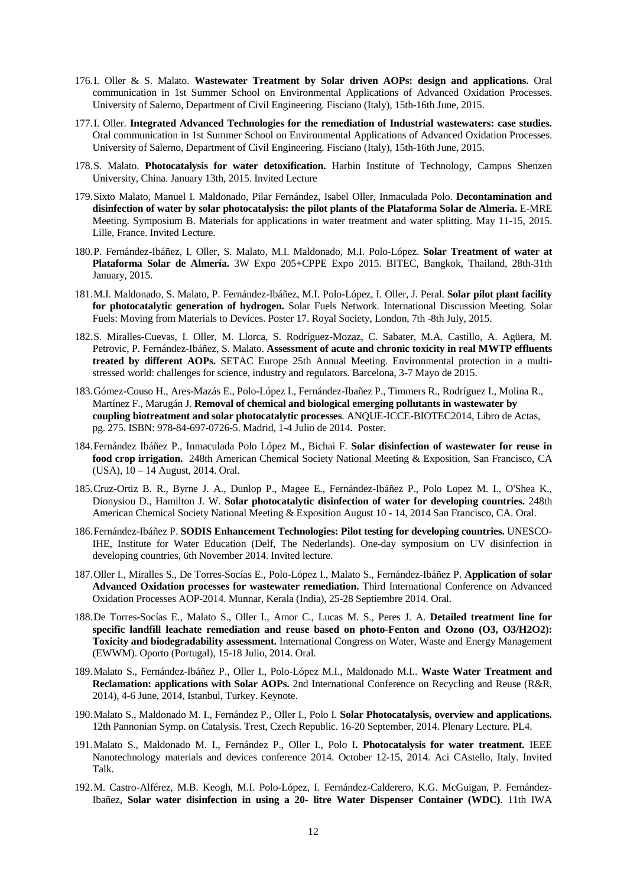176. I. Oller & S. Malato. **Wastewater Treatment by Solar driven AOPs: design and applications.** Oral communication in 1st Summer School on Environmental Applications of Advanced Oxidation Processes. University of Salerno, Department of Civil Engineering. Fisciano (Italy), 15th-16th June, 2015.

177. I. Oller. **Integrated Advanced Technologies for the remediation of Industrial wastewaters: case studies.** Oral communication in 1st Summer School on Environmental Applications of Advanced Oxidation Processes. University of Salerno, Department of Civil Engineering. Fisciano (Italy), 15th-16th June, 2015.

178. S. Malato. **Photocatalysis for water detoxification.** Harbin Institute of Technology, Campus Shenzen University, China. January 13th, 2015. Invited Lecture

179. Sixto Malato, Manuel I. Maldonado, Pilar Fernández, Isabel Oller, Inmaculada Polo. **Decontamination and disinfection of water by solar photocatalysis: the pilot plants of the Plataforma Solar de Almeria.** E-MRE Meeting. Symposium B. Materials for applications in water treatment and water splitting. May 11-15, 2015. Lille, France. Invited Lecture.

180. P. Fernández-Ibáñez, I. Oller, S. Malato, M.I. Maldonado, M.I. Polo-López. **Solar Treatment of water at Plataforma Solar de Almería.** 3W Expo 205+CPPE Expo 2015. BITEC, Bangkok, Thailand, 28th-31th January, 2015.

181. M.I. Maldonado, S. Malato, P. Fernández-Ibáñez, M.I. Polo-López, I. Oller, J. Peral. **Solar pilot plant facility for photocatalytic generation of hydrogen.** Solar Fuels Network. International Discussion Meeting. Solar Fuels: Moving from Materials to Devices. Poster 17. Royal Society, London, 7th -8th July, 2015.

182. S. Miralles-Cuevas, I. Oller, M. Llorca, S. Rodríguez-Mozaz, C. Sabater, M.A. Castillo, A. Agüera, M. Petrovic, P. Fernández-Ibáñez, S. Malato. **Assessment of acute and chronic toxicity in real MWTP effluents treated by different AOPs.** SETAC Europe 25th Annual Meeting. Environmental protection in a multi-stressed world: challenges for science, industry and regulators. Barcelona, 3-7 Mayo de 2015.

183. Gómez-Couso H., Ares-Mazás E., Polo-López I., Fernández-Ibañez P., Timmers R., Rodríguez I., Molina R., Martínez F., Marugán J. **Removal of chemical and biological emerging pollutants in wastewater by coupling biotreatment and solar photocatalytic processes**. ANQUE-ICCE-BIOTEC2014, Libro de Actas, pg. 275. ISBN: 978-84-697-0726-5. Madrid, 1-4 Julio de 2014. Poster.

184. Fernández Ibáñez P., Inmaculada Polo López M., Bichai F. **Solar disinfection of wastewater for reuse in food crop irrigation.** 248th American Chemical Society National Meeting & Exposition, San Francisco, CA (USA), 10 – 14 August, 2014. Oral.

185. Cruz-Ortiz B. R., Byrne J. A., Dunlop P., Magee E., Fernández-Ibáñez P., Polo Lopez M. I., O'Shea K., Dionysiou D., Hamilton J. W. **Solar photocatalytic disinfection of water for developing countries.** 248th American Chemical Society National Meeting & Exposition August 10 - 14, 2014 San Francisco, CA. Oral.

186. Fernández-Ibáñez P. **SODIS Enhancement Technologies: Pilot testing for developing countries.** UNESCO-IHE, Institute for Water Education (Delf, The Nederlands). One-day symposium on UV disinfection in developing countries, 6th November 2014. Invited lecture.

187. Oller I., Miralles S., De Torres-Socías E., Polo-López I., Malato S., Fernández-Ibáñez P. **Application of solar Advanced Oxidation processes for wastewater remediation.** Third International Conference on Advanced Oxidation Processes AOP-2014. Munnar, Kerala (India), 25-28 Septiembre 2014. Oral.

188. De Torres-Socías E., Malato S., Oller I., Amor C., Lucas M. S., Peres J. A. **Detailed treatment line for specific landfill leachate remediation and reuse based on photo-Fenton and Ozono (O3, O3/H2O2): Toxicity and biodegradability assessment.** International Congress on Water, Waste and Energy Management (EWWM). Oporto (Portugal), 15-18 Julio, 2014. Oral.

189. Malato S., Fernández-Ibáñez P., Oller I., Polo-López M.I., Maldonado M.I.. **Waste Water Treatment and Reclamation: applications with Solar AOPs.** 2nd International Conference on Recycling and Reuse (R&R, 2014), 4-6 June, 2014, Istanbul, Turkey. Keynote.

190. Malato S., Maldonado M. I., Fernández P., Oller I., Polo I. **Solar Photocatalysis, overview and applications.** 12th Pannonian Symp. on Catalysis. Trest, Czech Republic. 16-20 September, 2014. Plenary Lecture. PL4.

191. Malato S., Maldonado M. I., Fernández P., Oller I., Polo I**. Photocatalysis for water treatment.** IEEE Nanotechnology materials and devices conference 2014. October 12-15, 2014. Aci CAstello, Italy. Invited Talk.

192. M. Castro-Alférez, M.B. Keogh, M.I. Polo-López, I. Fernández-Calderero, K.G. McGuigan, P. Fernández-Ibañez, **Solar water disinfection in using a 20- litre Water Dispenser Container (WDC)**. 11th IWA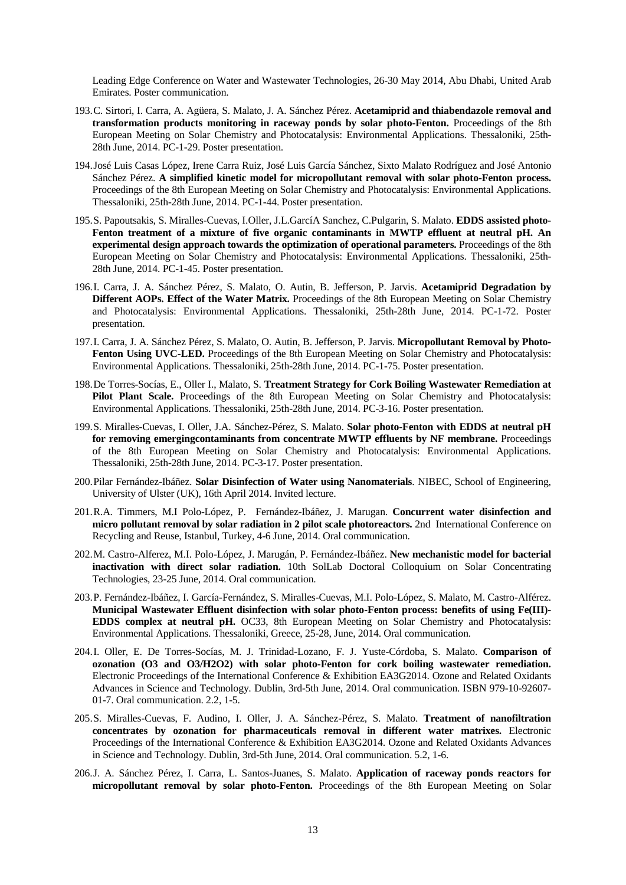Leading Edge Conference on Water and Wastewater Technologies, 26-30 May 2014, Abu Dhabi, United Arab Emirates. Poster communication.

193. C. Sirtori, I. Carra, A. Agüera, S. Malato, J. A. Sánchez Pérez. **Acetamiprid and thiabendazole removal and transformation products monitoring in raceway ponds by solar photo-Fenton.** Proceedings of the 8th European Meeting on Solar Chemistry and Photocatalysis: Environmental Applications. Thessaloniki, 25th-28th June, 2014. PC-1-29. Poster presentation.

194. José Luis Casas López, Irene Carra Ruiz, José Luis García Sánchez, Sixto Malato Rodríguez and José Antonio Sánchez Pérez. **A simplified kinetic model for micropollutant removal with solar photo-Fenton process.** Proceedings of the 8th European Meeting on Solar Chemistry and Photocatalysis: Environmental Applications. Thessaloniki, 25th-28th June, 2014. PC-1-44. Poster presentation.

195. S. Papoutsakis, S. Miralles-Cuevas, I.Oller, J.L.GarcíA Sanchez, C.Pulgarin, S. Malato. **EDDS assisted photo-Fenton treatment of a mixture of five organic contaminants in MWTP effluent at neutral pH. An experimental design approach towards the optimization of operational parameters.** Proceedings of the 8th European Meeting on Solar Chemistry and Photocatalysis: Environmental Applications. Thessaloniki, 25th-28th June, 2014. PC-1-45. Poster presentation.

196. I. Carra, J. A. Sánchez Pérez, S. Malato, O. Autin, B. Jefferson, P. Jarvis. **Acetamiprid Degradation by Different AOPs. Effect of the Water Matrix.** Proceedings of the 8th European Meeting on Solar Chemistry and Photocatalysis: Environmental Applications. Thessaloniki, 25th-28th June, 2014. PC-1-72. Poster presentation.

197. I. Carra, J. A. Sánchez Pérez, S. Malato, O. Autin, B. Jefferson, P. Jarvis. **Micropollutant Removal by Photo-Fenton Using UVC-LED.** Proceedings of the 8th European Meeting on Solar Chemistry and Photocatalysis: Environmental Applications. Thessaloniki, 25th-28th June, 2014. PC-1-75. Poster presentation.

198. De Torres-Socías, E., Oller I., Malato, S. **Treatment Strategy for Cork Boiling Wastewater Remediation at Pilot Plant Scale.** Proceedings of the 8th European Meeting on Solar Chemistry and Photocatalysis: Environmental Applications. Thessaloniki, 25th-28th June, 2014. PC-3-16. Poster presentation.

199. S. Miralles-Cuevas, I. Oller, J.A. Sánchez-Pérez, S. Malato. **Solar photo-Fenton with EDDS at neutral pH for removing emergingcontaminants from concentrate MWTP effluents by NF membrane.** Proceedings of the 8th European Meeting on Solar Chemistry and Photocatalysis: Environmental Applications. Thessaloniki, 25th-28th June, 2014. PC-3-17. Poster presentation.

200. Pilar Fernández-Ibáñez. **Solar Disinfection of Water using Nanomaterials**. NIBEC, School of Engineering, University of Ulster (UK), 16th April 2014. Invited lecture.

201. R.A. Timmers, M.I Polo-López, P. Fernández-Ibáñez, J. Marugan. **Concurrent water disinfection and micro pollutant removal by solar radiation in 2 pilot scale photoreactors.** 2nd International Conference on Recycling and Reuse, Istanbul, Turkey, 4-6 June, 2014. Oral communication.

202. M. Castro-Alferez, M.I. Polo-López, J. Marugán, P. Fernández-Ibáñez. **New mechanistic model for bacterial inactivation with direct solar radiation.** 10th SolLab Doctoral Colloquium on Solar Concentrating Technologies, 23-25 June, 2014. Oral communication.

203. P. Fernández-Ibáñez, I. García-Fernández, S. Miralles-Cuevas, M.I. Polo-López, S. Malato, M. Castro-Alférez. **Municipal Wastewater Effluent disinfection with solar photo-Fenton process: benefits of using Fe(III)-EDDS complex at neutral pH.** OC33, 8th European Meeting on Solar Chemistry and Photocatalysis: Environmental Applications. Thessaloniki, Greece, 25-28, June, 2014. Oral communication.

204. I. Oller, E. De Torres-Socías, M. J. Trinidad-Lozano, F. J. Yuste-Córdoba, S. Malato. **Comparison of ozonation ($O_3$ and $O_3/H_2O_2$) with solar photo-Fenton for cork boiling wastewater remediation.** Electronic Proceedings of the International Conference & Exhibition EA3G2014. Ozone and Related Oxidants Advances in Science and Technology. Dublin, 3rd-5th June, 2014. Oral communication. ISBN 979-10-92607-01-7. Oral communication. 2.2, 1-5.

205. S. Miralles-Cuevas, F. Audino, I. Oller, J. A. Sánchez-Pérez, S. Malato. **Treatment of nanofiltration concentrates by ozonation for pharmaceuticals removal in different water matrixes.** Electronic Proceedings of the International Conference & Exhibition EA3G2014. Ozone and Related Oxidants Advances in Science and Technology. Dublin, 3rd-5th June, 2014. Oral communication. 5.2, 1-6.

206. J. A. Sánchez Pérez, I. Carra, L. Santos-Juanes, S. Malato. **Application of raceway ponds reactors for micropollutant removal by solar photo-Fenton.** Proceedings of the 8th European Meeting on Solar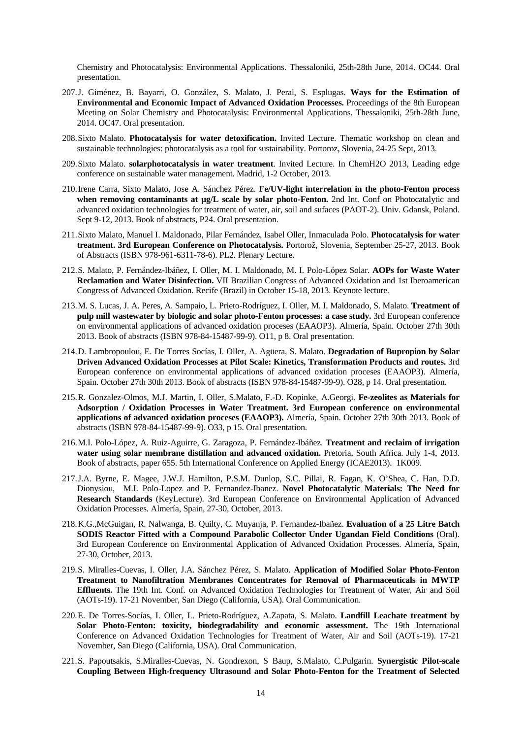Chemistry and Photocatalysis: Environmental Applications. Thessaloniki, 25th-28th June, 2014. OC44. Oral presentation.

207. J. Giménez, B. Bayarri, O. González, S. Malato, J. Peral, S. Esplugas. **Ways for the Estimation of Environmental and Economic Impact of Advanced Oxidation Processes.** Proceedings of the 8th European Meeting on Solar Chemistry and Photocatalysis: Environmental Applications. Thessaloniki, 25th-28th June, 2014. OC47. Oral presentation.

208. Sixto Malato. **Photocatalysis for water detoxification.** Invited Lecture. Thematic workshop on clean and sustainable technologies: photocatalysis as a tool for sustainability. Portoroz, Slovenia, 24-25 Sept, 2013.

209. Sixto Malato. **solarphotocatalysis in water treatment**. Invited Lecture. In ChemH2O 2013, Leading edge conference on sustainable water management. Madrid, 1-2 October, 2013.

210. Irene Carra, Sixto Malato, Jose A. Sánchez Pérez. **Fe/UV-light interrelation in the photo-Fenton process when removing contaminants at µg/L scale by solar photo-Fenton.** 2nd Int. Conf on Photocatalytic and advanced oxidation technologies for treatment of water, air, soil and sufaces (PAOT-2). Univ. Gdansk, Poland. Sept 9-12, 2013. Book of abstracts, P24. Oral presentation.

211. Sixto Malato, Manuel I. Maldonado, Pilar Fernández, Isabel Oller, Inmaculada Polo. **Photocatalysis for water treatment. 3rd European Conference on Photocatalysis.** Portorož, Slovenia, September 25-27, 2013. Book of Abstracts (ISBN 978-961-6311-78-6). PL2. Plenary Lecture.

212. S. Malato, P. Fernández-Ibáñez, I. Oller, M. I. Maldonado, M. I. Polo-López Solar. **AOPs for Waste Water Reclamation and Water Disinfection.** VII Brazilian Congress of Advanced Oxidation and 1st Iberoamerican Congress of Advanced Oxidation. Recife (Brazil) in October 15-18, 2013. Keynote lecture.

213. M. S. Lucas, J. A. Peres, A. Sampaio, L. Prieto-Rodríguez, I. Oller, M. I. Maldonado, S. Malato. **Treatment of pulp mill wastewater by biologic and solar photo-Fenton processes: a case study.** 3rd European conference on environmental applications of advanced oxidation proceses (EAAOP3). Almería, Spain. October 27th 30th 2013. Book of abstracts (ISBN 978-84-15487-99-9). O11, p 8. Oral presentation.

214. D. Lambropoulou, E. De Torres Socías, I. Oller, A. Agüera, S. Malato. **Degradation of Bupropion by Solar Driven Advanced Oxidation Processes at Pilot Scale: Kinetics, Transformation Products and routes.** 3rd European conference on environmental applications of advanced oxidation proceses (EAAOP3). Almería, Spain. October 27th 30th 2013. Book of abstracts (ISBN 978-84-15487-99-9). O28, p 14. Oral presentation.

215. R. Gonzalez-Olmos, M.J. Martin, I. Oller, S.Malato, F.-D. Kopinke, A.Georgi. **Fe-zeolites as Materials for Adsorption / Oxidation Processes in Water Treatment. 3rd European conference on environmental applications of advanced oxidation proceses (EAAOP3).** Almería, Spain. October 27th 30th 2013. Book of abstracts (ISBN 978-84-15487-99-9). O33, p 15. Oral presentation.

216. M.I. Polo-López, A. Ruiz-Aguirre, G. Zaragoza, P. Fernández-Ibáñez. **Treatment and reclaim of irrigation water using solar membrane distillation and advanced oxidation.** Pretoria, South Africa. July 1-4, 2013. Book of abstracts, paper 655. 5th International Conference on Applied Energy (ICAE2013). 1K009.

217. J.A. Byrne, E. Magee, J.W.J. Hamilton, P.S.M. Dunlop, S.C. Pillai, R. Fagan, K. O'Shea, C. Han, D.D. Dionysiou, M.I. Polo-Lopez and P. Fernandez-Ibanez. **Novel Photocatalytic Materials: The Need for Research Standards** (KeyLecture). 3rd European Conference on Environmental Application of Advanced Oxidation Processes. Almería, Spain, 27-30, October, 2013.

218. K.G.,McGuigan, R. Nalwanga, B. Quilty, C. Muyanja, P. Fernandez-Ibañez. **Evaluation of a 25 Litre Batch SODIS Reactor Fitted with a Compound Parabolic Collector Under Ugandan Field Conditions** (Oral). 3rd European Conference on Environmental Application of Advanced Oxidation Processes. Almería, Spain, 27-30, October, 2013.

219. S. Miralles-Cuevas, I. Oller, J.A. Sánchez Pérez, S. Malato. **Application of Modified Solar Photo-Fenton Treatment to Nanofiltration Membranes Concentrates for Removal of Pharmaceuticals in MWTP Effluents.** The 19th Int. Conf. on Advanced Oxidation Technologies for Treatment of Water, Air and Soil (AOTs-19). 17-21 November, San Diego (California, USA). Oral Communication.

220. E. De Torres-Socías, I. Oller, L. Prieto-Rodríguez, A.Zapata, S. Malato. **Landfill Leachate treatment by Solar Photo-Fenton: toxicity, biodegradability and economic assessment.** The 19th International Conference on Advanced Oxidation Technologies for Treatment of Water, Air and Soil (AOTs-19). 17-21 November, San Diego (California, USA). Oral Communication.

221. S. Papoutsakis, S.Miralles-Cuevas, N. Gondrexon, S Baup, S.Malato, C.Pulgarin. **Synergistic Pilot-scale Coupling Between High-frequency Ultrasound and Solar Photo-Fenton for the Treatment of Selected**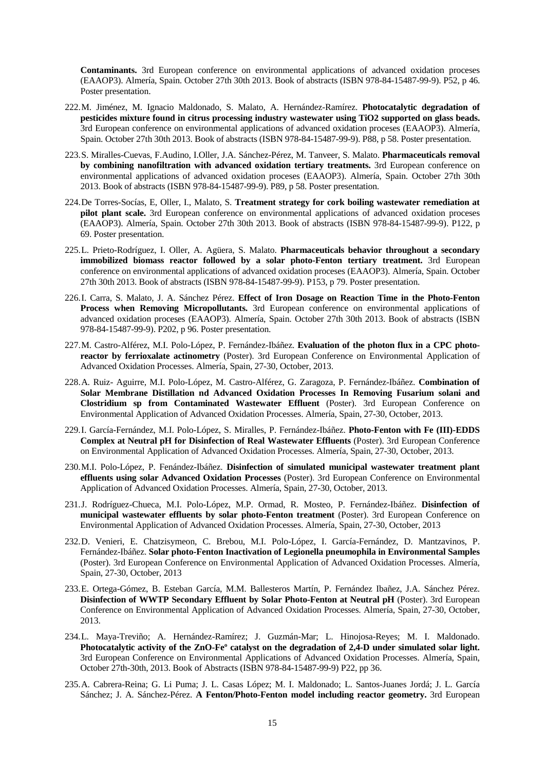**Contaminants.** 3rd European conference on environmental applications of advanced oxidation proceses (EAAOP3). Almería, Spain. October 27th 30th 2013. Book of abstracts (ISBN 978-84-15487-99-9). P52, p 46. Poster presentation.

222. M. Jiménez, M. Ignacio Maldonado, S. Malato, A. Hernández-Ramírez. **Photocatalytic degradation of pesticides mixture found in citrus processing industry wastewater using TiO2 supported on glass beads.** 3rd European conference on environmental applications of advanced oxidation proceses (EAAOP3). Almería, Spain. October 27th 30th 2013. Book of abstracts (ISBN 978-84-15487-99-9). P88, p 58. Poster presentation.

223. S. Miralles-Cuevas, F.Audino, I.Oller, J.A. Sánchez-Pérez, M. Tanveer, S. Malato. **Pharmaceuticals removal by combining nanofiltration with advanced oxidation tertiary treatments.** 3rd European conference on environmental applications of advanced oxidation proceses (EAAOP3). Almería, Spain. October 27th 30th 2013. Book of abstracts (ISBN 978-84-15487-99-9). P89, p 58. Poster presentation.

224. De Torres-Socías, E, Oller, I., Malato, S. **Treatment strategy for cork boiling wastewater remediation at pilot plant scale.** 3rd European conference on environmental applications of advanced oxidation proceses (EAAOP3). Almería, Spain. October 27th 30th 2013. Book of abstracts (ISBN 978-84-15487-99-9). P122, p 69. Poster presentation.

225. L. Prieto-Rodríguez, I. Oller, A. Agüera, S. Malato. **Pharmaceuticals behavior throughout a secondary immobilized biomass reactor followed by a solar photo-Fenton tertiary treatment.** 3rd European conference on environmental applications of advanced oxidation proceses (EAAOP3). Almería, Spain. October 27th 30th 2013. Book of abstracts (ISBN 978-84-15487-99-9). P153, p 79. Poster presentation.

226. I. Carra, S. Malato, J. A. Sánchez Pérez. **Effect of Iron Dosage on Reaction Time in the Photo-Fenton Process when Removing Micropollutants.** 3rd European conference on environmental applications of advanced oxidation proceses (EAAOP3). Almería, Spain. October 27th 30th 2013. Book of abstracts (ISBN 978-84-15487-99-9). P202, p 96. Poster presentation.

227. M. Castro-Alférez, M.I. Polo-López, P. Fernández-Ibáñez. **Evaluation of the photon flux in a CPC photo-reactor by ferrioxalate actinometry** (Poster). 3rd European Conference on Environmental Application of Advanced Oxidation Processes. Almería, Spain, 27-30, October, 2013.

228. A. Ruiz- Aguirre, M.I. Polo-López, M. Castro-Alférez, G. Zaragoza, P. Fernández-Ibáñez. **Combination of Solar Membrane Distillation nd Advanced Oxidation Processes In Removing Fusarium solani and Clostridium sp from Contaminated Wastewater Effluent** (Poster). 3rd European Conference on Environmental Application of Advanced Oxidation Processes. Almería, Spain, 27-30, October, 2013.

229. I. García-Fernández, M.I. Polo-López, S. Miralles, P. Fernández-Ibáñez. **Photo-Fenton with Fe (III)-EDDS Complex at Neutral pH for Disinfection of Real Wastewater Effluents** (Poster). 3rd European Conference on Environmental Application of Advanced Oxidation Processes. Almería, Spain, 27-30, October, 2013.

230. M.I. Polo-López, P. Fenández-Ibáñez. **Disinfection of simulated municipal wastewater treatment plant effluents using solar Advanced Oxidation Processes** (Poster). 3rd European Conference on Environmental Application of Advanced Oxidation Processes. Almería, Spain, 27-30, October, 2013.

231. J. Rodríguez-Chueca, M.I. Polo-López, M.P. Ormad, R. Mosteo, P. Fernández-Ibáñez. **Disinfection of municipal wastewater effluents by solar photo-Fenton treatment** (Poster). 3rd European Conference on Environmental Application of Advanced Oxidation Processes. Almería, Spain, 27-30, October, 2013

232. D. Venieri, E. Chatzisymeon, C. Brebou, M.I. Polo-López, I. García-Fernández, D. Mantzavinos, P. Fernández-Ibáñez. **Solar photo-Fenton Inactivation of Legionella pneumophila in Environmental Samples** (Poster). 3rd European Conference on Environmental Application of Advanced Oxidation Processes. Almería, Spain, 27-30, October, 2013

233. E. Ortega-Gómez, B. Esteban García, M.M. Ballesteros Martín, P. Fernández Ibañez, J.A. Sánchez Pérez. **Disinfection of WWTP Secondary Effluent by Solar Photo-Fenton at Neutral pH** (Poster). 3rd European Conference on Environmental Application of Advanced Oxidation Processes. Almería, Spain, 27-30, October, 2013.

234. L. Maya-Treviño; A. Hernández-Ramírez; J. Guzmán-Mar; L. Hinojosa-Reyes; M. I. Maldonado. **Photocatalytic activity of the ZnO-Feº catalyst on the degradation of 2,4-D under simulated solar light.** 3rd European Conference on Environmental Applications of Advanced Oxidation Processes. Almería, Spain, October 27th-30th, 2013. Book of Abstracts (ISBN 978-84-15487-99-9) P22, pp 36.

235. A. Cabrera-Reina; G. Li Puma; J. L. Casas López; M. I. Maldonado; L. Santos-Juanes Jordá; J. L. García Sánchez; J. A. Sánchez-Pérez. **A Fenton/Photo-Fenton model including reactor geometry.** 3rd European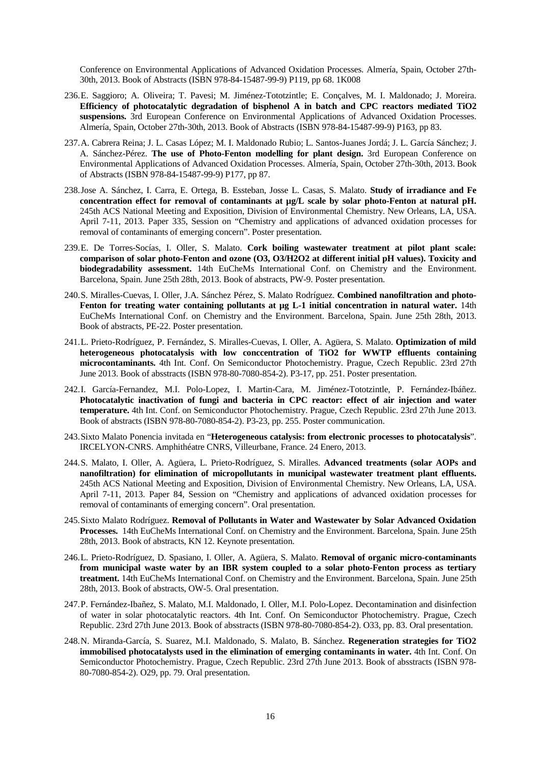Conference on Environmental Applications of Advanced Oxidation Processes. Almería, Spain, October 27th-30th, 2013. Book of Abstracts (ISBN 978-84-15487-99-9) P119, pp 68. 1K008

236. E. Saggioro; A. Oliveira; T. Pavesi; M. Jiménez-Tototzintle; E. Conçalves, M. I. Maldonado; J. Moreira. **Efficiency of photocatalytic degradation of bisphenol A in batch and CPC reactors mediated TiO2 suspensions.** 3rd European Conference on Environmental Applications of Advanced Oxidation Processes. Almería, Spain, October 27th-30th, 2013. Book of Abstracts (ISBN 978-84-15487-99-9) P163, pp 83.

237. A. Cabrera Reina; J. L. Casas López; M. I. Maldonado Rubio; L. Santos-Juanes Jordá; J. L. García Sánchez; J. A. Sánchez-Pérez. **The use of Photo-Fenton modelling for plant design.** 3rd European Conference on Environmental Applications of Advanced Oxidation Processes. Almería, Spain, October 27th-30th, 2013. Book of Abstracts (ISBN 978-84-15487-99-9) P177, pp 87.

238. Jose A. Sánchez, I. Carra, E. Ortega, B. Essteban, Josse L. Casas, S. Malato. **Study of irradiance and Fe concentration effect for removal of contaminants at µg/L scale by solar photo-Fenton at natural pH.** 245th ACS National Meeting and Exposition, Division of Environmental Chemistry. New Orleans, LA, USA. April 7-11, 2013. Paper 335, Session on "Chemistry and applications of advanced oxidation processes for removal of contaminants of emerging concern". Poster presentation.

239. E. De Torres-Socías, I. Oller, S. Malato. **Cork boiling wastewater treatment at pilot plant scale: comparison of solar photo-Fenton and ozone (O3, O3/H2O2 at different initial pH values). Toxicity and biodegradability assessment.** 14th EuCheMs International Conf. on Chemistry and the Environment. Barcelona, Spain. June 25th 28th, 2013. Book of abstracts, PW-9. Poster presentation.

240. S. Miralles-Cuevas, I. Oller, J.A. Sánchez Pérez, S. Malato Rodríguez. **Combined nanofiltration and photo-Fenton for treating water containing pollutants at µg L-1 initial concentration in natural water.** 14th EuCheMs International Conf. on Chemistry and the Environment. Barcelona, Spain. June 25th 28th, 2013. Book of abstracts, PE-22. Poster presentation.

241. L. Prieto-Rodríguez, P. Fernández, S. Miralles-Cuevas, I. Oller, A. Agüera, S. Malato. **Optimization of mild heterogeneous photocatalysis with low conccentration of TiO2 for WWTP effluents containing microcontaminants.** 4th Int. Conf. On Semiconductor Photochemistry. Prague, Czech Republic. 23rd 27th June 2013. Book of absstracts (ISBN 978-80-7080-854-2). P3-17, pp. 251. Poster presentation.

242. I. García-Fernandez, M.I. Polo-Lopez, I. Martin-Cara, M. Jiménez-Tototzintle, P. Fernández-Ibáñez. **Photocatalytic inactivation of fungi and bacteria in CPC reactor: effect of air injection and water temperature.** 4th Int. Conf. on Semiconductor Photochemistry. Prague, Czech Republic. 23rd 27th June 2013. Book of abstracts (ISBN 978-80-7080-854-2). P3-23, pp. 255. Poster communication.

243. Sixto Malato Ponencia invitada en "**Heterogeneous catalysis: from electronic processes to photocatalysis**". IRCELYON-CNRS. Amphithéatre CNRS, Villeurbane, France. 24 Enero, 2013.

244. S. Malato, I. Oller, A. Agüera, L. Prieto-Rodríguez, S. Miralles. **Advanced treatments (solar AOPs and nanofiltration) for elimination of micropollutants in municipal wastewater treatment plant effluents.** 245th ACS National Meeting and Exposition, Division of Environmental Chemistry. New Orleans, LA, USA. April 7-11, 2013. Paper 84, Session on "Chemistry and applications of advanced oxidation processes for removal of contaminants of emerging concern". Oral presentation.

245. Sixto Malato Rodríguez. **Removal of Pollutants in Water and Wastewater by Solar Advanced Oxidation Processes.** 14th EuCheMs International Conf. on Chemistry and the Environment. Barcelona, Spain. June 25th 28th, 2013. Book of abstracts, KN 12. Keynote presentation.

246. L. Prieto-Rodríguez, D. Spasiano, I. Oller, A. Agüera, S. Malato. **Removal of organic micro-contaminants from municipal waste water by an IBR system coupled to a solar photo-Fenton process as tertiary treatment.** 14th EuCheMs International Conf. on Chemistry and the Environment. Barcelona, Spain. June 25th 28th, 2013. Book of abstracts, OW-5. Oral presentation.

247. P. Fernández-Ibañez, S. Malato, M.I. Maldonado, I. Oller, M.I. Polo-Lopez. Decontamination and disinfection of water in solar photocatalytic reactors. 4th Int. Conf. On Semiconductor Photochemistry. Prague, Czech Republic. 23rd 27th June 2013. Book of absstracts (ISBN 978-80-7080-854-2). O33, pp. 83. Oral presentation.

248. N. Miranda-García, S. Suarez, M.I. Maldonado, S. Malato, B. Sánchez. **Regeneration strategies for TiO2 immobilised photocatalysts used in the elimination of emerging contaminants in water.** 4th Int. Conf. On Semiconductor Photochemistry. Prague, Czech Republic. 23rd 27th June 2013. Book of absstracts (ISBN 978-80-7080-854-2). O29, pp. 79. Oral presentation.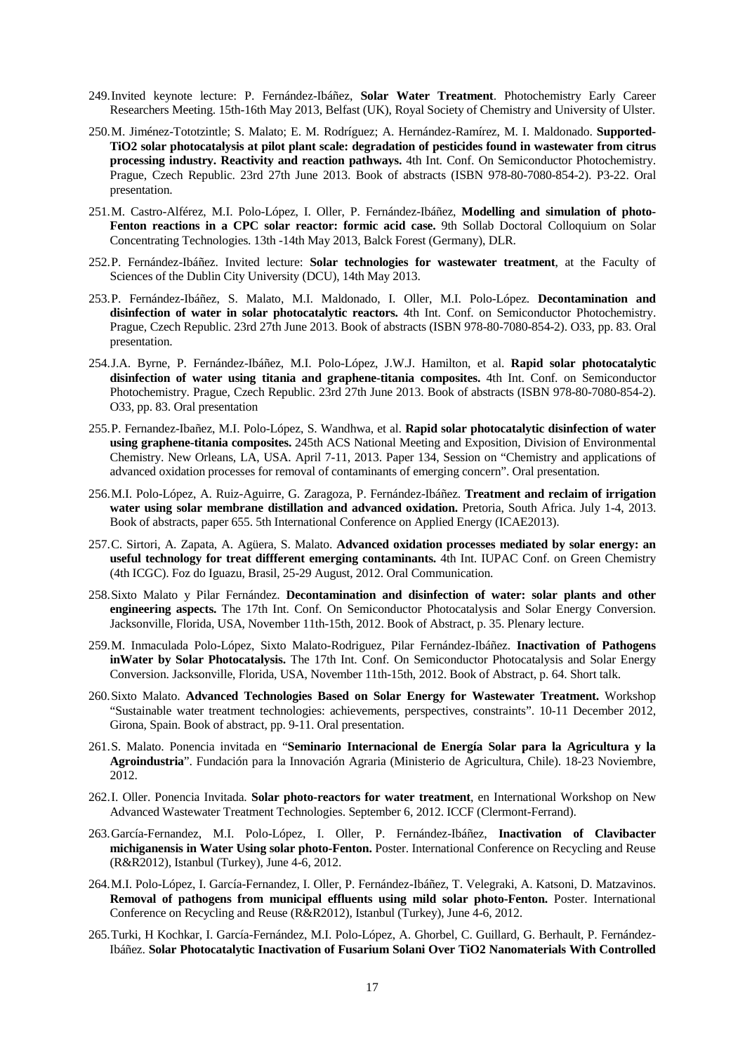249. Invited keynote lecture: P. Fernández-Ibáñez, **Solar Water Treatment**. Photochemistry Early Career Researchers Meeting. 15th-16th May 2013, Belfast (UK), Royal Society of Chemistry and University of Ulster.

250. M. Jiménez-Tototzintle; S. Malato; E. M. Rodríguez; A. Hernández-Ramírez, M. I. Maldonado. **Supported-TiO2 solar photocatalysis at pilot plant scale: degradation of pesticides found in wastewater from citrus processing industry. Reactivity and reaction pathways.** 4th Int. Conf. On Semiconductor Photochemistry. Prague, Czech Republic. 23rd 27th June 2013. Book of abstracts (ISBN 978-80-7080-854-2). P3-22. Oral presentation.

251. M. Castro-Alférez, M.I. Polo-López, I. Oller, P. Fernández-Ibáñez, **Modelling and simulation of photo-Fenton reactions in a CPC solar reactor: formic acid case.** 9th Sollab Doctoral Colloquium on Solar Concentrating Technologies. 13th -14th May 2013, Balck Forest (Germany), DLR.

252. P. Fernández-Ibáñez. Invited lecture: **Solar technologies for wastewater treatment**, at the Faculty of Sciences of the Dublin City University (DCU), 14th May 2013.

253. P. Fernández-Ibáñez, S. Malato, M.I. Maldonado, I. Oller, M.I. Polo-López. **Decontamination and disinfection of water in solar photocatalytic reactors.** 4th Int. Conf. on Semiconductor Photochemistry. Prague, Czech Republic. 23rd 27th June 2013. Book of abstracts (ISBN 978-80-7080-854-2). O33, pp. 83. Oral presentation.

254. J.A. Byrne, P. Fernández-Ibáñez, M.I. Polo-López, J.W.J. Hamilton, et al. **Rapid solar photocatalytic disinfection of water using titania and graphene-titania composites.** 4th Int. Conf. on Semiconductor Photochemistry. Prague, Czech Republic. 23rd 27th June 2013. Book of abstracts (ISBN 978-80-7080-854-2). O33, pp. 83. Oral presentation

255. P. Fernandez-Ibañez, M.I. Polo-López, S. Wandhwa, et al. **Rapid solar photocatalytic disinfection of water using graphene-titania composites.** 245th ACS National Meeting and Exposition, Division of Environmental Chemistry. New Orleans, LA, USA. April 7-11, 2013. Paper 134, Session on "Chemistry and applications of advanced oxidation processes for removal of contaminants of emerging concern". Oral presentation.

256. M.I. Polo-López, A. Ruiz-Aguirre, G. Zaragoza, P. Fernández-Ibáñez. **Treatment and reclaim of irrigation water using solar membrane distillation and advanced oxidation.** Pretoria, South Africa. July 1-4, 2013. Book of abstracts, paper 655. 5th International Conference on Applied Energy (ICAE2013).

257. C. Sirtori, A. Zapata, A. Agüera, S. Malato. **Advanced oxidation processes mediated by solar energy: an useful technology for treat diffferent emerging contaminants.** 4th Int. IUPAC Conf. on Green Chemistry (4th ICGC). Foz do Iguazu, Brasil, 25-29 August, 2012. Oral Communication.

258. Sixto Malato y Pilar Fernández. **Decontamination and disinfection of water: solar plants and other engineering aspects.** The 17th Int. Conf. On Semiconductor Photocatalysis and Solar Energy Conversion. Jacksonville, Florida, USA, November 11th-15th, 2012. Book of Abstract, p. 35. Plenary lecture.

259. M. Inmaculada Polo-López, Sixto Malato-Rodriguez, Pilar Fernández-Ibáñez. **Inactivation of Pathogens inWater by Solar Photocatalysis.** The 17th Int. Conf. On Semiconductor Photocatalysis and Solar Energy Conversion. Jacksonville, Florida, USA, November 11th-15th, 2012. Book of Abstract, p. 64. Short talk.

260. Sixto Malato. **Advanced Technologies Based on Solar Energy for Wastewater Treatment.** Workshop "Sustainable water treatment technologies: achievements, perspectives, constraints". 10-11 December 2012, Girona, Spain. Book of abstract, pp. 9-11. Oral presentation.

261. S. Malato. Ponencia invitada en "**Seminario Internacional de Energía Solar para la Agricultura y la Agroindustria**". Fundación para la Innovación Agraria (Ministerio de Agricultura, Chile). 18-23 Noviembre, 2012.

262. I. Oller. Ponencia Invitada. **Solar photo-reactors for water treatment**, en International Workshop on New Advanced Wastewater Treatment Technologies. September 6, 2012. ICCF (Clermont-Ferrand).

263. García-Fernandez, M.I. Polo-López, I. Oller, P. Fernández-Ibáñez, **Inactivation of Clavibacter michiganensis in Water Using solar photo-Fenton.** Poster. International Conference on Recycling and Reuse (R&R2012), Istanbul (Turkey), June 4-6, 2012.

264. M.I. Polo-López, I. García-Fernandez, I. Oller, P. Fernández-Ibáñez, T. Velegraki, A. Katsoni, D. Matzavinos. **Removal of pathogens from municipal effluents using mild solar photo-Fenton.** Poster. International Conference on Recycling and Reuse (R&R2012), Istanbul (Turkey), June 4-6, 2012.

265. Turki, H Kochkar, I. García-Fernández, M.I. Polo-López, A. Ghorbel, C. Guillard, G. Berhault, P. Fernández-Ibáñez. **Solar Photocatalytic Inactivation of Fusarium Solani Over TiO2 Nanomaterials With Controlled**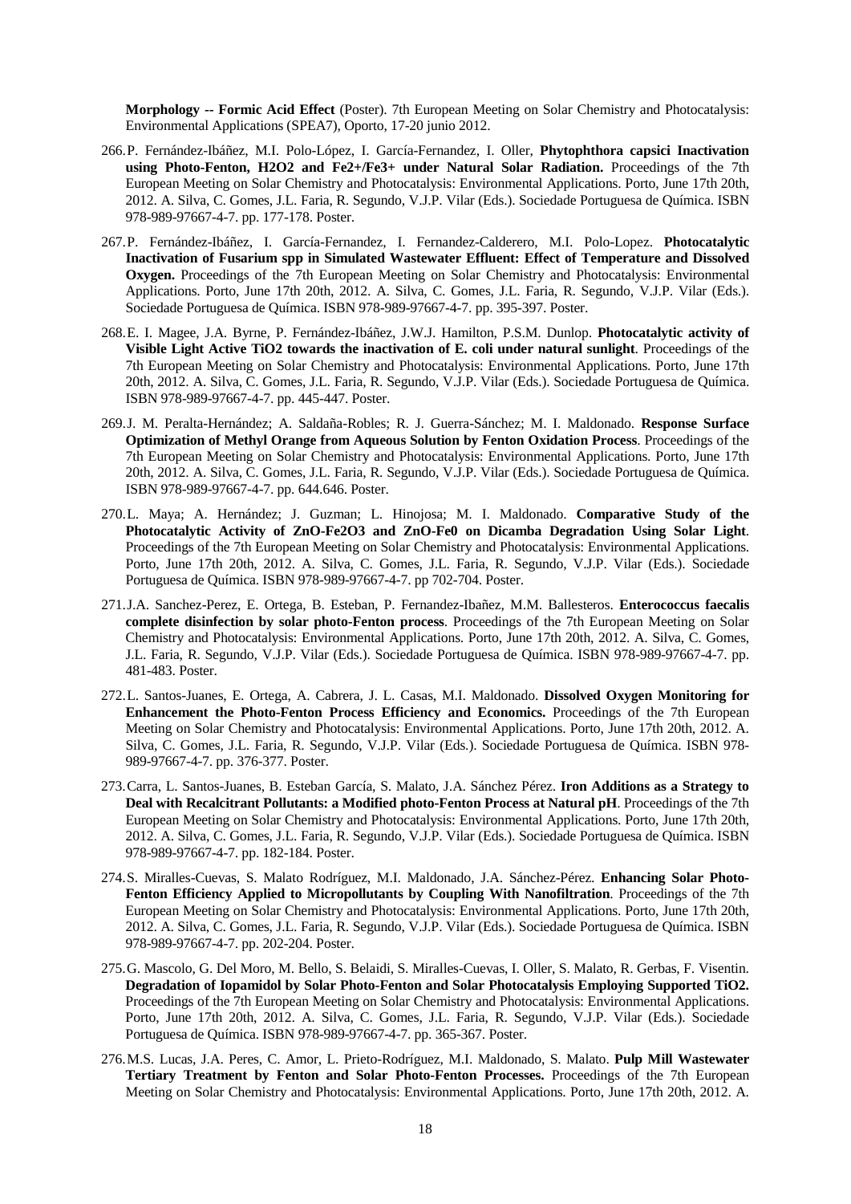**Morphology -- Formic Acid Effect** (Poster). 7th European Meeting on Solar Chemistry and Photocatalysis: Environmental Applications (SPEA7), Oporto, 17-20 junio 2012.

266. P. Fernández-Ibáñez, M.I. Polo-López, I. García-Fernandez, I. Oller, **Phytophthora capsici Inactivation using Photo-Fenton, H2O2 and Fe2+/Fe3+ under Natural Solar Radiation.** Proceedings of the 7th European Meeting on Solar Chemistry and Photocatalysis: Environmental Applications. Porto, June 17th 20th, 2012. A. Silva, C. Gomes, J.L. Faria, R. Segundo, V.J.P. Vilar (Eds.). Sociedade Portuguesa de Química. ISBN 978-989-97667-4-7. pp. 177-178. Poster.

267. P. Fernández-Ibáñez, I. García-Fernandez, I. Fernandez-Calderero, M.I. Polo-Lopez. **Photocatalytic Inactivation of Fusarium spp in Simulated Wastewater Effluent: Effect of Temperature and Dissolved Oxygen.** Proceedings of the 7th European Meeting on Solar Chemistry and Photocatalysis: Environmental Applications. Porto, June 17th 20th, 2012. A. Silva, C. Gomes, J.L. Faria, R. Segundo, V.J.P. Vilar (Eds.). Sociedade Portuguesa de Química. ISBN 978-989-97667-4-7. pp. 395-397. Poster.

268. E. I. Magee, J.A. Byrne, P. Fernández-Ibáñez, J.W.J. Hamilton, P.S.M. Dunlop. **Photocatalytic activity of Visible Light Active TiO2 towards the inactivation of E. coli under natural sunlight**. Proceedings of the 7th European Meeting on Solar Chemistry and Photocatalysis: Environmental Applications. Porto, June 17th 20th, 2012. A. Silva, C. Gomes, J.L. Faria, R. Segundo, V.J.P. Vilar (Eds.). Sociedade Portuguesa de Química. ISBN 978-989-97667-4-7. pp. 445-447. Poster.

269. J. M. Peralta-Hernández; A. Saldaña-Robles; R. J. Guerra-Sánchez; M. I. Maldonado. **Response Surface Optimization of Methyl Orange from Aqueous Solution by Fenton Oxidation Process**. Proceedings of the 7th European Meeting on Solar Chemistry and Photocatalysis: Environmental Applications. Porto, June 17th 20th, 2012. A. Silva, C. Gomes, J.L. Faria, R. Segundo, V.J.P. Vilar (Eds.). Sociedade Portuguesa de Química. ISBN 978-989-97667-4-7. pp. 644.646. Poster.

270. L. Maya; A. Hernández; J. Guzman; L. Hinojosa; M. I. Maldonado. **Comparative Study of the Photocatalytic Activity of ZnO-Fe2O3 and ZnO-Fe0 on Dicamba Degradation Using Solar Light**. Proceedings of the 7th European Meeting on Solar Chemistry and Photocatalysis: Environmental Applications. Porto, June 17th 20th, 2012. A. Silva, C. Gomes, J.L. Faria, R. Segundo, V.J.P. Vilar (Eds.). Sociedade Portuguesa de Química. ISBN 978-989-97667-4-7. pp 702-704. Poster.

271. J.A. Sanchez-Perez, E. Ortega, B. Esteban, P. Fernandez-Ibañez, M.M. Ballesteros. **Enterococcus faecalis complete disinfection by solar photo-Fenton process**. Proceedings of the 7th European Meeting on Solar Chemistry and Photocatalysis: Environmental Applications. Porto, June 17th 20th, 2012. A. Silva, C. Gomes, J.L. Faria, R. Segundo, V.J.P. Vilar (Eds.). Sociedade Portuguesa de Química. ISBN 978-989-97667-4-7. pp. 481-483. Poster.

272. L. Santos-Juanes, E. Ortega, A. Cabrera, J. L. Casas, M.I. Maldonado. **Dissolved Oxygen Monitoring for Enhancement the Photo-Fenton Process Efficiency and Economics.** Proceedings of the 7th European Meeting on Solar Chemistry and Photocatalysis: Environmental Applications. Porto, June 17th 20th, 2012. A. Silva, C. Gomes, J.L. Faria, R. Segundo, V.J.P. Vilar (Eds.). Sociedade Portuguesa de Química. ISBN 978-989-97667-4-7. pp. 376-377. Poster.

273. Carra, L. Santos-Juanes, B. Esteban García, S. Malato, J.A. Sánchez Pérez. **Iron Additions as a Strategy to Deal with Recalcitrant Pollutants: a Modified photo-Fenton Process at Natural pH**. Proceedings of the 7th European Meeting on Solar Chemistry and Photocatalysis: Environmental Applications. Porto, June 17th 20th, 2012. A. Silva, C. Gomes, J.L. Faria, R. Segundo, V.J.P. Vilar (Eds.). Sociedade Portuguesa de Química. ISBN 978-989-97667-4-7. pp. 182-184. Poster.

274. S. Miralles-Cuevas, S. Malato Rodríguez, M.I. Maldonado, J.A. Sánchez-Pérez. **Enhancing Solar Photo-Fenton Efficiency Applied to Micropollutants by Coupling With Nanofiltration**. Proceedings of the 7th European Meeting on Solar Chemistry and Photocatalysis: Environmental Applications. Porto, June 17th 20th, 2012. A. Silva, C. Gomes, J.L. Faria, R. Segundo, V.J.P. Vilar (Eds.). Sociedade Portuguesa de Química. ISBN 978-989-97667-4-7. pp. 202-204. Poster.

275. G. Mascolo, G. Del Moro, M. Bello, S. Belaidi, S. Miralles-Cuevas, I. Oller, S. Malato, R. Gerbas, F. Visentin. **Degradation of Iopamidol by Solar Photo-Fenton and Solar Photocatalysis Employing Supported TiO2.** Proceedings of the 7th European Meeting on Solar Chemistry and Photocatalysis: Environmental Applications. Porto, June 17th 20th, 2012. A. Silva, C. Gomes, J.L. Faria, R. Segundo, V.J.P. Vilar (Eds.). Sociedade Portuguesa de Química. ISBN 978-989-97667-4-7. pp. 365-367. Poster.

276. M.S. Lucas, J.A. Peres, C. Amor, L. Prieto-Rodríguez, M.I. Maldonado, S. Malato. **Pulp Mill Wastewater Tertiary Treatment by Fenton and Solar Photo-Fenton Processes.** Proceedings of the 7th European Meeting on Solar Chemistry and Photocatalysis: Environmental Applications. Porto, June 17th 20th, 2012. A.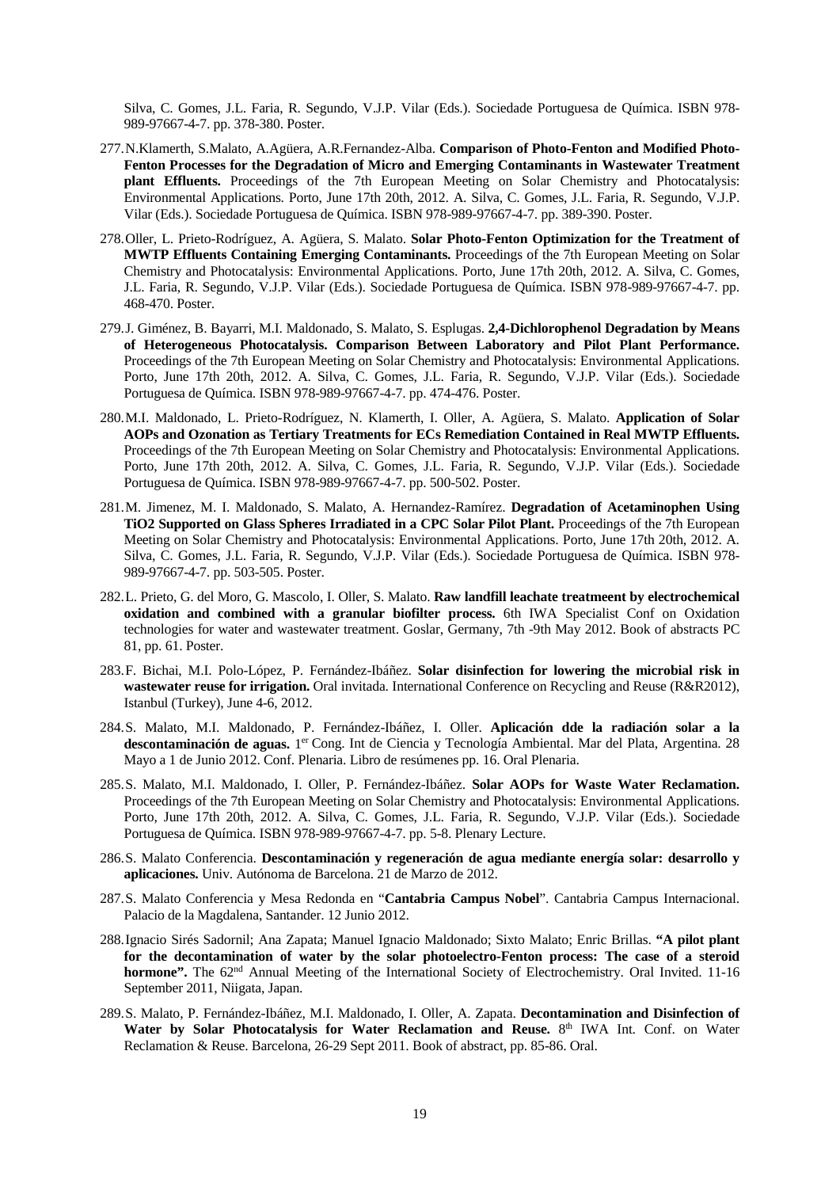Silva, C. Gomes, J.L. Faria, R. Segundo, V.J.P. Vilar (Eds.). Sociedade Portuguesa de Química. ISBN 978-989-97667-4-7. pp. 378-380. Poster.

277. N.Klamerth, S.Malato, A.Agüera, A.R.Fernandez-Alba. **Comparison of Photo-Fenton and Modified Photo-Fenton Processes for the Degradation of Micro and Emerging Contaminants in Wastewater Treatment plant Effluents.** Proceedings of the 7th European Meeting on Solar Chemistry and Photocatalysis: Environmental Applications. Porto, June 17th 20th, 2012. A. Silva, C. Gomes, J.L. Faria, R. Segundo, V.J.P. Vilar (Eds.). Sociedade Portuguesa de Química. ISBN 978-989-97667-4-7. pp. 389-390. Poster.

278. Oller, L. Prieto-Rodríguez, A. Agüera, S. Malato. **Solar Photo-Fenton Optimization for the Treatment of MWTP Effluents Containing Emerging Contaminants.** Proceedings of the 7th European Meeting on Solar Chemistry and Photocatalysis: Environmental Applications. Porto, June 17th 20th, 2012. A. Silva, C. Gomes, J.L. Faria, R. Segundo, V.J.P. Vilar (Eds.). Sociedade Portuguesa de Química. ISBN 978-989-97667-4-7. pp. 468-470. Poster.

279. J. Giménez, B. Bayarri, M.I. Maldonado, S. Malato, S. Esplugas. **2,4-Dichlorophenol Degradation by Means of Heterogeneous Photocatalysis. Comparison Between Laboratory and Pilot Plant Performance.** Proceedings of the 7th European Meeting on Solar Chemistry and Photocatalysis: Environmental Applications. Porto, June 17th 20th, 2012. A. Silva, C. Gomes, J.L. Faria, R. Segundo, V.J.P. Vilar (Eds.). Sociedade Portuguesa de Química. ISBN 978-989-97667-4-7. pp. 474-476. Poster.

280. M.I. Maldonado, L. Prieto-Rodríguez, N. Klamerth, I. Oller, A. Agüera, S. Malato. **Application of Solar AOPs and Ozonation as Tertiary Treatments for ECs Remediation Contained in Real MWTP Effluents.** Proceedings of the 7th European Meeting on Solar Chemistry and Photocatalysis: Environmental Applications. Porto, June 17th 20th, 2012. A. Silva, C. Gomes, J.L. Faria, R. Segundo, V.J.P. Vilar (Eds.). Sociedade Portuguesa de Química. ISBN 978-989-97667-4-7. pp. 500-502. Poster.

281. M. Jimenez, M. I. Maldonado, S. Malato, A. Hernandez-Ramírez. **Degradation of Acetaminophen Using TiO2 Supported on Glass Spheres Irradiated in a CPC Solar Pilot Plant.** Proceedings of the 7th European Meeting on Solar Chemistry and Photocatalysis: Environmental Applications. Porto, June 17th 20th, 2012. A. Silva, C. Gomes, J.L. Faria, R. Segundo, V.J.P. Vilar (Eds.). Sociedade Portuguesa de Química. ISBN 978-989-97667-4-7. pp. 503-505. Poster.

282. L. Prieto, G. del Moro, G. Mascolo, I. Oller, S. Malato. **Raw landfill leachate treatmeent by electrochemical oxidation and combined with a granular biofilter process.** 6th IWA Specialist Conf on Oxidation technologies for water and wastewater treatment. Goslar, Germany, 7th -9th May 2012. Book of abstracts PC 81, pp. 61. Poster.

283. F. Bichai, M.I. Polo-López, P. Fernández-Ibáñez. **Solar disinfection for lowering the microbial risk in wastewater reuse for irrigation.** Oral invitada. International Conference on Recycling and Reuse (R&R2012), Istanbul (Turkey), June 4-6, 2012.

284. S. Malato, M.I. Maldonado, P. Fernández-Ibáñez, I. Oller. **Aplicación dde la radiación solar a la descontaminación de aguas.** 1[er] Cong. Int de Ciencia y Tecnología Ambiental. Mar del Plata, Argentina. 28 Mayo a 1 de Junio 2012. Conf. Plenaria. Libro de resúmenes pp. 16. Oral Plenaria.

285. S. Malato, M.I. Maldonado, I. Oller, P. Fernández-Ibáñez. **Solar AOPs for Waste Water Reclamation.** Proceedings of the 7th European Meeting on Solar Chemistry and Photocatalysis: Environmental Applications. Porto, June 17th 20th, 2012. A. Silva, C. Gomes, J.L. Faria, R. Segundo, V.J.P. Vilar (Eds.). Sociedade Portuguesa de Química. ISBN 978-989-97667-4-7. pp. 5-8. Plenary Lecture.

286. S. Malato Conferencia. **Descontaminación y regeneración de agua mediante energía solar: desarrollo y aplicaciones.** Univ. Autónoma de Barcelona. 21 de Marzo de 2012.

287. S. Malato Conferencia y Mesa Redonda en "**Cantabria Campus Nobel**". Cantabria Campus Internacional. Palacio de la Magdalena, Santander. 12 Junio 2012.

288. Ignacio Sirés Sadornil; Ana Zapata; Manuel Ignacio Maldonado; Sixto Malato; Enric Brillas. **"A pilot plant for the decontamination of water by the solar photoelectro-Fenton process: The case of a steroid hormone".** The 62[nd] Annual Meeting of the International Society of Electrochemistry. Oral Invited. 11-16 September 2011, Niigata, Japan.

289. S. Malato, P. Fernández-Ibáñez, M.I. Maldonado, I. Oller, A. Zapata. **Decontamination and Disinfection of Water by Solar Photocatalysis for Water Reclamation and Reuse.** 8[th] IWA Int. Conf. on Water Reclamation & Reuse. Barcelona, 26-29 Sept 2011. Book of abstract, pp. 85-86. Oral.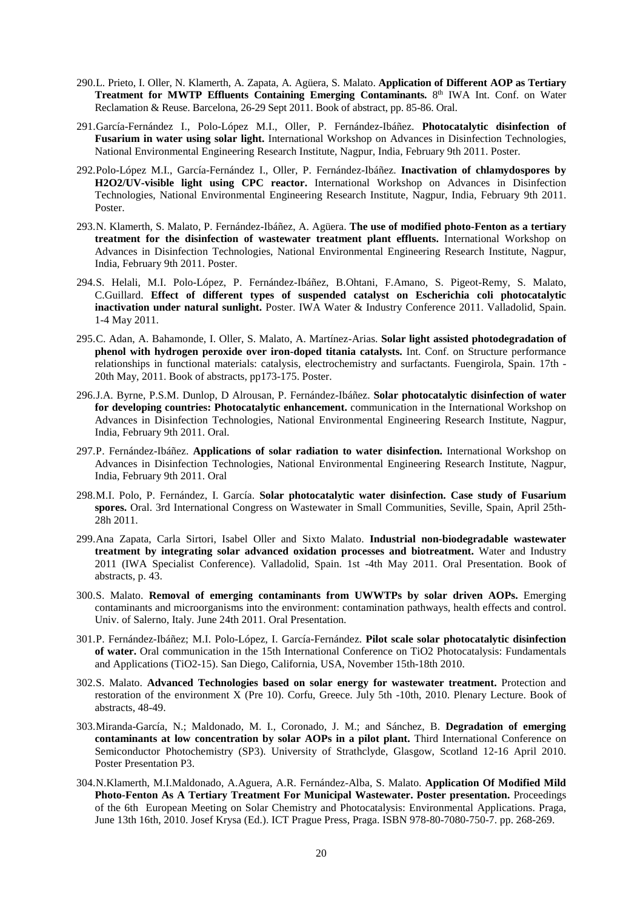290. L. Prieto, I. Oller, N. Klamerth, A. Zapata, A. Agüera, S. Malato. **Application of Different AOP as Tertiary Treatment for MWTP Effluents Containing Emerging Contaminants.** 8th IWA Int. Conf. on Water Reclamation & Reuse. Barcelona, 26-29 Sept 2011. Book of abstract, pp. 85-86. Oral.

291. García-Fernández I., Polo-López M.I., Oller, P. Fernández-Ibáñez. **Photocatalytic disinfection of Fusarium in water using solar light.** International Workshop on Advances in Disinfection Technologies, National Environmental Engineering Research Institute, Nagpur, India, February 9th 2011. Poster.

292. Polo-López M.I., García-Fernández I., Oller, P. Fernández-Ibáñez. **Inactivation of chlamydospores by H2O2/UV-visible light using CPC reactor.** International Workshop on Advances in Disinfection Technologies, National Environmental Engineering Research Institute, Nagpur, India, February 9th 2011. Poster.

293. N. Klamerth, S. Malato, P. Fernández-Ibáñez, A. Agüera. **The use of modified photo-Fenton as a tertiary treatment for the disinfection of wastewater treatment plant effluents.** International Workshop on Advances in Disinfection Technologies, National Environmental Engineering Research Institute, Nagpur, India, February 9th 2011. Poster.

294. S. Helali, M.I. Polo-López, P. Fernández-Ibáñez, B.Ohtani, F.Amano, S. Pigeot-Remy, S. Malato, C.Guillard. **Effect of different types of suspended catalyst on Escherichia coli photocatalytic inactivation under natural sunlight.** Poster. IWA Water & Industry Conference 2011. Valladolid, Spain. 1-4 May 2011.

295. C. Adan, A. Bahamonde, I. Oller, S. Malato, A. Martínez-Arias. **Solar light assisted photodegradation of phenol with hydrogen peroxide over iron-doped titania catalysts.** Int. Conf. on Structure performance relationships in functional materials: catalysis, electrochemistry and surfactants. Fuengirola, Spain. 17th - 20th May, 2011. Book of abstracts, pp173-175. Poster.

296. J.A. Byrne, P.S.M. Dunlop, D Alrousan, P. Fernández-Ibáñez. **Solar photocatalytic disinfection of water for developing countries: Photocatalytic enhancement.** communication in the International Workshop on Advances in Disinfection Technologies, National Environmental Engineering Research Institute, Nagpur, India, February 9th 2011. Oral.

297. P. Fernández-Ibáñez. **Applications of solar radiation to water disinfection.** International Workshop on Advances in Disinfection Technologies, National Environmental Engineering Research Institute, Nagpur, India, February 9th 2011. Oral

298. M.I. Polo, P. Fernández, I. García. **Solar photocatalytic water disinfection. Case study of Fusarium spores.** Oral. 3rd International Congress on Wastewater in Small Communities, Seville, Spain, April 25th-28h 2011.

299. Ana Zapata, Carla Sirtori, Isabel Oller and Sixto Malato. **Industrial non-biodegradable wastewater treatment by integrating solar advanced oxidation processes and biotreatment.** Water and Industry 2011 (IWA Specialist Conference). Valladolid, Spain. 1st -4th May 2011. Oral Presentation. Book of abstracts, p. 43.

300. S. Malato. **Removal of emerging contaminants from UWWTPs by solar driven AOPs.** Emerging contaminants and microorganisms into the environment: contamination pathways, health effects and control. Univ. of Salerno, Italy. June 24th 2011. Oral Presentation.

301. P. Fernández-Ibáñez; M.I. Polo-López, I. García-Fernández. **Pilot scale solar photocatalytic disinfection of water.** Oral communication in the 15th International Conference on TiO2 Photocatalysis: Fundamentals and Applications (TiO2-15). San Diego, California, USA, November 15th-18th 2010.

302. S. Malato. **Advanced Technologies based on solar energy for wastewater treatment.** Protection and restoration of the environment X (Pre 10). Corfu, Greece. July 5th -10th, 2010. Plenary Lecture. Book of abstracts, 48-49.

303. Miranda-García, N.; Maldonado, M. I., Coronado, J. M.; and Sánchez, B. **Degradation of emerging contaminants at low concentration by solar AOPs in a pilot plant.** Third International Conference on Semiconductor Photochemistry (SP3). University of Strathclyde, Glasgow, Scotland 12-16 April 2010. Poster Presentation P3.

304. N.Klamerth, M.I.Maldonado, A.Aguera, A.R. Fernández-Alba, S. Malato. **Application Of Modified Mild Photo-Fenton As A Tertiary Treatment For Municipal Wastewater. Poster presentation.** Proceedings of the 6th European Meeting on Solar Chemistry and Photocatalysis: Environmental Applications. Praga, June 13th 16th, 2010. Josef Krysa (Ed.). ICT Prague Press, Praga. ISBN 978-80-7080-750-7. pp. 268-269.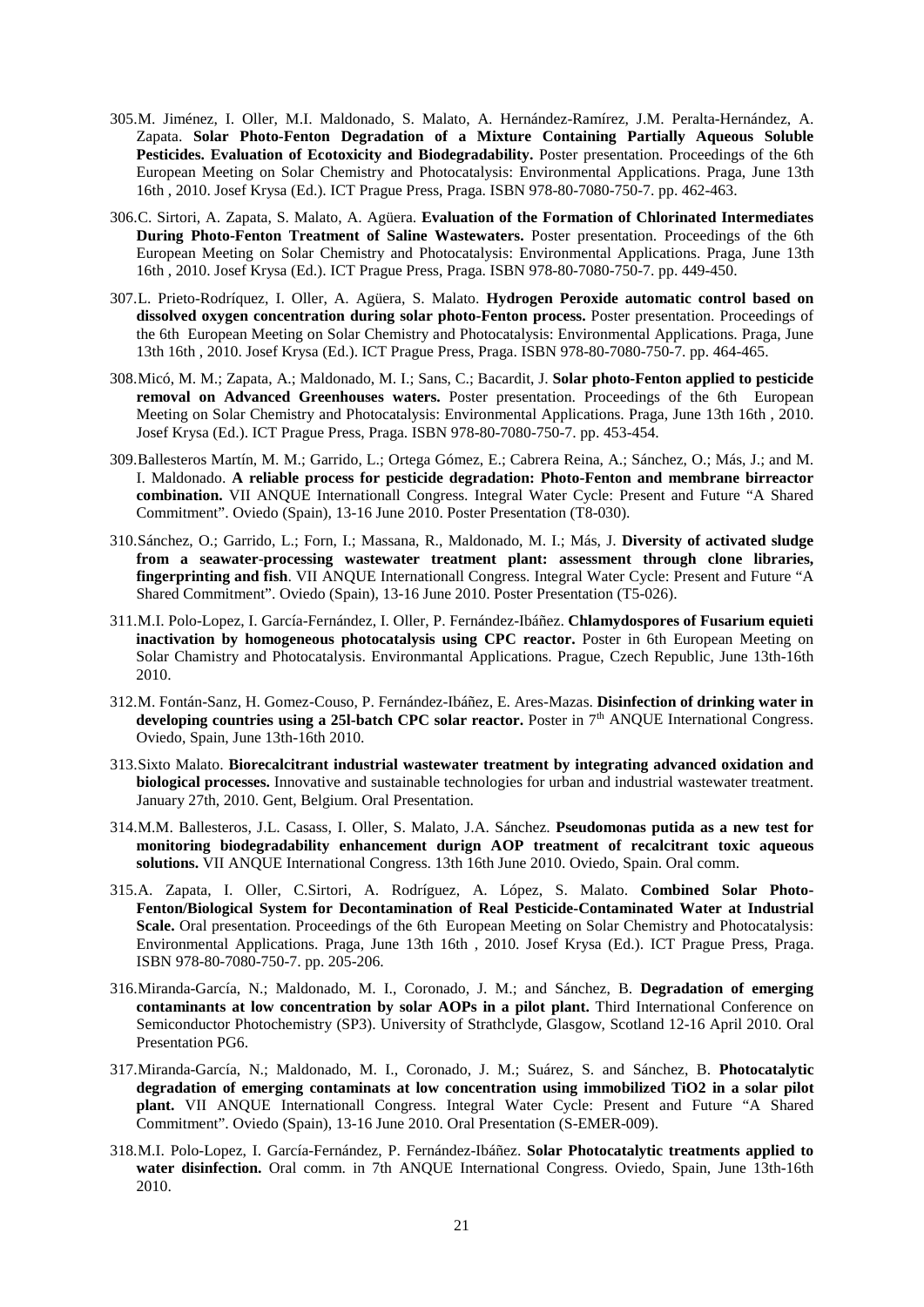305.M. Jiménez, I. Oller, M.I. Maldonado, S. Malato, A. Hernández-Ramírez, J.M. Peralta-Hernández, A. Zapata. **Solar Photo-Fenton Degradation of a Mixture Containing Partially Aqueous Soluble Pesticides. Evaluation of Ecotoxicity and Biodegradability.** Poster presentation. Proceedings of the 6th European Meeting on Solar Chemistry and Photocatalysis: Environmental Applications. Praga, June 13th 16th , 2010. Josef Krysa (Ed.). ICT Prague Press, Praga. ISBN 978-80-7080-750-7. pp. 462-463.

306.C. Sirtori, A. Zapata, S. Malato, A. Agüera. **Evaluation of the Formation of Chlorinated Intermediates During Photo-Fenton Treatment of Saline Wastewaters.** Poster presentation. Proceedings of the 6th European Meeting on Solar Chemistry and Photocatalysis: Environmental Applications. Praga, June 13th 16th , 2010. Josef Krysa (Ed.). ICT Prague Press, Praga. ISBN 978-80-7080-750-7. pp. 449-450.

307.L. Prieto-Rodríquez, I. Oller, A. Agüera, S. Malato. **Hydrogen Peroxide automatic control based on dissolved oxygen concentration during solar photo-Fenton process.** Poster presentation. Proceedings of the 6th European Meeting on Solar Chemistry and Photocatalysis: Environmental Applications. Praga, June 13th 16th , 2010. Josef Krysa (Ed.). ICT Prague Press, Praga. ISBN 978-80-7080-750-7. pp. 464-465.

308.Micó, M. M.; Zapata, A.; Maldonado, M. I.; Sans, C.; Bacardit, J. **Solar photo-Fenton applied to pesticide removal on Advanced Greenhouses waters.** Poster presentation. Proceedings of the 6th European Meeting on Solar Chemistry and Photocatalysis: Environmental Applications. Praga, June 13th 16th , 2010. Josef Krysa (Ed.). ICT Prague Press, Praga. ISBN 978-80-7080-750-7. pp. 453-454.

309.Ballesteros Martín, M. M.; Garrido, L.; Ortega Gómez, E.; Cabrera Reina, A.; Sánchez, O.; Más, J.; and M. I. Maldonado. **A reliable process for pesticide degradation: Photo-Fenton and membrane birreactor combination.** VII ANQUE Internationall Congress. Integral Water Cycle: Present and Future "A Shared Commitment". Oviedo (Spain), 13-16 June 2010. Poster Presentation (T8-030).

310.Sánchez, O.; Garrido, L.; Forn, I.; Massana, R., Maldonado, M. I.; Más, J. **Diversity of activated sludge from a seawater-processing wastewater treatment plant: assessment through clone libraries, fingerprinting and fish**. VII ANQUE Internationall Congress. Integral Water Cycle: Present and Future "A Shared Commitment". Oviedo (Spain), 13-16 June 2010. Poster Presentation (T5-026).

311.M.I. Polo-Lopez, I. García-Fernández, I. Oller, P. Fernández-Ibáñez. **Chlamydospores of Fusarium equieti inactivation by homogeneous photocatalysis using CPC reactor.** Poster in 6th European Meeting on Solar Chamistry and Photocatalysis. Environmantal Applications. Prague, Czech Republic, June 13th-16th 2010.

312.M. Fontán-Sanz, H. Gomez-Couso, P. Fernández-Ibáñez, E. Ares-Mazas. **Disinfection of drinking water in developing countries using a 25l-batch CPC solar reactor.** Poster in 7th ANQUE International Congress. Oviedo, Spain, June 13th-16th 2010.

313.Sixto Malato. **Biorecalcitrant industrial wastewater treatment by integrating advanced oxidation and biological processes.** Innovative and sustainable technologies for urban and industrial wastewater treatment. January 27th, 2010. Gent, Belgium. Oral Presentation.

314.M.M. Ballesteros, J.L. Casass, I. Oller, S. Malato, J.A. Sánchez. **Pseudomonas putida as a new test for monitoring biodegradability enhancement durign AOP treatment of recalcitrant toxic aqueous solutions.** VII ANQUE International Congress. 13th 16th June 2010. Oviedo, Spain. Oral comm.

315.A. Zapata, I. Oller, C.Sirtori, A. Rodríguez, A. López, S. Malato. **Combined Solar Photo-Fenton/Biological System for Decontamination of Real Pesticide-Contaminated Water at Industrial Scale.** Oral presentation. Proceedings of the 6th European Meeting on Solar Chemistry and Photocatalysis: Environmental Applications. Praga, June 13th 16th , 2010. Josef Krysa (Ed.). ICT Prague Press, Praga. ISBN 978-80-7080-750-7. pp. 205-206.

316.Miranda-García, N.; Maldonado, M. I., Coronado, J. M.; and Sánchez, B. **Degradation of emerging contaminants at low concentration by solar AOPs in a pilot plant.** Third International Conference on Semiconductor Photochemistry (SP3). University of Strathclyde, Glasgow, Scotland 12-16 April 2010. Oral Presentation PG6.

317.Miranda-García, N.; Maldonado, M. I., Coronado, J. M.; Suárez, S. and Sánchez, B. **Photocatalytic degradation of emerging contaminats at low concentration using immobilized TiO2 in a solar pilot plant.** VII ANQUE Internationall Congress. Integral Water Cycle: Present and Future "A Shared Commitment". Oviedo (Spain), 13-16 June 2010. Oral Presentation (S-EMER-009).

318.M.I. Polo-Lopez, I. García-Fernández, P. Fernández-Ibáñez. **Solar Photocatalytic treatments applied to water disinfection.** Oral comm. in 7th ANQUE International Congress. Oviedo, Spain, June 13th-16th 2010.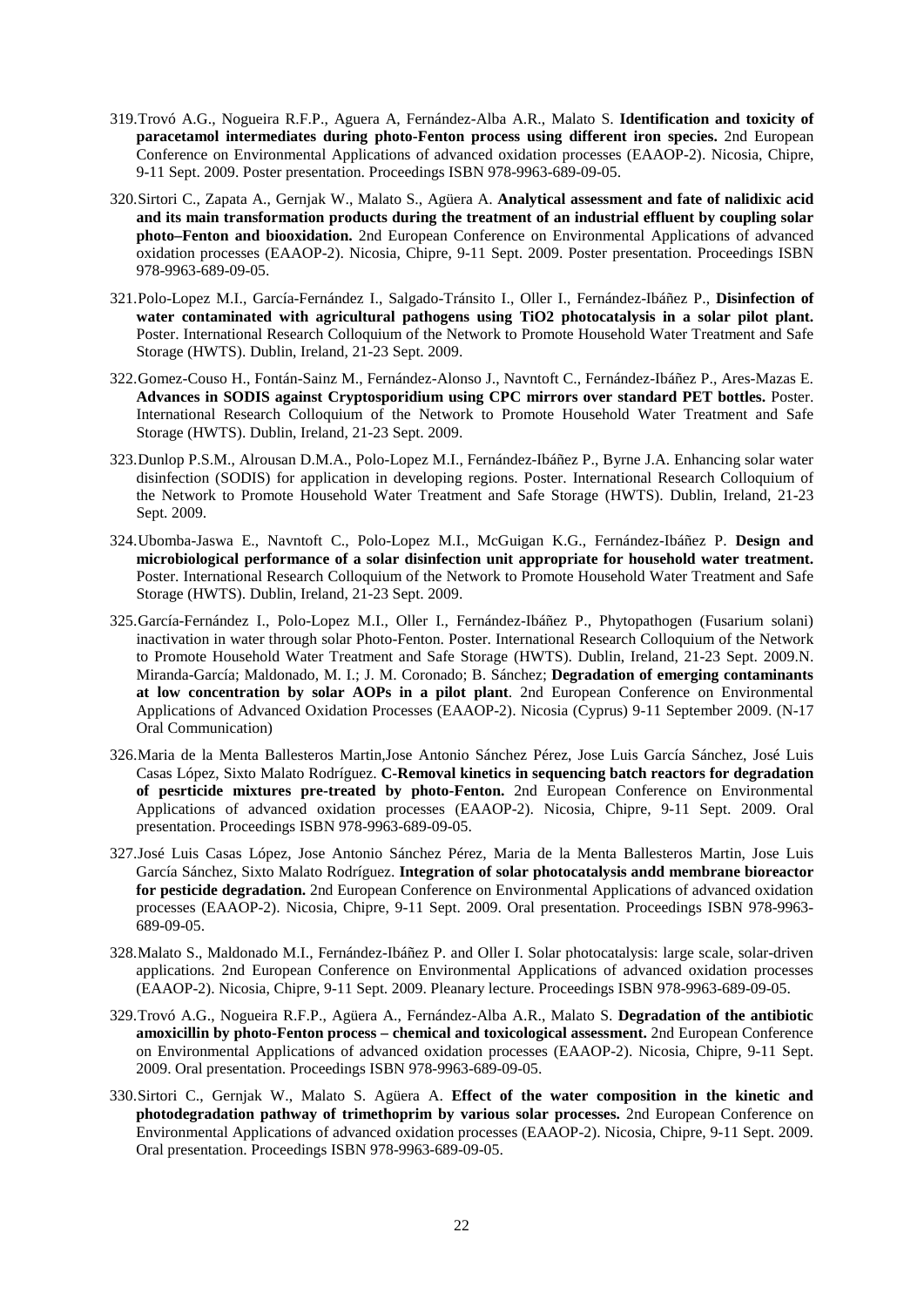319. Trovó A.G., Nogueira R.F.P., Aguera A, Fernández-Alba A.R., Malato S. **Identification and toxicity of paracetamol intermediates during photo-Fenton process using different iron species.** 2nd European Conference on Environmental Applications of advanced oxidation processes (EAAOP-2). Nicosia, Chipre, 9-11 Sept. 2009. Poster presentation. Proceedings ISBN 978-9963-689-09-05.

320. Sirtori C., Zapata A., Gernjak W., Malato S., Agüera A. **Analytical assessment and fate of nalidixic acid and its main transformation products during the treatment of an industrial effluent by coupling solar photo–Fenton and biooxidation.** 2nd European Conference on Environmental Applications of advanced oxidation processes (EAAOP-2). Nicosia, Chipre, 9-11 Sept. 2009. Poster presentation. Proceedings ISBN 978-9963-689-09-05.

321. Polo-Lopez M.I., García-Fernández I., Salgado-Tránsito I., Oller I., Fernández-Ibáñez P., **Disinfection of water contaminated with agricultural pathogens using TiO2 photocatalysis in a solar pilot plant.** Poster. International Research Colloquium of the Network to Promote Household Water Treatment and Safe Storage (HWTS). Dublin, Ireland, 21-23 Sept. 2009.

322. Gomez-Couso H., Fontán-Sainz M., Fernández-Alonso J., Navntoft C., Fernández-Ibáñez P., Ares-Mazas E. **Advances in SODIS against Cryptosporidium using CPC mirrors over standard PET bottles.** Poster. International Research Colloquium of the Network to Promote Household Water Treatment and Safe Storage (HWTS). Dublin, Ireland, 21-23 Sept. 2009.

323. Dunlop P.S.M., Alrousan D.M.A., Polo-Lopez M.I., Fernández-Ibáñez P., Byrne J.A. Enhancing solar water disinfection (SODIS) for application in developing regions. Poster. International Research Colloquium of the Network to Promote Household Water Treatment and Safe Storage (HWTS). Dublin, Ireland, 21-23 Sept. 2009.

324. Ubomba-Jaswa E., Navntoft C., Polo-Lopez M.I., McGuigan K.G., Fernández-Ibáñez P. **Design and microbiological performance of a solar disinfection unit appropriate for household water treatment.** Poster. International Research Colloquium of the Network to Promote Household Water Treatment and Safe Storage (HWTS). Dublin, Ireland, 21-23 Sept. 2009.

325. García-Fernández I., Polo-Lopez M.I., Oller I., Fernández-Ibáñez P., Phytopathogen (Fusarium solani) inactivation in water through solar Photo-Fenton. Poster. International Research Colloquium of the Network to Promote Household Water Treatment and Safe Storage (HWTS). Dublin, Ireland, 21-23 Sept. 2009.N. Miranda-García; Maldonado, M. I.; J. M. Coronado; B. Sánchez; **Degradation of emerging contaminants at low concentration by solar AOPs in a pilot plant**. 2nd European Conference on Environmental Applications of Advanced Oxidation Processes (EAAOP-2). Nicosia (Cyprus) 9-11 September 2009. (N-17 Oral Communication)

326. Maria de la Menta Ballesteros Martin,Jose Antonio Sánchez Pérez, Jose Luis García Sánchez, José Luis Casas López, Sixto Malato Rodríguez. **C-Removal kinetics in sequencing batch reactors for degradation of pesrticide mixtures pre-treated by photo-Fenton.** 2nd European Conference on Environmental Applications of advanced oxidation processes (EAAOP-2). Nicosia, Chipre, 9-11 Sept. 2009. Oral presentation. Proceedings ISBN 978-9963-689-09-05.

327. José Luis Casas López, Jose Antonio Sánchez Pérez, Maria de la Menta Ballesteros Martin, Jose Luis García Sánchez, Sixto Malato Rodríguez. **Integration of solar photocatalysis andd membrane bioreactor for pesticide degradation.** 2nd European Conference on Environmental Applications of advanced oxidation processes (EAAOP-2). Nicosia, Chipre, 9-11 Sept. 2009. Oral presentation. Proceedings ISBN 978-9963-689-09-05.

328. Malato S., Maldonado M.I., Fernández-Ibáñez P. and Oller I. Solar photocatalysis: large scale, solar-driven applications. 2nd European Conference on Environmental Applications of advanced oxidation processes (EAAOP-2). Nicosia, Chipre, 9-11 Sept. 2009. Pleanary lecture. Proceedings ISBN 978-9963-689-09-05.

329. Trovó A.G., Nogueira R.F.P., Agüera A., Fernández-Alba A.R., Malato S. **Degradation of the antibiotic amoxicillin by photo-Fenton process – chemical and toxicological assessment.** 2nd European Conference on Environmental Applications of advanced oxidation processes (EAAOP-2). Nicosia, Chipre, 9-11 Sept. 2009. Oral presentation. Proceedings ISBN 978-9963-689-09-05.

330. Sirtori C., Gernjak W., Malato S. Agüera A. **Effect of the water composition in the kinetic and photodegradation pathway of trimethoprim by various solar processes.** 2nd European Conference on Environmental Applications of advanced oxidation processes (EAAOP-2). Nicosia, Chipre, 9-11 Sept. 2009. Oral presentation. Proceedings ISBN 978-9963-689-09-05.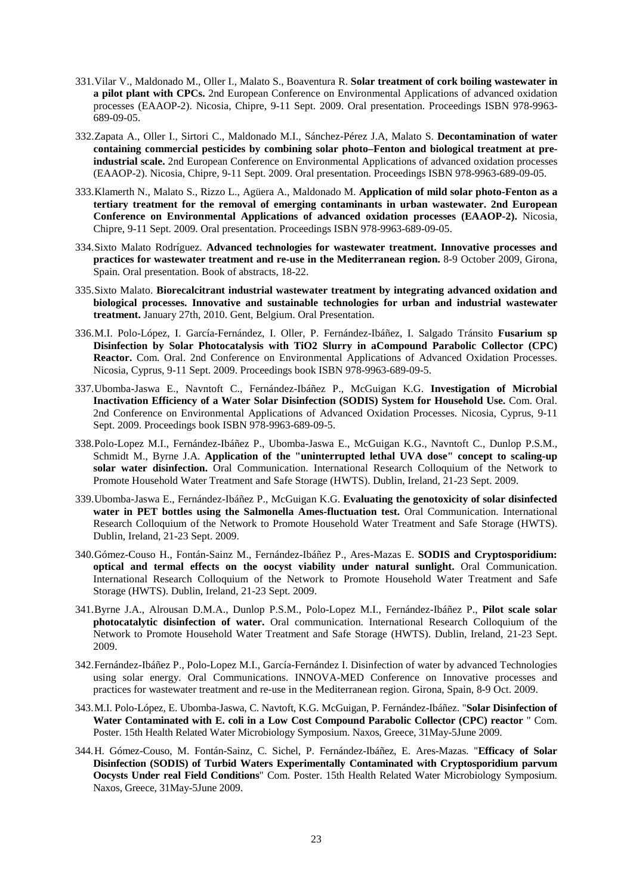331. Vilar V., Maldonado M., Oller I., Malato S., Boaventura R. **Solar treatment of cork boiling wastewater in a pilot plant with CPCs.** 2nd European Conference on Environmental Applications of advanced oxidation processes (EAAOP-2). Nicosia, Chipre, 9-11 Sept. 2009. Oral presentation. Proceedings ISBN 978-9963-689-09-05.

332. Zapata A., Oller I., Sirtori C., Maldonado M.I., Sánchez-Pérez J.A, Malato S. **Decontamination of water containing commercial pesticides by combining solar photo–Fenton and biological treatment at pre-industrial scale.** 2nd European Conference on Environmental Applications of advanced oxidation processes (EAAOP-2). Nicosia, Chipre, 9-11 Sept. 2009. Oral presentation. Proceedings ISBN 978-9963-689-09-05.

333. Klamerth N., Malato S., Rizzo L., Agüera A., Maldonado M. **Application of mild solar photo-Fenton as a tertiary treatment for the removal of emerging contaminants in urban wastewater. 2nd European Conference on Environmental Applications of advanced oxidation processes (EAAOP-2).** Nicosia, Chipre, 9-11 Sept. 2009. Oral presentation. Proceedings ISBN 978-9963-689-09-05.

334. Sixto Malato Rodríguez. **Advanced technologies for wastewater treatment. Innovative processes and practices for wastewater treatment and re-use in the Mediterranean region.** 8-9 October 2009, Girona, Spain. Oral presentation. Book of abstracts, 18-22.

335. Sixto Malato. **Biorecalcitrant industrial wastewater treatment by integrating advanced oxidation and biological processes. Innovative and sustainable technologies for urban and industrial wastewater treatment.** January 27th, 2010. Gent, Belgium. Oral Presentation.

336. M.I. Polo-López, I. García-Fernández, I. Oller, P. Fernández-Ibáñez, I. Salgado Tránsito **Fusarium sp Disinfection by Solar Photocatalysis with TiO2 Slurry in aCompound Parabolic Collector (CPC) Reactor.** Com. Oral. 2nd Conference on Environmental Applications of Advanced Oxidation Processes. Nicosia, Cyprus, 9-11 Sept. 2009. Proceedings book ISBN 978-9963-689-09-5.

337. Ubomba-Jaswa E., Navntoft C., Fernández-Ibáñez P., McGuigan K.G. **Investigation of Microbial Inactivation Efficiency of a Water Solar Disinfection (SODIS) System for Household Use.** Com. Oral. 2nd Conference on Environmental Applications of Advanced Oxidation Processes. Nicosia, Cyprus, 9-11 Sept. 2009. Proceedings book ISBN 978-9963-689-09-5.

338. Polo-Lopez M.I., Fernández-Ibáñez P., Ubomba-Jaswa E., McGuigan K.G., Navntoft C., Dunlop P.S.M., Schmidt M., Byrne J.A. **Application of the "uninterrupted lethal UVA dose" concept to scaling-up solar water disinfection.** Oral Communication. International Research Colloquium of the Network to Promote Household Water Treatment and Safe Storage (HWTS). Dublin, Ireland, 21-23 Sept. 2009.

339. Ubomba-Jaswa E., Fernández-Ibáñez P., McGuigan K.G. **Evaluating the genotoxicity of solar disinfected water in PET bottles using the Salmonella Ames-fluctuation test.** Oral Communication. International Research Colloquium of the Network to Promote Household Water Treatment and Safe Storage (HWTS). Dublin, Ireland, 21-23 Sept. 2009.

340. Gómez-Couso H., Fontán-Sainz M., Fernández-Ibáñez P., Ares-Mazas E. **SODIS and Cryptosporidium: optical and termal effects on the oocyst viability under natural sunlight.** Oral Communication. International Research Colloquium of the Network to Promote Household Water Treatment and Safe Storage (HWTS). Dublin, Ireland, 21-23 Sept. 2009.

341. Byrne J.A., Alrousan D.M.A., Dunlop P.S.M., Polo-Lopez M.I., Fernández-Ibáñez P., **Pilot scale solar photocatalytic disinfection of water.** Oral communication. International Research Colloquium of the Network to Promote Household Water Treatment and Safe Storage (HWTS). Dublin, Ireland, 21-23 Sept. 2009.

342. Fernández-Ibáñez P., Polo-Lopez M.I., García-Fernández I. Disinfection of water by advanced Technologies using solar energy. Oral Communications. INNOVA-MED Conference on Innovative processes and practices for wastewater treatment and re-use in the Mediterranean region. Girona, Spain, 8-9 Oct. 2009.

343. M.I. Polo-López, E. Ubomba-Jaswa, C. Navtoft, K.G. McGuigan, P. Fernández-Ibáñez. "**Solar Disinfection of Water Contaminated with E. coli in a Low Cost Compound Parabolic Collector (CPC) reactor** " Com. Poster. 15th Health Related Water Microbiology Symposium. Naxos, Greece, 31May-5June 2009.

344. H. Gómez-Couso, M. Fontán-Sainz, C. Sichel, P. Fernández-Ibáñez, E. Ares-Mazas. "**Efficacy of Solar Disinfection (SODIS) of Turbid Waters Experimentally Contaminated with Cryptosporidium parvum Oocysts Under real Field Conditions**" Com. Poster. 15th Health Related Water Microbiology Symposium. Naxos, Greece, 31May-5June 2009.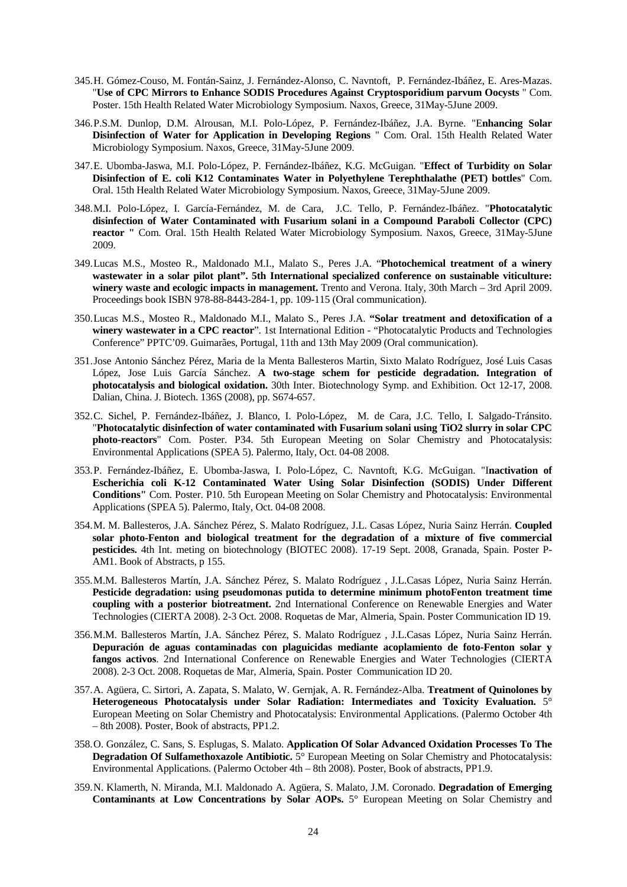345. H. Gómez-Couso, M. Fontán-Sainz, J. Fernández-Alonso, C. Navntoft, P. Fernández-Ibáñez, E. Ares-Mazas. "**Use of CPC Mirrors to Enhance SODIS Procedures Against Cryptosporidium parvum Oocysts** " Com. Poster. 15th Health Related Water Microbiology Symposium. Naxos, Greece, 31May-5June 2009.

346. P.S.M. Dunlop, D.M. Alrousan, M.I. Polo-López, P. Fernández-Ibáñez, J.A. Byrne. "**Enhancing Solar Disinfection of Water for Application in Developing Regions** " Com. Oral. 15th Health Related Water Microbiology Symposium. Naxos, Greece, 31May-5June 2009.

347. E. Ubomba-Jaswa, M.I. Polo-López, P. Fernández-Ibáñez, K.G. McGuigan. "**Effect of Turbidity on Solar Disinfection of E. coli K12 Contaminates Water in Polyethylene Terephthalathe (PET) bottles**" Com. Oral. 15th Health Related Water Microbiology Symposium. Naxos, Greece, 31May-5June 2009.

348. M.I. Polo-López, I. García-Fernández, M. de Cara, J.C. Tello, P. Fernández-Ibáñez. "**Photocatalytic disinfection of Water Contaminated with Fusarium solani in a Compound Paraboli Collector (CPC) reactor "** Com. Oral. 15th Health Related Water Microbiology Symposium. Naxos, Greece, 31May-5June 2009.

349. Lucas M.S., Mosteo R., Maldonado M.I., Malato S., Peres J.A. "**Photochemical treatment of a winery wastewater in a solar pilot plant". 5th International specialized conference on sustainable viticulture: winery waste and ecologic impacts in management.** Trento and Verona. Italy, 30th March – 3rd April 2009. Proceedings book ISBN 978-88-8443-284-1, pp. 109-115 (Oral communication).

350. Lucas M.S., Mosteo R., Maldonado M.I., Malato S., Peres J.A. **"Solar treatment and detoxification of a winery wastewater in a CPC reactor**". 1st International Edition - "Photocatalytic Products and Technologies Conference" PPTC'09. Guimarães, Portugal, 11th and 13th May 2009 (Oral communication).

351. Jose Antonio Sánchez Pérez, Maria de la Menta Ballesteros Martin, Sixto Malato Rodríguez, José Luis Casas López, Jose Luis García Sánchez. **A two-stage schem for pesticide degradation. Integration of photocatalysis and biological oxidation.** 30th Inter. Biotechnology Symp. and Exhibition. Oct 12-17, 2008. Dalian, China. J. Biotech. 136S (2008), pp. S674-657.

352. C. Sichel, P. Fernández-Ibáñez, J. Blanco, I. Polo-López, M. de Cara, J.C. Tello, I. Salgado-Tránsito. "**Photocatalytic disinfection of water contaminated with Fusarium solani using TiO2 slurry in solar CPC photo-reactors**" Com. Poster. P34. 5th European Meeting on Solar Chemistry and Photocatalysis: Environmental Applications (SPEA 5). Palermo, Italy, Oct. 04-08 2008.

353. P. Fernández-Ibáñez, E. Ubomba-Jaswa, I. Polo-López, C. Navntoft, K.G. McGuigan. "**Inactivation of Escherichia coli K-12 Contaminated Water Using Solar Disinfection (SODIS) Under Different Conditions"** Com. Poster. P10. 5th European Meeting on Solar Chemistry and Photocatalysis: Environmental Applications (SPEA 5). Palermo, Italy, Oct. 04-08 2008.

354. M. M. Ballesteros, J.A. Sánchez Pérez, S. Malato Rodríguez, J.L. Casas López, Nuria Sainz Herrán. **Coupled solar photo-Fenton and biological treatment for the degradation of a mixture of five commercial pesticides.** 4th Int. meting on biotechnology (BIOTEC 2008). 17-19 Sept. 2008, Granada, Spain. Poster P-AM1. Book of Abstracts, p 155.

355. M.M. Ballesteros Martín, J.A. Sánchez Pérez, S. Malato Rodríguez , J.L.Casas López, Nuria Sainz Herrán. **Pesticide degradation: using pseudomonas putida to determine minimum photoFenton treatment time coupling with a posterior biotreatment.** 2nd International Conference on Renewable Energies and Water Technologies (CIERTA 2008). 2-3 Oct. 2008. Roquetas de Mar, Almeria, Spain. Poster Communication ID 19.

356. M.M. Ballesteros Martín, J.A. Sánchez Pérez, S. Malato Rodríguez , J.L.Casas López, Nuria Sainz Herrán. **Depuración de aguas contaminadas con plaguicidas mediante acoplamiento de foto-Fenton solar y fangos activos**. 2nd International Conference on Renewable Energies and Water Technologies (CIERTA 2008). 2-3 Oct. 2008. Roquetas de Mar, Almeria, Spain. Poster Communication ID 20.

357. A. Agüera, C. Sirtori, A. Zapata, S. Malato, W. Gernjak, A. R. Fernández-Alba. **Treatment of Quinolones by Heterogeneous Photocatalysis under Solar Radiation: Intermediates and Toxicity Evaluation.** 5° European Meeting on Solar Chemistry and Photocatalysis: Environmental Applications. (Palermo October 4th – 8th 2008). Poster, Book of abstracts, PP1.2.

358. O. González, C. Sans, S. Esplugas, S. Malato. **Application Of Solar Advanced Oxidation Processes To The Degradation Of Sulfamethoxazole Antibiotic.** 5° European Meeting on Solar Chemistry and Photocatalysis: Environmental Applications. (Palermo October 4th – 8th 2008). Poster, Book of abstracts, PP1.9.

359. N. Klamerth, N. Miranda, M.I. Maldonado A. Agüera, S. Malato, J.M. Coronado. **Degradation of Emerging Contaminants at Low Concentrations by Solar AOPs.** 5° European Meeting on Solar Chemistry and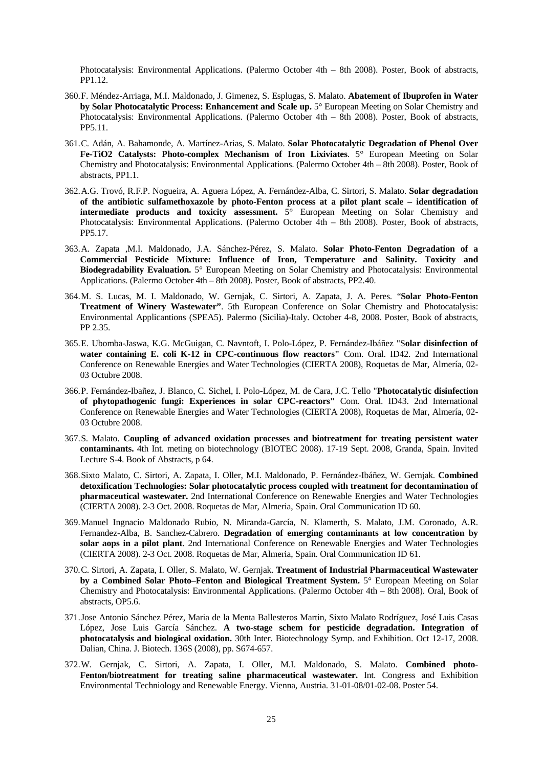Photocatalysis: Environmental Applications. (Palermo October 4th – 8th 2008). Poster, Book of abstracts, PP1.12.

360. F. Méndez-Arriaga, M.I. Maldonado, J. Gimenez, S. Esplugas, S. Malato. **Abatement of Ibuprofen in Water by Solar Photocatalytic Process: Enhancement and Scale up.** 5° European Meeting on Solar Chemistry and Photocatalysis: Environmental Applications. (Palermo October 4th – 8th 2008). Poster, Book of abstracts, PP5.11.

361. C. Adán, A. Bahamonde, A. Martínez-Arias, S. Malato. **Solar Photocatalytic Degradation of Phenol Over Fe-TiO2 Catalysts: Photo-complex Mechanism of Iron Lixiviates**. 5° European Meeting on Solar Chemistry and Photocatalysis: Environmental Applications. (Palermo October 4th – 8th 2008). Poster, Book of abstracts, PP1.1.

362. A.G. Trovó, R.F.P. Nogueira, A. Aguera López, A. Fernández-Alba, C. Sirtori, S. Malato. **Solar degradation of the antibiotic sulfamethoxazole by photo-Fenton process at a pilot plant scale – identification of intermediate products and toxicity assessment.** 5° European Meeting on Solar Chemistry and Photocatalysis: Environmental Applications. (Palermo October 4th – 8th 2008). Poster, Book of abstracts, PP5.17.

363. A. Zapata ,M.I. Maldonado, J.A. Sánchez-Pérez, S. Malato. **Solar Photo-Fenton Degradation of a Commercial Pesticide Mixture: Influence of Iron, Temperature and Salinity. Toxicity and Biodegradability Evaluation.** 5° European Meeting on Solar Chemistry and Photocatalysis: Environmental Applications. (Palermo October 4th – 8th 2008). Poster, Book of abstracts, PP2.40.

364. M. S. Lucas, M. I. Maldonado, W. Gernjak, C. Sirtori, A. Zapata, J. A. Peres. "**Solar Photo-Fenton Treatment of Winery Wastewater"**. 5th European Conference on Solar Chemistry and Photocatalysis: Environmental Applicantions (SPEA5). Palermo (Sicilia)-Italy. October 4-8, 2008. Poster, Book of abstracts, PP 2.35.

365. E. Ubomba-Jaswa, K.G. McGuigan, C. Navntoft, I. Polo-López, P. Fernández-Ibáñez "S**olar disinfection of water containing E. coli K-12 in CPC-continuous flow reactors"** Com. Oral. ID42. 2nd International Conference on Renewable Energies and Water Technologies (CIERTA 2008), Roquetas de Mar, Almería, 02-03 Octubre 2008.

366. P. Fernández-Ibañez, J. Blanco, C. Sichel, I. Polo-López, M. de Cara, J.C. Tello "**Photocatalytic disinfection of phytopathogenic fungi: Experiences in solar CPC-reactors"** Com. Oral. ID43. 2nd International Conference on Renewable Energies and Water Technologies (CIERTA 2008), Roquetas de Mar, Almería, 02-03 Octubre 2008.

367. S. Malato. **Coupling of advanced oxidation processes and biotreatment for treating persistent water contaminants.** 4th Int. meting on biotechnology (BIOTEC 2008). 17-19 Sept. 2008, Granda, Spain. Invited Lecture S-4. Book of Abstracts, p 64.

368. Sixto Malato, C. Sirtori, A. Zapata, I. Oller, M.I. Maldonado, P. Fernández-Ibáñez, W. Gernjak. **Combined detoxification Technologies: Solar photocatalytic process coupled with treatment for decontamination of pharmaceutical wastewater.** 2nd International Conference on Renewable Energies and Water Technologies (CIERTA 2008). 2-3 Oct. 2008. Roquetas de Mar, Almeria, Spain. Oral Communication ID 60.

369. Manuel Ingnacio Maldonado Rubio, N. Miranda-García, N. Klamerth, S. Malato, J.M. Coronado, A.R. Fernandez-Alba, B. Sanchez-Cabrero. **Degradation of emerging contaminants at low concentration by solar aops in a pilot plant**. 2nd International Conference on Renewable Energies and Water Technologies (CIERTA 2008). 2-3 Oct. 2008. Roquetas de Mar, Almeria, Spain. Oral Communication ID 61.

370. C. Sirtori, A. Zapata, I. Oller, S. Malato, W. Gernjak. **Treatment of Industrial Pharmaceutical Wastewater by a Combined Solar Photo–Fenton and Biological Treatment System.** 5° European Meeting on Solar Chemistry and Photocatalysis: Environmental Applications. (Palermo October 4th – 8th 2008). Oral, Book of abstracts, OP5.6.

371. Jose Antonio Sánchez Pérez, Maria de la Menta Ballesteros Martin, Sixto Malato Rodríguez, José Luis Casas López, Jose Luis García Sánchez. **A two-stage schem for pesticide degradation. Integration of photocatalysis and biological oxidation.** 30th Inter. Biotechnology Symp. and Exhibition. Oct 12-17, 2008. Dalian, China. J. Biotech. 136S (2008), pp. S674-657.

372. W. Gernjak, C. Sirtori, A. Zapata, I. Oller, M.I. Maldonado, S. Malato. **Combined photo-Fenton/biotreatment for treating saline pharmaceutical wastewater.** Int. Congress and Exhibition Environmental Techniology and Renewable Energy. Vienna, Austria. 31-01-08/01-02-08. Poster 54.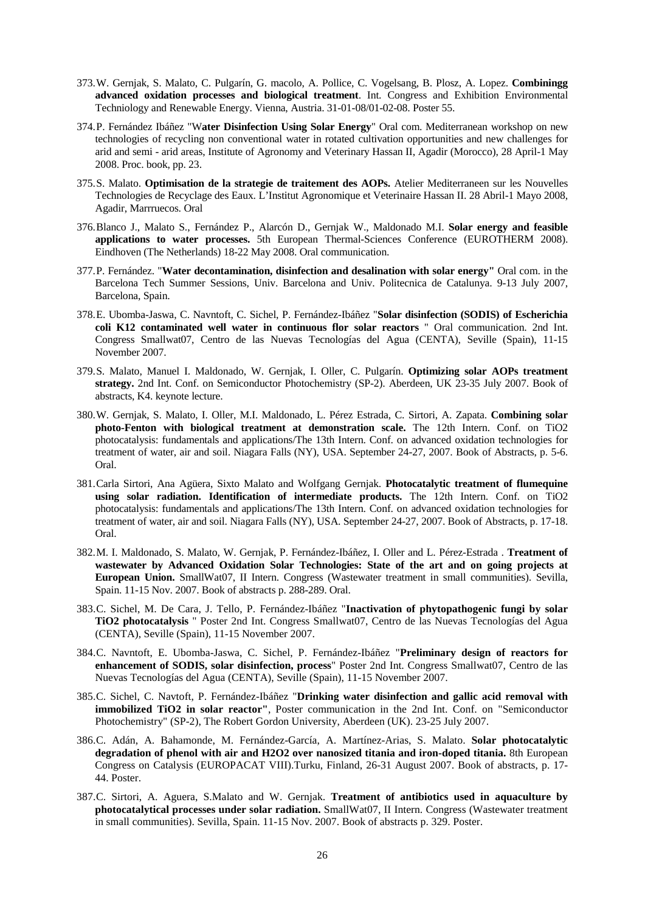373. W. Gernjak, S. Malato, C. Pulgarín, G. macolo, A. Pollice, C. Vogelsang, B. Plosz, A. Lopez. **Combiningg advanced oxidation processes and biological treatment**. Int. Congress and Exhibition Environmental Techniology and Renewable Energy. Vienna, Austria. 31-01-08/01-02-08. Poster 55.

374. P. Fernández Ibáñez "W**ater Disinfection Using Solar Energy**" Oral com. Mediterranean workshop on new technologies of recycling non conventional water in rotated cultivation opportunities and new challenges for arid and semi - arid areas, Institute of Agronomy and Veterinary Hassan II, Agadir (Morocco), 28 April-1 May 2008. Proc. book, pp. 23.

375. S. Malato. **Optimisation de la strategie de traitement des AOPs.** Atelier Mediterraneen sur les Nouvelles Technologies de Recyclage des Eaux. L'Institut Agronomique et Veterinaire Hassan II. 28 Abril-1 Mayo 2008, Agadir, Marrruecos. Oral

376. Blanco J., Malato S., Fernández P., Alarcón D., Gernjak W., Maldonado M.I. **Solar energy and feasible applications to water processes.** 5th European Thermal-Sciences Conference (EUROTHERM 2008). Eindhoven (The Netherlands) 18-22 May 2008. Oral communication.

377. P. Fernández. "**Water decontamination, disinfection and desalination with solar energy"** Oral com. in the Barcelona Tech Summer Sessions, Univ. Barcelona and Univ. Politecnica de Catalunya. 9-13 July 2007, Barcelona, Spain.

378. E. Ubomba-Jaswa, C. Navntoft, C. Sichel, P. Fernández-Ibáñez "**Solar disinfection (SODIS) of Escherichia coli K12 contaminated well water in continuous flor solar reactors** " Oral communication. 2nd Int. Congress Smallwat07, Centro de las Nuevas Tecnologías del Agua (CENTA), Seville (Spain), 11-15 November 2007.

379. S. Malato, Manuel I. Maldonado, W. Gernjak, I. Oller, C. Pulgarín. **Optimizing solar AOPs treatment strategy.** 2nd Int. Conf. on Semiconductor Photochemistry (SP-2). Aberdeen, UK 23-35 July 2007. Book of abstracts, K4. keynote lecture.

380. W. Gernjak, S. Malato, I. Oller, M.I. Maldonado, L. Pérez Estrada, C. Sirtori, A. Zapata. **Combining solar photo-Fenton with biological treatment at demonstration scale.** The 12th Intern. Conf. on TiO2 photocatalysis: fundamentals and applications/The 13th Intern. Conf. on advanced oxidation technologies for treatment of water, air and soil. Niagara Falls (NY), USA. September 24-27, 2007. Book of Abstracts, p. 5-6. Oral.

381. Carla Sirtori, Ana Agüera, Sixto Malato and Wolfgang Gernjak. **Photocatalytic treatment of flumequine using solar radiation. Identification of intermediate products.** The 12th Intern. Conf. on TiO2 photocatalysis: fundamentals and applications/The 13th Intern. Conf. on advanced oxidation technologies for treatment of water, air and soil. Niagara Falls (NY), USA. September 24-27, 2007. Book of Abstracts, p. 17-18. Oral.

382. M. I. Maldonado, S. Malato, W. Gernjak, P. Fernández-Ibáñez, I. Oller and L. Pérez-Estrada . **Treatment of wastewater by Advanced Oxidation Solar Technologies: State of the art and on going projects at European Union.** SmallWat07, II Intern. Congress (Wastewater treatment in small communities). Sevilla, Spain. 11-15 Nov. 2007. Book of abstracts p. 288-289. Oral.

383. C. Sichel, M. De Cara, J. Tello, P. Fernández-Ibáñez "**Inactivation of phytopathogenic fungi by solar TiO2 photocatalysis** " Poster 2nd Int. Congress Smallwat07, Centro de las Nuevas Tecnologías del Agua (CENTA), Seville (Spain), 11-15 November 2007.

384. C. Navntoft, E. Ubomba-Jaswa, C. Sichel, P. Fernández-Ibáñez "**Preliminary design of reactors for enhancement of SODIS, solar disinfection, process**" Poster 2nd Int. Congress Smallwat07, Centro de las Nuevas Tecnologías del Agua (CENTA), Seville (Spain), 11-15 November 2007.

385. C. Sichel, C. Navtoft, P. Fernández-Ibáñez "**Drinking water disinfection and gallic acid removal with immobilized TiO2 in solar reactor"**, Poster communication in the 2nd Int. Conf. on "Semiconductor Photochemistry" (SP-2), The Robert Gordon University, Aberdeen (UK). 23-25 July 2007.

386. C. Adán, A. Bahamonde, M. Fernández-García, A. Martínez-Arias, S. Malato. **Solar photocatalytic degradation of phenol with air and H2O2 over nanosized titania and iron-doped titania.** 8th European Congress on Catalysis (EUROPACAT VIII).Turku, Finland, 26-31 August 2007. Book of abstracts, p. 17-44. Poster.

387. C. Sirtori, A. Aguera, S.Malato and W. Gernjak. **Treatment of antibiotics used in aquaculture by photocatalytical processes under solar radiation.** SmallWat07, II Intern. Congress (Wastewater treatment in small communities). Sevilla, Spain. 11-15 Nov. 2007. Book of abstracts p. 329. Poster.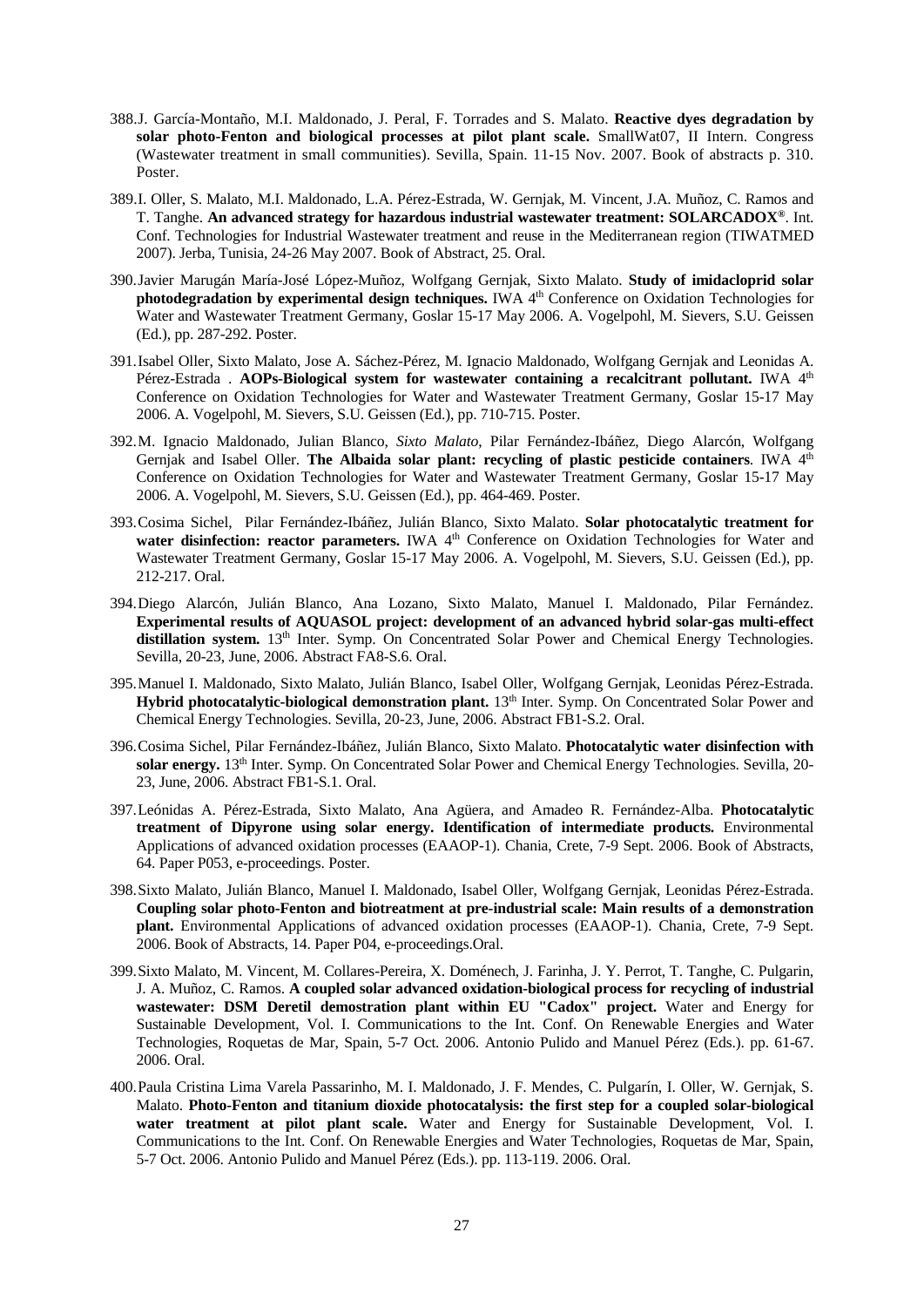388. J. García-Montaño, M.I. Maldonado, J. Peral, F. Torrades and S. Malato. **Reactive dyes degradation by solar photo-Fenton and biological processes at pilot plant scale.** SmallWat07, II Intern. Congress (Wastewater treatment in small communities). Sevilla, Spain. 11-15 Nov. 2007. Book of abstracts p. 310. Poster.

389. I. Oller, S. Malato, M.I. Maldonado, L.A. Pérez-Estrada, W. Gernjak, M. Vincent, J.A. Muñoz, C. Ramos and T. Tanghe. **An advanced strategy for hazardous industrial wastewater treatment: SOLARCADOX®**. Int. Conf. Technologies for Industrial Wastewater treatment and reuse in the Mediterranean region (TIWATMED 2007). Jerba, Tunisia, 24-26 May 2007. Book of Abstract, 25. Oral.

390. Javier Marugán María-José López-Muñoz, Wolfgang Gernjak, Sixto Malato. **Study of imidacloprid solar photodegradation by experimental design techniques.** IWA 4th Conference on Oxidation Technologies for Water and Wastewater Treatment Germany, Goslar 15-17 May 2006. A. Vogelpohl, M. Sievers, S.U. Geissen (Ed.), pp. 287-292. Poster.

391. Isabel Oller, Sixto Malato, Jose A. Sáchez-Pérez, M. Ignacio Maldonado, Wolfgang Gernjak and Leonidas A. Pérez-Estrada . **AOPs-Biological system for wastewater containing a recalcitrant pollutant.** IWA 4th Conference on Oxidation Technologies for Water and Wastewater Treatment Germany, Goslar 15-17 May 2006. A. Vogelpohl, M. Sievers, S.U. Geissen (Ed.), pp. 710-715. Poster.

392. M. Ignacio Maldonado, Julian Blanco, *Sixto Malato*, Pilar Fernández-Ibáñez, Diego Alarcón, Wolfgang Gernjak and Isabel Oller. **The Albaida solar plant: recycling of plastic pesticide containers**. IWA 4th Conference on Oxidation Technologies for Water and Wastewater Treatment Germany, Goslar 15-17 May 2006. A. Vogelpohl, M. Sievers, S.U. Geissen (Ed.), pp. 464-469. Poster.

393. Cosima Sichel, Pilar Fernández-Ibáñez, Julián Blanco, Sixto Malato. **Solar photocatalytic treatment for water disinfection: reactor parameters.** IWA 4th Conference on Oxidation Technologies for Water and Wastewater Treatment Germany, Goslar 15-17 May 2006. A. Vogelpohl, M. Sievers, S.U. Geissen (Ed.), pp. 212-217. Oral.

394. Diego Alarcón, Julián Blanco, Ana Lozano, Sixto Malato, Manuel I. Maldonado, Pilar Fernández. **Experimental results of AQUASOL project: development of an advanced hybrid solar-gas multi-effect distillation system.** 13th Inter. Symp. On Concentrated Solar Power and Chemical Energy Technologies. Sevilla, 20-23, June, 2006. Abstract FA8-S.6. Oral.

395. Manuel I. Maldonado, Sixto Malato, Julián Blanco, Isabel Oller, Wolfgang Gernjak, Leonidas Pérez-Estrada. **Hybrid photocatalytic-biological demonstration plant.** 13th Inter. Symp. On Concentrated Solar Power and Chemical Energy Technologies. Sevilla, 20-23, June, 2006. Abstract FB1-S.2. Oral.

396. Cosima Sichel, Pilar Fernández-Ibáñez, Julián Blanco, Sixto Malato. **Photocatalytic water disinfection with solar energy.** 13th Inter. Symp. On Concentrated Solar Power and Chemical Energy Technologies. Sevilla, 20-23, June, 2006. Abstract FB1-S.1. Oral.

397. Leónidas A. Pérez-Estrada, Sixto Malato, Ana Agüera, and Amadeo R. Fernández-Alba. **Photocatalytic treatment of Dipyrone using solar energy. Identification of intermediate products.** Environmental Applications of advanced oxidation processes (EAAOP-1). Chania, Crete, 7-9 Sept. 2006. Book of Abstracts, 64. Paper P053, e-proceedings. Poster.

398. Sixto Malato, Julián Blanco, Manuel I. Maldonado, Isabel Oller, Wolfgang Gernjak, Leonidas Pérez-Estrada. **Coupling solar photo-Fenton and biotreatment at pre-industrial scale: Main results of a demonstration plant.** Environmental Applications of advanced oxidation processes (EAAOP-1). Chania, Crete, 7-9 Sept. 2006. Book of Abstracts, 14. Paper P04, e-proceedings.Oral.

399. Sixto Malato, M. Vincent, M. Collares-Pereira, X. Doménech, J. Farinha, J. Y. Perrot, T. Tanghe, C. Pulgarin, J. A. Muñoz, C. Ramos. **A coupled solar advanced oxidation-biological process for recycling of industrial wastewater: DSM Deretil demostration plant within EU "Cadox" project.** Water and Energy for Sustainable Development, Vol. I. Communications to the Int. Conf. On Renewable Energies and Water Technologies, Roquetas de Mar, Spain, 5-7 Oct. 2006. Antonio Pulido and Manuel Pérez (Eds.). pp. 61-67. 2006. Oral.

400. Paula Cristina Lima Varela Passarinho, M. I. Maldonado, J. F. Mendes, C. Pulgarín, I. Oller, W. Gernjak, S. Malato. **Photo-Fenton and titanium dioxide photocatalysis: the first step for a coupled solar-biological water treatment at pilot plant scale.** Water and Energy for Sustainable Development, Vol. I. Communications to the Int. Conf. On Renewable Energies and Water Technologies, Roquetas de Mar, Spain, 5-7 Oct. 2006. Antonio Pulido and Manuel Pérez (Eds.). pp. 113-119. 2006. Oral.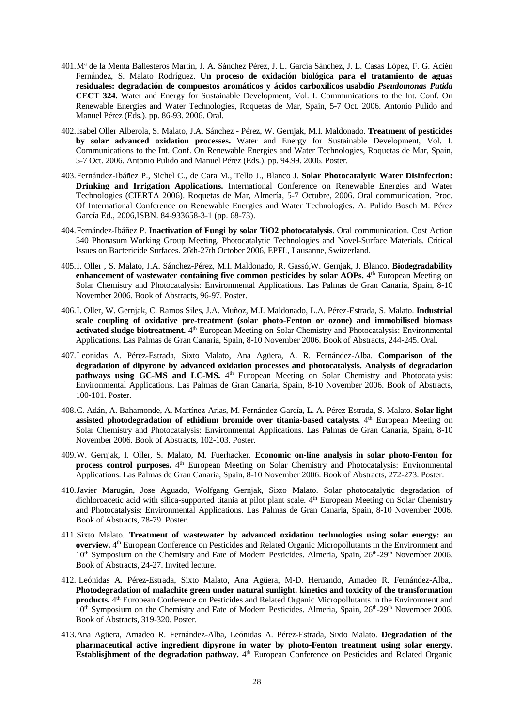401. Mª de la Menta Ballesteros Martín, J. A. Sánchez Pérez, J. L. García Sánchez, J. L. Casas López, F. G. Acién Fernández, S. Malato Rodríguez. **Un proceso de oxidación biológica para el tratamiento de aguas residuales: degradación de compuestos aromáticos y ácidos carboxílicos usabdio *Pseudomonas Putida* CECT 324.** Water and Energy for Sustainable Development, Vol. I. Communications to the Int. Conf. On Renewable Energies and Water Technologies, Roquetas de Mar, Spain, 5-7 Oct. 2006. Antonio Pulido and Manuel Pérez (Eds.). pp. 86-93. 2006. Oral.

402. Isabel Oller Alberola, S. Malato, J.A. Sánchez - Pérez, W. Gernjak, M.I. Maldonado. **Treatment of pesticides by solar advanced oxidation processes.** Water and Energy for Sustainable Development, Vol. I. Communications to the Int. Conf. On Renewable Energies and Water Technologies, Roquetas de Mar, Spain, 5-7 Oct. 2006. Antonio Pulido and Manuel Pérez (Eds.). pp. 94.99. 2006. Poster.

403. Fernández-Ibáñez P., Sichel C., de Cara M., Tello J., Blanco J. **Solar Photocatalytic Water Disinfection: Drinking and Irrigation Applications.** International Conference on Renewable Energies and Water Technologies (CIERTA 2006). Roquetas de Mar, Almería, 5-7 Octubre, 2006. Oral communication. Proc. Of International Conference on Renewable Energies and Water Technologies. A. Pulido Bosch M. Pérez García Ed., 2006,ISBN. 84-933658-3-1 (pp. 68-73).

404. Fernández-Ibáñez P. **Inactivation of Fungi by solar TiO2 photocatalysis**. Oral communication. Cost Action 540 Phonasum Working Group Meeting. Photocatalytic Technologies and Novel-Surface Materials. Critical Issues on Bactericide Surfaces. 26th-27th October 2006, EPFL, Lausanne, Switzerland.

405. I. Oller , S. Malato, J.A. Sánchez-Pérez, M.I. Maldonado, R. Gassó,W. Gernjak, J. Blanco. **Biodegradability enhancement of wastewater containing five common pesticides by solar AOPs.** 4th European Meeting on Solar Chemistry and Photocatalysis: Environmental Applications. Las Palmas de Gran Canaria, Spain, 8-10 November 2006. Book of Abstracts, 96-97. Poster.

406. I. Oller, W. Gernjak, C. Ramos Siles, J.A. Muñoz, M.I. Maldonado, L.A. Pérez-Estrada, S. Malato. **Industrial scale coupling of oxidative pre-treatment (solar photo-Fenton or ozone) and immobilised biomass activated sludge biotreatment.** 4th European Meeting on Solar Chemistry and Photocatalysis: Environmental Applications. Las Palmas de Gran Canaria, Spain, 8-10 November 2006. Book of Abstracts, 244-245. Oral.

407. Leonidas A. Pérez-Estrada, Sixto Malato, Ana Agüera, A. R. Fernández-Alba. **Comparison of the degradation of dipyrone by advanced oxidation processes and photocatalysis. Analysis of degradation pathways using GC-MS and LC-MS.** 4th European Meeting on Solar Chemistry and Photocatalysis: Environmental Applications. Las Palmas de Gran Canaria, Spain, 8-10 November 2006. Book of Abstracts, 100-101. Poster.

408. C. Adán, A. Bahamonde, A. Martínez-Arias, M. Fernández-García, L. A. Pérez-Estrada, S. Malato. **Solar light assisted photodegradation of ethidium bromide over titania-based catalysts.** 4th European Meeting on Solar Chemistry and Photocatalysis: Environmental Applications. Las Palmas de Gran Canaria, Spain, 8-10 November 2006. Book of Abstracts, 102-103. Poster.

409. W. Gernjak, I. Oller, S. Malato, M. Fuerhacker. **Economic on-line analysis in solar photo-Fenton for process control purposes.** 4th European Meeting on Solar Chemistry and Photocatalysis: Environmental Applications. Las Palmas de Gran Canaria, Spain, 8-10 November 2006. Book of Abstracts, 272-273. Poster.

410. Javier Marugán, Jose Aguado, Wolfgang Gernjak, Sixto Malato. Solar photocatalytic degradation of dichloroacetic acid with silica-supported titania at pilot plant scale. 4th European Meeting on Solar Chemistry and Photocatalysis: Environmental Applications. Las Palmas de Gran Canaria, Spain, 8-10 November 2006. Book of Abstracts, 78-79. Poster.

411. Sixto Malato. **Treatment of wastewater by advanced oxidation technologies using solar energy: an overview.** 4th European Conference on Pesticides and Related Organic Micropollutants in the Environment and 10th Symposium on the Chemistry and Fate of Modern Pesticides. Almeria, Spain, 26th-29th November 2006. Book of Abstracts, 24-27. Invited lecture.

412. Leónidas A. Pérez-Estrada, Sixto Malato, Ana Agüera, M-D. Hernando, Amadeo R. Fernández-Alba,. **Photodegradation of malachite green under natural sunlight. kinetics and toxicity of the transformation products.** 4th European Conference on Pesticides and Related Organic Micropollutants in the Environment and 10th Symposium on the Chemistry and Fate of Modern Pesticides. Almeria, Spain, 26th-29th November 2006. Book of Abstracts, 319-320. Poster.

413. Ana Agüera, Amadeo R. Fernández-Alba, Leónidas A. Pérez-Estrada, Sixto Malato. **Degradation of the pharmaceutical active ingredient dipyrone in water by photo-Fenton treatment using solar energy. Establisjhment of the degradation pathway.** 4th European Conference on Pesticides and Related Organic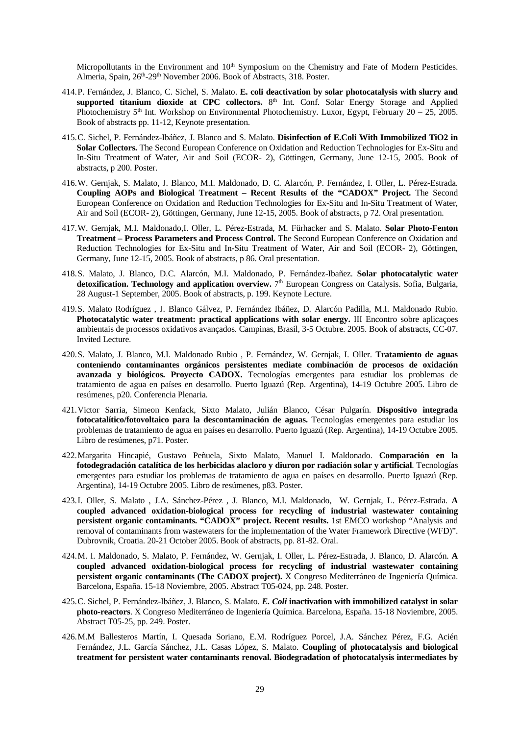Micropollutants in the Environment and 10th Symposium on the Chemistry and Fate of Modern Pesticides. Almeria, Spain, 26th-29th November 2006. Book of Abstracts, 318. Poster.

414. P. Fernández, J. Blanco, C. Sichel, S. Malato. **E. coli deactivation by solar photocatalysis with slurry and supported titanium dioxide at CPC collectors.** 8th Int. Conf. Solar Energy Storage and Applied Photochemistry 5th Int. Workshop on Environmental Photochemistry. Luxor, Egypt, February 20 – 25, 2005. Book of abstracts pp. 11-12, Keynote presentation.

415. C. Sichel, P. Fernández-Ibáñez, J. Blanco and S. Malato. **Disinfection of E.Coli With Immobilized TiO2 in Solar Collectors.** The Second European Conference on Oxidation and Reduction Technologies for Ex-Situ and In-Situ Treatment of Water, Air and Soil (ECOR- 2), Göttingen, Germany, June 12-15, 2005. Book of abstracts, p 200. Poster.

416. W. Gernjak, S. Malato, J. Blanco, M.I. Maldonado, D. C. Alarcón, P. Fernández, I. Oller, L. Pérez-Estrada. **Coupling AOPs and Biological Treatment – Recent Results of the "CADOX" Project.** The Second European Conference on Oxidation and Reduction Technologies for Ex-Situ and In-Situ Treatment of Water, Air and Soil (ECOR- 2), Göttingen, Germany, June 12-15, 2005. Book of abstracts, p 72. Oral presentation.

417. W. Gernjak, M.I. Maldonado,I. Oller, L. Pérez-Estrada, M. Fürhacker and S. Malato. **Solar Photo-Fenton Treatment – Process Parameters and Process Control.** The Second European Conference on Oxidation and Reduction Technologies for Ex-Situ and In-Situ Treatment of Water, Air and Soil (ECOR- 2), Göttingen, Germany, June 12-15, 2005. Book of abstracts, p 86. Oral presentation.

418. S. Malato, J. Blanco, D.C. Alarcón, M.I. Maldonado, P. Fernández-Ibañez. **Solar photocatalytic water detoxification. Technology and application overview.** 7th European Congress on Catalysis. Sofia, Bulgaria, 28 August-1 September, 2005. Book of abstracts, p. 199. Keynote Lecture.

419. S. Malato Rodríguez , J. Blanco Gálvez, P. Fernández Ibáñez, D. Alarcón Padilla, M.I. Maldonado Rubio. **Photocatalytic water treatment: practical applications with solar energy.** III Encontro sobre aplicaçoes ambientais de processos oxidativos avançados. Campinas, Brasil, 3-5 Octubre. 2005. Book of abstracts, CC-07. Invited Lecture.

420. S. Malato, J. Blanco, M.I. Maldonado Rubio , P. Fernández, W. Gernjak, I. Oller. **Tratamiento de aguas conteniendo contaminantes orgánicos persistentes mediate combinación de procesos de oxidación avanzada y biológicos. Proyecto CADOX.** Tecnologías emergentes para estudiar los problemas de tratamiento de agua en países en desarrollo. Puerto Iguazú (Rep. Argentina), 14-19 Octubre 2005. Libro de resúmenes, p20. Conferencia Plenaria.

421. Victor Sarria, Simeon Kenfack, Sixto Malato, Julián Blanco, César Pulgarín. **Dispositivo integrada fotocatalítico/fotovoltaico para la descontaminación de aguas.** Tecnologías emergentes para estudiar los problemas de tratamiento de agua en países en desarrollo. Puerto Iguazú (Rep. Argentina), 14-19 Octubre 2005. Libro de resúmenes, p71. Poster.

422. Margarita Hincapié, Gustavo Peñuela, Sixto Malato, Manuel I. Maldonado. **Comparación en la fotodegradación catalítica de los herbicidas alacloro y diuron por radiación solar y artificial**. Tecnologías emergentes para estudiar los problemas de tratamiento de agua en países en desarrollo. Puerto Iguazú (Rep. Argentina), 14-19 Octubre 2005. Libro de resúmenes, p83. Poster.

423. I. Oller, S. Malato , J.A. Sánchez-Pérez , J. Blanco, M.I. Maldonado, W. Gernjak, L. Pérez-Estrada. **A coupled advanced oxidation-biological process for recycling of industrial wastewater containing persistent organic contaminants. "CADOX" project. Recent results.** 1st EMCO workshop "Analysis and removal of contaminants from wastewaters for the implementation of the Water Framework Directive (WFD)". Dubrovnik, Croatia. 20-21 October 2005. Book of abstracts, pp. 81-82. Oral.

424. M. I. Maldonado, S. Malato, P. Fernández, W. Gernjak, I. Oller, L. Pérez-Estrada, J. Blanco, D. Alarcón. **A coupled advanced oxidation-biological process for recycling of industrial wastewater containing persistent organic contaminants (The CADOX project).** X Congreso Mediterráneo de Ingeniería Química. Barcelona, España. 15-18 Noviembre, 2005. Abstract T05-024, pp. 248. Poster.

425. C. Sichel, P. Fernández-Ibáñez, J. Blanco, S. Malato. ***E. Coli* inactivation with immobilized catalyst in solar photo-reactors**. X Congreso Mediterráneo de Ingeniería Química. Barcelona, España. 15-18 Noviembre, 2005. Abstract T05-25, pp. 249. Poster.

426. M.M Ballesteros Martín, I. Quesada Soriano, E.M. Rodríguez Porcel, J.A. Sánchez Pérez, F.G. Acién Fernández, J.L. García Sánchez, J.L. Casas López, S. Malato. **Coupling of photocatalysis and biological treatment for persistent water contaminants renoval. Biodegradation of photocatalysis intermediates by**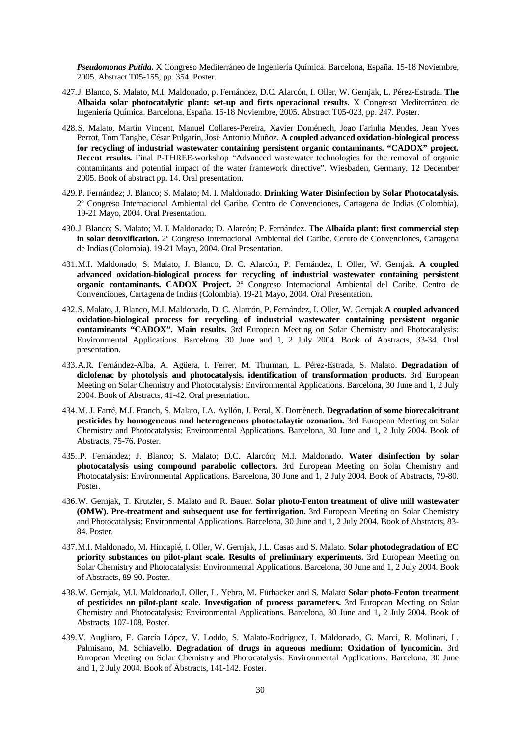***Pseudomonas Putida*.** X Congreso Mediterráneo de Ingeniería Química. Barcelona, España. 15-18 Noviembre, 2005. Abstract T05-155, pp. 354. Poster.

427. J. Blanco, S. Malato, M.I. Maldonado, p. Fernández, D.C. Alarcón, I. Oller, W. Gernjak, L. Pérez-Estrada. **The Albaida solar photocatalytic plant: set-up and firts operacional results.** X Congreso Mediterráneo de Ingeniería Química. Barcelona, España. 15-18 Noviembre, 2005. Abstract T05-023, pp. 247. Poster.

428. S. Malato, Martín Vincent, Manuel Collares-Pereira, Xavier Doménech, Joao Farinha Mendes, Jean Yves Perrot, Tom Tanghe, César Pulgarin, José Antonio Muñoz. **A coupled advanced oxidation-biological process for recycling of industrial wastewater containing persistent organic contaminants. "CADOX" project. Recent results.** Final P-THREE-workshop "Advanced wastewater technologies for the removal of organic contaminants and potential impact of the water framework directive". Wiesbaden, Germany, 12 December 2005. Book of abstract pp. 14. Oral presentation.

429. P. Fernández; J. Blanco; S. Malato; M. I. Maldonado. **Drinking Water Disinfection by Solar Photocatalysis.** 2º Congreso Internacional Ambiental del Caribe. Centro de Convenciones, Cartagena de Indias (Colombia). 19-21 Mayo, 2004. Oral Presentation.

430. J. Blanco; S. Malato; M. I. Maldonado; D. Alarcón; P. Fernández. **The Albaida plant: first commercial step in solar detoxification.** 2º Congreso Internacional Ambiental del Caribe. Centro de Convenciones, Cartagena de Indias (Colombia). 19-21 Mayo, 2004. Oral Presentation.

431. M.I. Maldonado, S. Malato, J. Blanco, D. C. Alarcón, P. Fernández, I. Oller, W. Gernjak. **A coupled advanced oxidation-biological process for recycling of industrial wastewater containing persistent organic contaminants. CADOX Project.** 2º Congreso Internacional Ambiental del Caribe. Centro de Convenciones, Cartagena de Indias (Colombia). 19-21 Mayo, 2004. Oral Presentation.

432. S. Malato, J. Blanco, M.I. Maldonado, D. C. Alarcón, P. Fernández, I. Oller, W. Gernjak **A coupled advanced oxidation-biological process for recycling of industrial wastewater containing persistent organic contaminants "CADOX". Main results.** 3rd European Meeting on Solar Chemistry and Photocatalysis: Environmental Applications. Barcelona, 30 June and 1, 2 July 2004. Book of Abstracts, 33-34. Oral presentation.

433. A.R. Fernández-Alba, A. Agüera, I. Ferrer, M. Thurman, L. Pérez-Estrada, S. Malato. **Degradation of diclofenac by photolysis and photocatalysis. identification of transformation products.** 3rd European Meeting on Solar Chemistry and Photocatalysis: Environmental Applications. Barcelona, 30 June and 1, 2 July 2004. Book of Abstracts, 41-42. Oral presentation.

434. M. J. Farré, M.I. Franch, S. Malato, J.A. Ayllón, J. Peral, X. Domènech. **Degradation of some biorecalcitrant pesticides by homogeneous and heterogeneous photoctalaytic ozonation.** 3rd European Meeting on Solar Chemistry and Photocatalysis: Environmental Applications. Barcelona, 30 June and 1, 2 July 2004. Book of Abstracts, 75-76. Poster.

435. .P. Fernández; J. Blanco; S. Malato; D.C. Alarcón; M.I. Maldonado. **Water disinfection by solar photocatalysis using compound parabolic collectors.** 3rd European Meeting on Solar Chemistry and Photocatalysis: Environmental Applications. Barcelona, 30 June and 1, 2 July 2004. Book of Abstracts, 79-80. Poster.

436. W. Gernjak, T. Krutzler, S. Malato and R. Bauer. **Solar photo-Fenton treatment of olive mill wastewater (OMW). Pre-treatment and subsequent use for fertirrigation.** 3rd European Meeting on Solar Chemistry and Photocatalysis: Environmental Applications. Barcelona, 30 June and 1, 2 July 2004. Book of Abstracts, 83-84. Poster.

437. M.I. Maldonado, M. Hincapié, I. Oller, W. Gernjak, J.L. Casas and S. Malato. **Solar photodegradation of EC priority substances on pilot-plant scale. Results of preliminary experiments.** 3rd European Meeting on Solar Chemistry and Photocatalysis: Environmental Applications. Barcelona, 30 June and 1, 2 July 2004. Book of Abstracts, 89-90. Poster.

438. W. Gernjak, M.I. Maldonado,I. Oller, L. Yebra, M. Fürhacker and S. Malato **Solar photo-Fenton treatment of pesticides on pilot-plant scale. Investigation of process parameters.** 3rd European Meeting on Solar Chemistry and Photocatalysis: Environmental Applications. Barcelona, 30 June and 1, 2 July 2004. Book of Abstracts, 107-108. Poster.

439. V. Augliaro, E. García López, V. Loddo, S. Malato-Rodríguez, I. Maldonado, G. Marci, R. Molinari, L. Palmisano, M. Schiavello. **Degradation of drugs in aqueous medium: Oxidation of lyncomicin.** 3rd European Meeting on Solar Chemistry and Photocatalysis: Environmental Applications. Barcelona, 30 June and 1, 2 July 2004. Book of Abstracts, 141-142. Poster.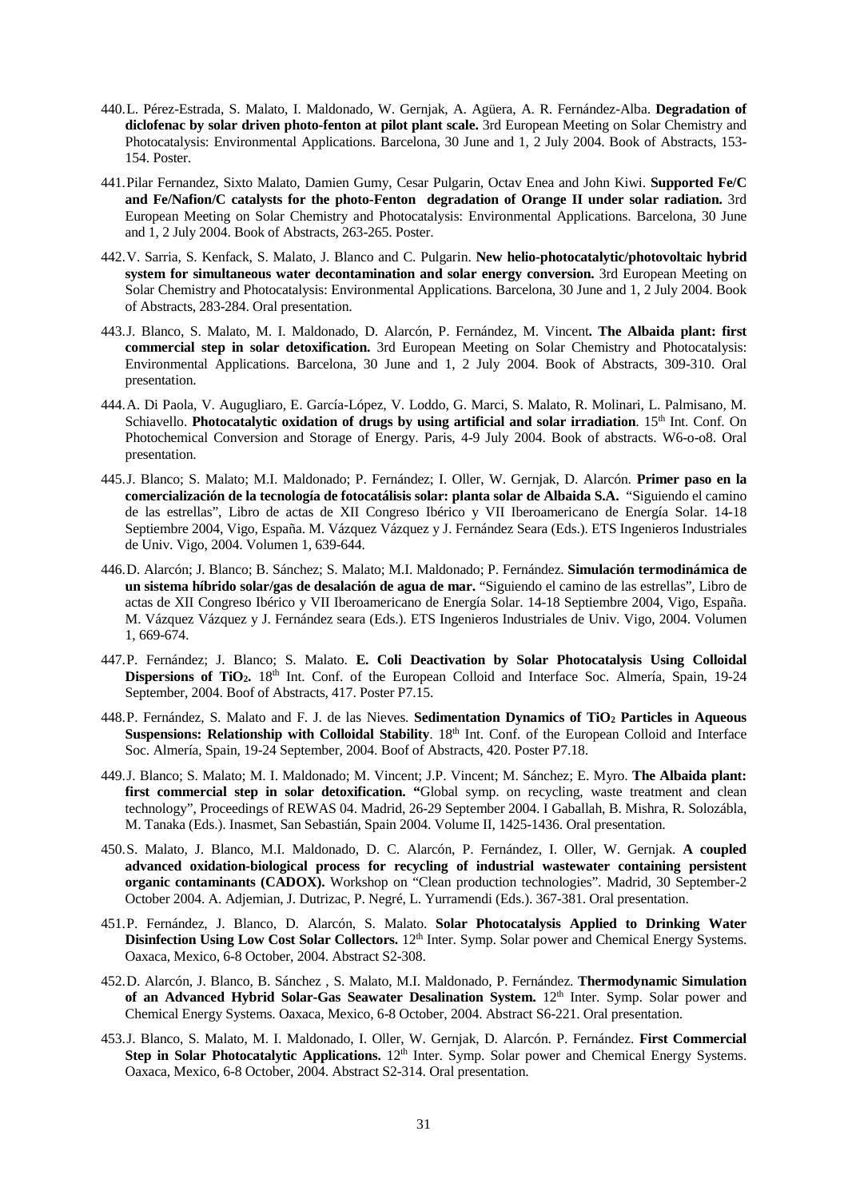440. L. Pérez-Estrada, S. Malato, I. Maldonado, W. Gernjak, A. Agüera, A. R. Fernández-Alba. **Degradation of diclofenac by solar driven photo-fenton at pilot plant scale.** 3rd European Meeting on Solar Chemistry and Photocatalysis: Environmental Applications. Barcelona, 30 June and 1, 2 July 2004. Book of Abstracts, 153-154. Poster.

441. Pilar Fernandez, Sixto Malato, Damien Gumy, Cesar Pulgarin, Octav Enea and John Kiwi. **Supported Fe/C and Fe/Nafion/C catalysts for the photo-Fenton degradation of Orange II under solar radiation.** 3rd European Meeting on Solar Chemistry and Photocatalysis: Environmental Applications. Barcelona, 30 June and 1, 2 July 2004. Book of Abstracts, 263-265. Poster.

442. V. Sarria, S. Kenfack, S. Malato, J. Blanco and C. Pulgarin. **New helio-photocatalytic/photovoltaic hybrid system for simultaneous water decontamination and solar energy conversion.** 3rd European Meeting on Solar Chemistry and Photocatalysis: Environmental Applications. Barcelona, 30 June and 1, 2 July 2004. Book of Abstracts, 283-284. Oral presentation.

443. J. Blanco, S. Malato, M. I. Maldonado, D. Alarcón, P. Fernández, M. Vincent**. The Albaida plant: first commercial step in solar detoxification.** 3rd European Meeting on Solar Chemistry and Photocatalysis: Environmental Applications. Barcelona, 30 June and 1, 2 July 2004. Book of Abstracts, 309-310. Oral presentation.

444. A. Di Paola, V. Augugliaro, E. García-López, V. Loddo, G. Marci, S. Malato, R. Molinari, L. Palmisano, M. Schiavello. **Photocatalytic oxidation of drugs by using artificial and solar irradiation**. 15th Int. Conf. On Photochemical Conversion and Storage of Energy. Paris, 4-9 July 2004. Book of abstracts. W6-o-o8. Oral presentation.

445. J. Blanco; S. Malato; M.I. Maldonado; P. Fernández; I. Oller, W. Gernjak, D. Alarcón. **Primer paso en la comercialización de la tecnología de fotocatálisis solar: planta solar de Albaida S.A.** "Siguiendo el camino de las estrellas", Libro de actas de XII Congreso Ibérico y VII Iberoamericano de Energía Solar. 14-18 Septiembre 2004, Vigo, España. M. Vázquez Vázquez y J. Fernández Seara (Eds.). ETS Ingenieros Industriales de Univ. Vigo, 2004. Volumen 1, 639-644.

446. D. Alarcón; J. Blanco; B. Sánchez; S. Malato; M.I. Maldonado; P. Fernández. **Simulación termodinámica de un sistema híbrido solar/gas de desalación de agua de mar.** "Siguiendo el camino de las estrellas", Libro de actas de XII Congreso Ibérico y VII Iberoamericano de Energía Solar. 14-18 Septiembre 2004, Vigo, España. M. Vázquez Vázquez y J. Fernández seara (Eds.). ETS Ingenieros Industriales de Univ. Vigo, 2004. Volumen 1, 669-674.

447. P. Fernández; J. Blanco; S. Malato. **E. Coli Deactivation by Solar Photocatalysis Using Colloidal Dispersions of $TiO_2$.** 18th Int. Conf. of the European Colloid and Interface Soc. Almería, Spain, 19-24 September, 2004. Boof of Abstracts, 417. Poster P7.15.

448. P. Fernández, S. Malato and F. J. de las Nieves. **Sedimentation Dynamics of $TiO_2$ Particles in Aqueous Suspensions: Relationship with Colloidal Stability**. 18th Int. Conf. of the European Colloid and Interface Soc. Almería, Spain, 19-24 September, 2004. Boof of Abstracts, 420. Poster P7.18.

449. J. Blanco; S. Malato; M. I. Maldonado; M. Vincent; J.P. Vincent; M. Sánchez; E. Myro. **The Albaida plant: first commercial step in solar detoxification. "**Global symp. on recycling, waste treatment and clean technology", Proceedings of REWAS 04. Madrid, 26-29 September 2004. I Gaballah, B. Mishra, R. Solozábla, M. Tanaka (Eds.). Inasmet, San Sebastián, Spain 2004. Volume II, 1425-1436. Oral presentation.

450. S. Malato, J. Blanco, M.I. Maldonado, D. C. Alarcón, P. Fernández, I. Oller, W. Gernjak. **A coupled advanced oxidation-biological process for recycling of industrial wastewater containing persistent organic contaminants (CADOX).** Workshop on "Clean production technologies". Madrid, 30 September-2 October 2004. A. Adjemian, J. Dutrizac, P. Negré, L. Yurramendi (Eds.). 367-381. Oral presentation.

451. P. Fernández, J. Blanco, D. Alarcón, S. Malato. **Solar Photocatalysis Applied to Drinking Water Disinfection Using Low Cost Solar Collectors.** 12th Inter. Symp. Solar power and Chemical Energy Systems. Oaxaca, Mexico, 6-8 October, 2004. Abstract S2-308.

452. D. Alarcón, J. Blanco, B. Sánchez , S. Malato, M.I. Maldonado, P. Fernández. **Thermodynamic Simulation of an Advanced Hybrid Solar-Gas Seawater Desalination System.** 12th Inter. Symp. Solar power and Chemical Energy Systems. Oaxaca, Mexico, 6-8 October, 2004. Abstract S6-221. Oral presentation.

453. J. Blanco, S. Malato, M. I. Maldonado, I. Oller, W. Gernjak, D. Alarcón. P. Fernández. **First Commercial Step in Solar Photocatalytic Applications.** 12th Inter. Symp. Solar power and Chemical Energy Systems. Oaxaca, Mexico, 6-8 October, 2004. Abstract S2-314. Oral presentation.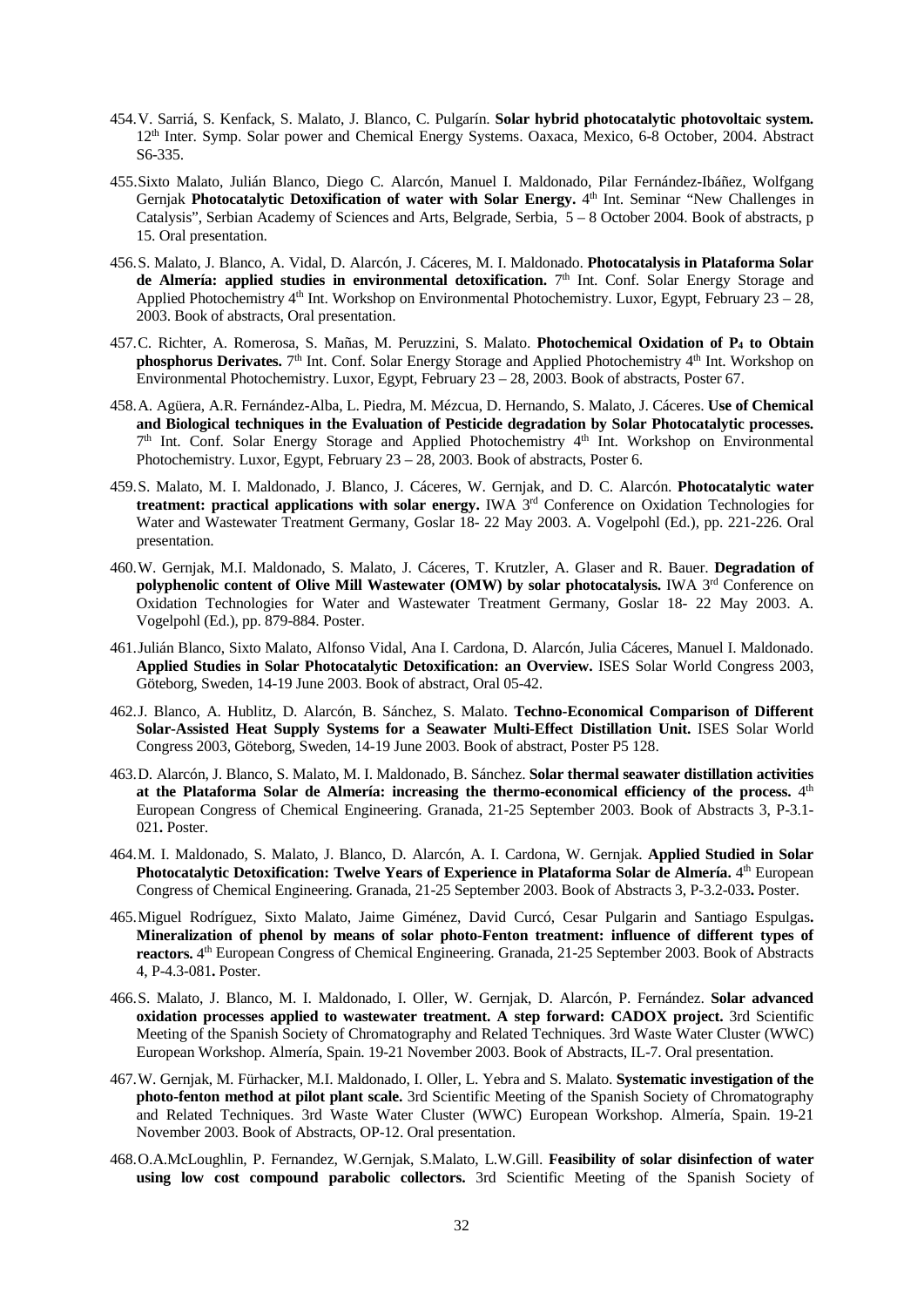454. V. Sarriá, S. Kenfack, S. Malato, J. Blanco, C. Pulgarín. **Solar hybrid photocatalytic photovoltaic system.** 12th Inter. Symp. Solar power and Chemical Energy Systems. Oaxaca, Mexico, 6-8 October, 2004. Abstract S6-335.

455. Sixto Malato, Julián Blanco, Diego C. Alarcón, Manuel I. Maldonado, Pilar Fernández-Ibáñez, Wolfgang Gernjak **Photocatalytic Detoxification of water with Solar Energy.** 4th Int. Seminar "New Challenges in Catalysis", Serbian Academy of Sciences and Arts, Belgrade, Serbia, 5 – 8 October 2004. Book of abstracts, p 15. Oral presentation.

456. S. Malato, J. Blanco, A. Vidal, D. Alarcón, J. Cáceres, M. I. Maldonado. **Photocatalysis in Plataforma Solar de Almería: applied studies in environmental detoxification.** 7th Int. Conf. Solar Energy Storage and Applied Photochemistry 4th Int. Workshop on Environmental Photochemistry. Luxor, Egypt, February 23 – 28, 2003. Book of abstracts, Oral presentation.

457. C. Richter, A. Romerosa, S. Mañas, M. Peruzzini, S. Malato. **Photochemical Oxidation of $P_4$ to Obtain phosphorus Derivates.** 7th Int. Conf. Solar Energy Storage and Applied Photochemistry 4th Int. Workshop on Environmental Photochemistry. Luxor, Egypt, February 23 – 28, 2003. Book of abstracts, Poster 67.

458. A. Agüera, A.R. Fernández-Alba, L. Piedra, M. Mézcua, D. Hernando, S. Malato, J. Cáceres. **Use of Chemical and Biological techniques in the Evaluation of Pesticide degradation by Solar Photocatalytic processes.** 7th Int. Conf. Solar Energy Storage and Applied Photochemistry 4th Int. Workshop on Environmental Photochemistry. Luxor, Egypt, February 23 – 28, 2003. Book of abstracts, Poster 6.

459. S. Malato, M. I. Maldonado, J. Blanco, J. Cáceres, W. Gernjak, and D. C. Alarcón. **Photocatalytic water treatment: practical applications with solar energy.** IWA 3rd Conference on Oxidation Technologies for Water and Wastewater Treatment Germany, Goslar 18- 22 May 2003. A. Vogelpohl (Ed.), pp. 221-226. Oral presentation.

460. W. Gernjak, M.I. Maldonado, S. Malato, J. Cáceres, T. Krutzler, A. Glaser and R. Bauer. **Degradation of polyphenolic content of Olive Mill Wastewater (OMW) by solar photocatalysis.** IWA 3rd Conference on Oxidation Technologies for Water and Wastewater Treatment Germany, Goslar 18- 22 May 2003. A. Vogelpohl (Ed.), pp. 879-884. Poster.

461. Julián Blanco, Sixto Malato, Alfonso Vidal, Ana I. Cardona, D. Alarcón, Julia Cáceres, Manuel I. Maldonado. **Applied Studies in Solar Photocatalytic Detoxification: an Overview.** ISES Solar World Congress 2003, Göteborg, Sweden, 14-19 June 2003. Book of abstract, Oral 05-42.

462. J. Blanco, A. Hublitz, D. Alarcón, B. Sánchez, S. Malato. **Techno-Economical Comparison of Different Solar-Assisted Heat Supply Systems for a Seawater Multi-Effect Distillation Unit.** ISES Solar World Congress 2003, Göteborg, Sweden, 14-19 June 2003. Book of abstract, Poster P5 128.

463. D. Alarcón, J. Blanco, S. Malato, M. I. Maldonado, B. Sánchez. **Solar thermal seawater distillation activities at the Plataforma Solar de Almería: increasing the thermo-economical efficiency of the process.** 4th European Congress of Chemical Engineering. Granada, 21-25 September 2003. Book of Abstracts 3, P-3.1-021**.** Poster.

464. M. I. Maldonado, S. Malato, J. Blanco, D. Alarcón, A. I. Cardona, W. Gernjak. **Applied Studied in Solar Photocatalytic Detoxification: Twelve Years of Experience in Plataforma Solar de Almería.** 4th European Congress of Chemical Engineering. Granada, 21-25 September 2003. Book of Abstracts 3, P-3.2-033**.** Poster.

465. Miguel Rodríguez, Sixto Malato, Jaime Giménez, David Curcó, Cesar Pulgarin and Santiago Espulgas**. Mineralization of phenol by means of solar photo-Fenton treatment: influence of different types of reactors.** 4th European Congress of Chemical Engineering. Granada, 21-25 September 2003. Book of Abstracts 4, P-4.3-081**.** Poster.

466. S. Malato, J. Blanco, M. I. Maldonado, I. Oller, W. Gernjak, D. Alarcón, P. Fernández. **Solar advanced oxidation processes applied to wastewater treatment. A step forward: CADOX project.** 3rd Scientific Meeting of the Spanish Society of Chromatography and Related Techniques. 3rd Waste Water Cluster (WWC) European Workshop. Almería, Spain. 19-21 November 2003. Book of Abstracts, IL-7. Oral presentation.

467. W. Gernjak, M. Fürhacker, M.I. Maldonado, I. Oller, L. Yebra and S. Malato. **Systematic investigation of the photo-fenton method at pilot plant scale.** 3rd Scientific Meeting of the Spanish Society of Chromatography and Related Techniques. 3rd Waste Water Cluster (WWC) European Workshop. Almería, Spain. 19-21 November 2003. Book of Abstracts, OP-12. Oral presentation.

468. O.A.McLoughlin, P. Fernandez, W.Gernjak, S.Malato, L.W.Gill. **Feasibility of solar disinfection of water using low cost compound parabolic collectors.** 3rd Scientific Meeting of the Spanish Society of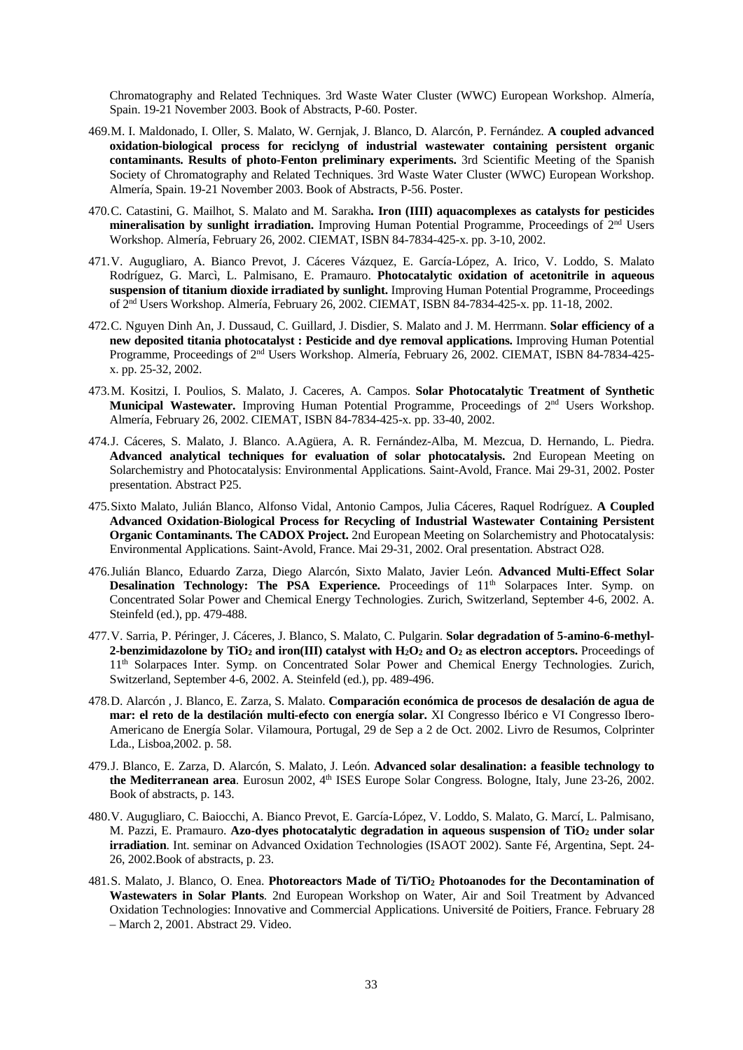Chromatography and Related Techniques. 3rd Waste Water Cluster (WWC) European Workshop. Almería, Spain. 19-21 November 2003. Book of Abstracts, P-60. Poster.

469. M. I. Maldonado, I. Oller, S. Malato, W. Gernjak, J. Blanco, D. Alarcón, P. Fernández. **A coupled advanced oxidation-biological process for reciclyng of industrial wastewater containing persistent organic contaminants. Results of photo-Fenton preliminary experiments.** 3rd Scientific Meeting of the Spanish Society of Chromatography and Related Techniques. 3rd Waste Water Cluster (WWC) European Workshop. Almería, Spain. 19-21 November 2003. Book of Abstracts, P-56. Poster.

470. C. Catastini, G. Mailhot, S. Malato and M. Sarakha**. Iron (IIII) aquacomplexes as catalysts for pesticides mineralisation by sunlight irradiation.** Improving Human Potential Programme, Proceedings of 2nd Users Workshop. Almería, February 26, 2002. CIEMAT, ISBN 84-7834-425-x. pp. 3-10, 2002.

471. V. Augugliaro, A. Bianco Prevot, J. Cáceres Vázquez, E. García-López, A. Irico, V. Loddo, S. Malato Rodríguez, G. Marcì, L. Palmisano, E. Pramauro. **Photocatalytic oxidation of acetonitrile in aqueous suspension of titanium dioxide irradiated by sunlight.** Improving Human Potential Programme, Proceedings of 2nd Users Workshop. Almería, February 26, 2002. CIEMAT, ISBN 84-7834-425-x. pp. 11-18, 2002.

472. C. Nguyen Dinh An, J. Dussaud, C. Guillard, J. Disdier, S. Malato and J. M. Herrmann. **Solar efficiency of a new deposited titania photocatalyst : Pesticide and dye removal applications.** Improving Human Potential Programme, Proceedings of 2nd Users Workshop. Almería, February 26, 2002. CIEMAT, ISBN 84-7834-425-x. pp. 25-32, 2002.

473. M. Kositzi, I. Poulios, S. Malato, J. Caceres, A. Campos. **Solar Photocatalytic Treatment of Synthetic Municipal Wastewater.** Improving Human Potential Programme, Proceedings of 2nd Users Workshop. Almería, February 26, 2002. CIEMAT, ISBN 84-7834-425-x. pp. 33-40, 2002.

474. J. Cáceres, S. Malato, J. Blanco. A.Agüera, A. R. Fernández-Alba, M. Mezcua, D. Hernando, L. Piedra. **Advanced analytical techniques for evaluation of solar photocatalysis.** 2nd European Meeting on Solarchemistry and Photocatalysis: Environmental Applications. Saint-Avold, France. Mai 29-31, 2002. Poster presentation. Abstract P25.

475. Sixto Malato, Julián Blanco, Alfonso Vidal, Antonio Campos, Julia Cáceres, Raquel Rodríguez. **A Coupled Advanced Oxidation-Biological Process for Recycling of Industrial Wastewater Containing Persistent Organic Contaminants. The CADOX Project.** 2nd European Meeting on Solarchemistry and Photocatalysis: Environmental Applications. Saint-Avold, France. Mai 29-31, 2002. Oral presentation. Abstract O28.

476. Julián Blanco, Eduardo Zarza, Diego Alarcón, Sixto Malato, Javier León. **Advanced Multi-Effect Solar Desalination Technology: The PSA Experience.** Proceedings of 11th Solarpaces Inter. Symp. on Concentrated Solar Power and Chemical Energy Technologies. Zurich, Switzerland, September 4-6, 2002. A. Steinfeld (ed.), pp. 479-488.

477. V. Sarria, P. Péringer, J. Cáceres, J. Blanco, S. Malato, C. Pulgarin. **Solar degradation of 5-amino-6-methyl-2-benzimidazolone by $TiO_2$ and iron(III) catalyst with $H_2O_2$ and $O_2$ as electron acceptors.** Proceedings of 11th Solarpaces Inter. Symp. on Concentrated Solar Power and Chemical Energy Technologies. Zurich, Switzerland, September 4-6, 2002. A. Steinfeld (ed.), pp. 489-496.

478. D. Alarcón , J. Blanco, E. Zarza, S. Malato. **Comparación económica de procesos de desalación de agua de mar: el reto de la destilación multi-efecto con energía solar.** XI Congresso Ibérico e VI Congresso Ibero-Americano de Energía Solar. Vilamoura, Portugal, 29 de Sep a 2 de Oct. 2002. Livro de Resumos, Colprinter Lda., Lisboa,2002. p. 58.

479. J. Blanco, E. Zarza, D. Alarcón, S. Malato, J. León. **Advanced solar desalination: a feasible technology to the Mediterranean area**. Eurosun 2002, 4th ISES Europe Solar Congress. Bologne, Italy, June 23-26, 2002. Book of abstracts, p. 143.

480. V. Augugliaro, C. Baiocchi, A. Bianco Prevot, E. García-López, V. Loddo, S. Malato, G. Marcí, L. Palmisano, M. Pazzi, E. Pramauro. **Azo-dyes photocatalytic degradation in aqueous suspension of $TiO_2$ under solar irradiation**. Int. seminar on Advanced Oxidation Technologies (ISAOT 2002). Sante Fé, Argentina, Sept. 24-26, 2002.Book of abstracts, p. 23.

481. S. Malato, J. Blanco, O. Enea. **Photoreactors Made of Ti/$TiO_2$ Photoanodes for the Decontamination of Wastewaters in Solar Plants**. 2nd European Workshop on Water, Air and Soil Treatment by Advanced Oxidation Technologies: Innovative and Commercial Applications. Université de Poitiers, France. February 28 – March 2, 2001. Abstract 29. Video.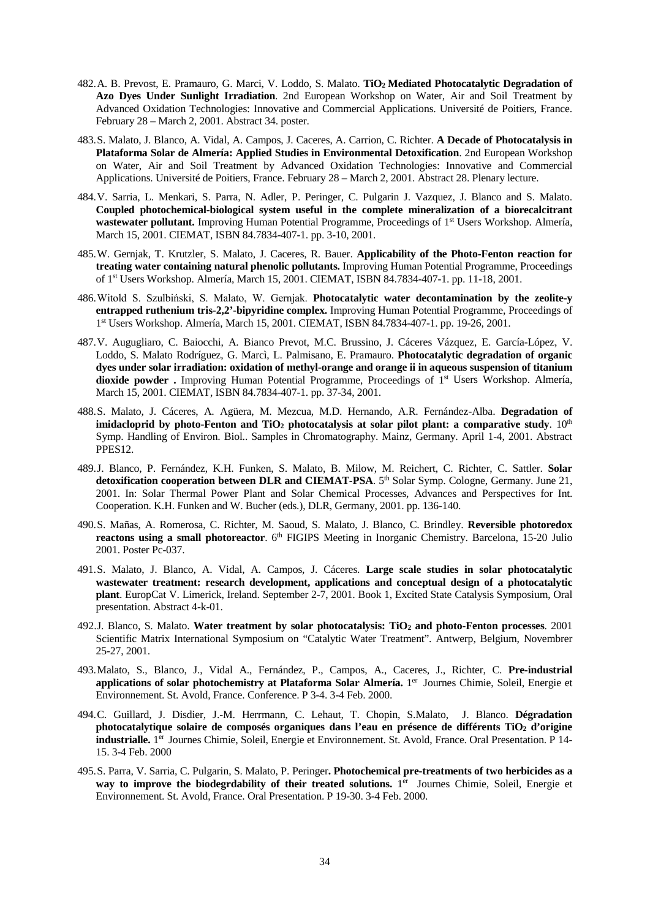482. A. B. Prevost, E. Pramauro, G. Marci, V. Loddo, S. Malato. **$TiO_2$ Mediated Photocatalytic Degradation of Azo Dyes Under Sunlight Irradiation**. 2nd European Workshop on Water, Air and Soil Treatment by Advanced Oxidation Technologies: Innovative and Commercial Applications. Université de Poitiers, France. February 28 – March 2, 2001. Abstract 34. poster.

483. S. Malato, J. Blanco, A. Vidal, A. Campos, J. Caceres, A. Carrion, C. Richter. **A Decade of Photocatalysis in Plataforma Solar de Almería: Applied Studies in Environmental Detoxification**. 2nd European Workshop on Water, Air and Soil Treatment by Advanced Oxidation Technologies: Innovative and Commercial Applications. Université de Poitiers, France. February 28 – March 2, 2001. Abstract 28. Plenary lecture.

484. V. Sarria, L. Menkari, S. Parra, N. Adler, P. Peringer, C. Pulgarin J. Vazquez, J. Blanco and S. Malato. **Coupled photochemical-biological system useful in the complete mineralization of a biorecalcitrant wastewater pollutant.** Improving Human Potential Programme, Proceedings of 1st Users Workshop. Almería, March 15, 2001. CIEMAT, ISBN 84.7834-407-1. pp. 3-10, 2001.

485. W. Gernjak, T. Krutzler, S. Malato, J. Caceres, R. Bauer. **Applicability of the Photo-Fenton reaction for treating water containing natural phenolic pollutants.** Improving Human Potential Programme, Proceedings of 1st Users Workshop. Almería, March 15, 2001. CIEMAT, ISBN 84.7834-407-1. pp. 11-18, 2001.

486. Witold S. Szulbiński, S. Malato, W. Gernjak. **Photocatalytic water decontamination by the zeolite-y entrapped ruthenium tris-2,2'-bipyridine complex.** Improving Human Potential Programme, Proceedings of 1st Users Workshop. Almería, March 15, 2001. CIEMAT, ISBN 84.7834-407-1. pp. 19-26, 2001.

487. V. Augugliaro, C. Baiocchi, A. Bianco Prevot, M.C. Brussino, J. Cáceres Vázquez, E. García-López, V. Loddo, S. Malato Rodríguez, G. Marcì, L. Palmisano, E. Pramauro. **Photocatalytic degradation of organic dyes under solar irradiation: oxidation of methyl-orange and orange ii in aqueous suspension of titanium dioxide powder .** Improving Human Potential Programme, Proceedings of 1st Users Workshop. Almería, March 15, 2001. CIEMAT, ISBN 84.7834-407-1. pp. 37-34, 2001.

488. S. Malato, J. Cáceres, A. Agüera, M. Mezcua, M.D. Hernando, A.R. Fernández-Alba. **Degradation of imidacloprid by photo-Fenton and $TiO_2$ photocatalysis at solar pilot plant: a comparative study**. 10th Symp. Handling of Environ. Biol.. Samples in Chromatography. Mainz, Germany. April 1-4, 2001. Abstract PPES12.

489. J. Blanco, P. Fernández, K.H. Funken, S. Malato, B. Milow, M. Reichert, C. Richter, C. Sattler. **Solar detoxification cooperation between DLR and CIEMAT-PSA**. 5th Solar Symp. Cologne, Germany. June 21, 2001. In: Solar Thermal Power Plant and Solar Chemical Processes, Advances and Perspectives for Int. Cooperation. K.H. Funken and W. Bucher (eds.), DLR, Germany, 2001. pp. 136-140.

490. S. Mañas, A. Romerosa, C. Richter, M. Saoud, S. Malato, J. Blanco, C. Brindley. **Reversible photoredox reactons using a small photoreactor**. 6th FIGIPS Meeting in Inorganic Chemistry. Barcelona, 15-20 Julio 2001. Poster Pc-037.

491. S. Malato, J. Blanco, A. Vidal, A. Campos, J. Cáceres. **Large scale studies in solar photocatalytic wastewater treatment: research development, applications and conceptual design of a photocatalytic plant**. EuropCat V. Limerick, Ireland. September 2-7, 2001. Book 1, Excited State Catalysis Symposium, Oral presentation. Abstract 4-k-01.

492. J. Blanco, S. Malato. **Water treatment by solar photocatalysis: $TiO_2$ and photo-Fenton processes**. 2001 Scientific Matrix International Symposium on "Catalytic Water Treatment". Antwerp, Belgium, Novembrer 25-27, 2001.

493. Malato, S., Blanco, J., Vidal A., Fernández, P., Campos, A., Caceres, J., Richter, C. **Pre-industrial applications of solar photochemistry at Plataforma Solar Almería.** 1er Journes Chimie, Soleil, Energie et Environnement. St. Avold, France. Conference. P 3-4. 3-4 Feb. 2000.

494. C. Guillard, J. Disdier, J.-M. Herrmann, C. Lehaut, T. Chopin, S.Malato, J. Blanco. **Dégradation photocatalytique solaire de composés organiques dans l'eau en présence de différents $TiO_2$ d'origine industrialle.** 1er Journes Chimie, Soleil, Energie et Environnement. St. Avold, France. Oral Presentation. P 14-15. 3-4 Feb. 2000

495. S. Parra, V. Sarria, C. Pulgarin, S. Malato, P. Peringer**. Photochemical pre-treatments of two herbicides as a way to improve the biodegrdability of their treated solutions.** 1er Journes Chimie, Soleil, Energie et Environnement. St. Avold, France. Oral Presentation. P 19-30. 3-4 Feb. 2000.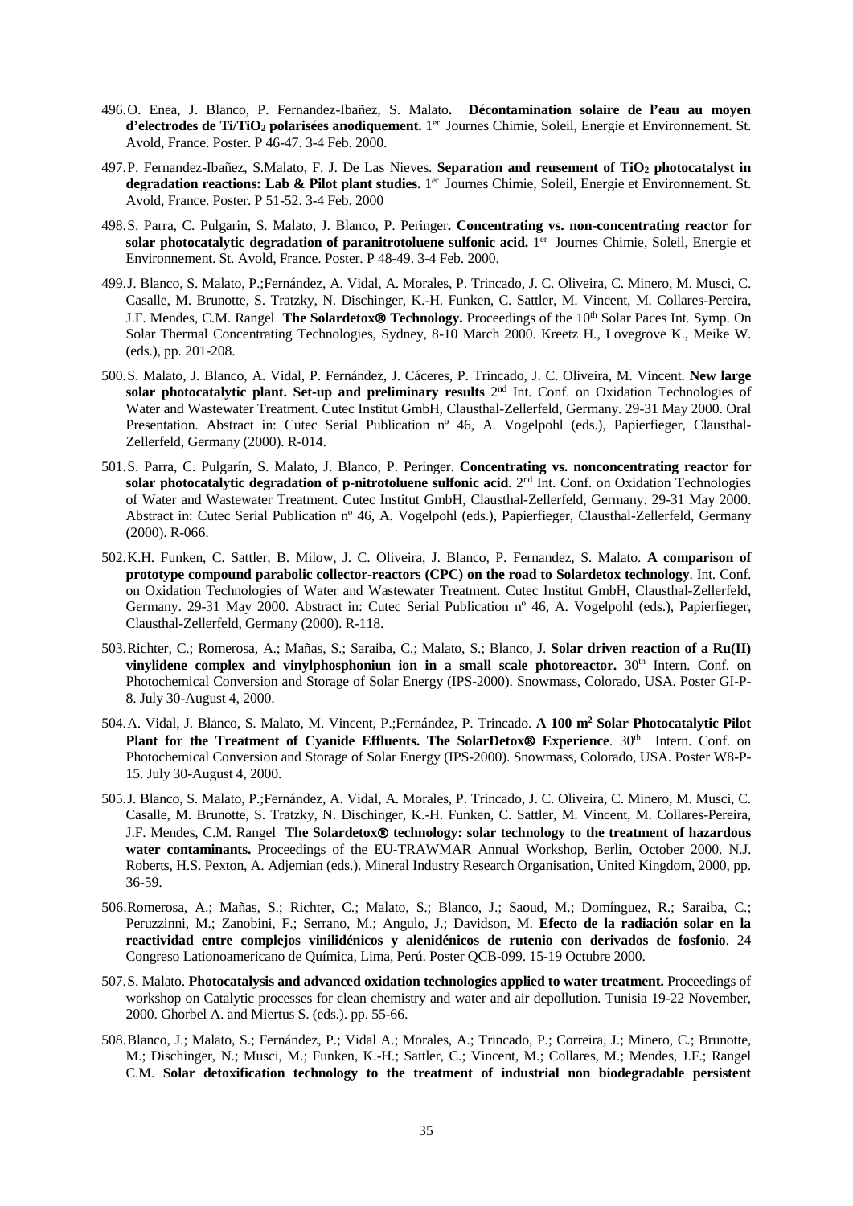496. O. Enea, J. Blanco, P. Fernandez-Ibañez, S. Malato. **Décontamination solaire de l'eau au moyen d'electrodes de Ti/$TiO_2$ polarisées anodiquement.** 1[er] Journes Chimie, Soleil, Energie et Environnement. St. Avold, France. Poster. P 46-47. 3-4 Feb. 2000.

497. P. Fernandez-Ibañez, S.Malato, F. J. De Las Nieves. **Separation and reusement of $TiO_2$ photocatalyst in degradation reactions: Lab & Pilot plant studies.** 1[er] Journes Chimie, Soleil, Energie et Environnement. St. Avold, France. Poster. P 51-52. 3-4 Feb. 2000

498. S. Parra, C. Pulgarin, S. Malato, J. Blanco, P. Peringer**. Concentrating vs. non-concentrating reactor for solar photocatalytic degradation of paranitrotoluene sulfonic acid.** 1[er] Journes Chimie, Soleil, Energie et Environnement. St. Avold, France. Poster. P 48-49. 3-4 Feb. 2000.

499. J. Blanco, S. Malato, P.;Fernández, A. Vidal, A. Morales, P. Trincado, J. C. Oliveira, C. Minero, M. Musci, C. Casalle, M. Brunotte, S. Tratzky, N. Dischinger, K.-H. Funken, C. Sattler, M. Vincent, M. Collares-Pereira, J.F. Mendes, C.M. Rangel **The Solardetox® Technology.** Proceedings of the 10[th] Solar Paces Int. Symp. On Solar Thermal Concentrating Technologies, Sydney, 8-10 March 2000. Kreetz H., Lovegrove K., Meike W. (eds.), pp. 201-208.

500. S. Malato, J. Blanco, A. Vidal, P. Fernández, J. Cáceres, P. Trincado, J. C. Oliveira, M. Vincent. **New large solar photocatalytic plant. Set-up and preliminary results** 2[nd] Int. Conf. on Oxidation Technologies of Water and Wastewater Treatment. Cutec Institut GmbH, Clausthal-Zellerfeld, Germany. 29-31 May 2000. Oral Presentation. Abstract in: Cutec Serial Publication nº 46, A. Vogelpohl (eds.), Papierfieger, Clausthal-Zellerfeld, Germany (2000). R-014.

501. S. Parra, C. Pulgarín, S. Malato, J. Blanco, P. Peringer. **Concentrating vs. nonconcentrating reactor for solar photocatalytic degradation of p-nitrotoluene sulfonic acid**. 2[nd] Int. Conf. on Oxidation Technologies of Water and Wastewater Treatment. Cutec Institut GmbH, Clausthal-Zellerfeld, Germany. 29-31 May 2000. Abstract in: Cutec Serial Publication nº 46, A. Vogelpohl (eds.), Papierfieger, Clausthal-Zellerfeld, Germany (2000). R-066.

502. K.H. Funken, C. Sattler, B. Milow, J. C. Oliveira, J. Blanco, P. Fernandez, S. Malato. **A comparison of prototype compound parabolic collector-reactors (CPC) on the road to Solardetox technology**. Int. Conf. on Oxidation Technologies of Water and Wastewater Treatment. Cutec Institut GmbH, Clausthal-Zellerfeld, Germany. 29-31 May 2000. Abstract in: Cutec Serial Publication nº 46, A. Vogelpohl (eds.), Papierfieger, Clausthal-Zellerfeld, Germany (2000). R-118.

503. Richter, C.; Romerosa, A.; Mañas, S.; Saraiba, C.; Malato, S.; Blanco, J. **Solar driven reaction of a Ru(II) vinylidene complex and vinylphosphoniun ion in a small scale photoreactor.** 30[th] Intern. Conf. on Photochemical Conversion and Storage of Solar Energy (IPS-2000). Snowmass, Colorado, USA. Poster GI-P-8. July 30-August 4, 2000.

504. A. Vidal, J. Blanco, S. Malato, M. Vincent, P.;Fernández, P. Trincado. **A 100 $m^2$ Solar Photocatalytic Pilot Plant for the Treatment of Cyanide Effluents. The SolarDetox® Experience**. 30[th] Intern. Conf. on Photochemical Conversion and Storage of Solar Energy (IPS-2000). Snowmass, Colorado, USA. Poster W8-P-15. July 30-August 4, 2000.

505. J. Blanco, S. Malato, P.;Fernández, A. Vidal, A. Morales, P. Trincado, J. C. Oliveira, C. Minero, M. Musci, C. Casalle, M. Brunotte, S. Tratzky, N. Dischinger, K.-H. Funken, C. Sattler, M. Vincent, M. Collares-Pereira, J.F. Mendes, C.M. Rangel **The Solardetox® technology: solar technology to the treatment of hazardous water contaminants.** Proceedings of the EU-TRAWMAR Annual Workshop, Berlin, October 2000. N.J. Roberts, H.S. Pexton, A. Adjemian (eds.). Mineral Industry Research Organisation, United Kingdom, 2000, pp. 36-59.

506. Romerosa, A.; Mañas, S.; Richter, C.; Malato, S.; Blanco, J.; Saoud, M.; Domínguez, R.; Saraiba, C.; Peruzzinni, M.; Zanobini, F.; Serrano, M.; Angulo, J.; Davidson, M. **Efecto de la radiación solar en la reactividad entre complejos vinilidénicos y alenidénicos de rutenio con derivados de fosfonio**. 24 Congreso Lationoamericano de Química, Lima, Perú. Poster QCB-099. 15-19 Octubre 2000.

507. S. Malato. **Photocatalysis and advanced oxidation technologies applied to water treatment.** Proceedings of workshop on Catalytic processes for clean chemistry and water and air depollution. Tunisia 19-22 November, 2000. Ghorbel A. and Miertus S. (eds.). pp. 55-66.

508. Blanco, J.; Malato, S.; Fernández, P.; Vidal A.; Morales, A.; Trincado, P.; Correira, J.; Minero, C.; Brunotte, M.; Dischinger, N.; Musci, M.; Funken, K.-H.; Sattler, C.; Vincent, M.; Collares, M.; Mendes, J.F.; Rangel C.M. **Solar detoxification technology to the treatment of industrial non biodegradable persistent**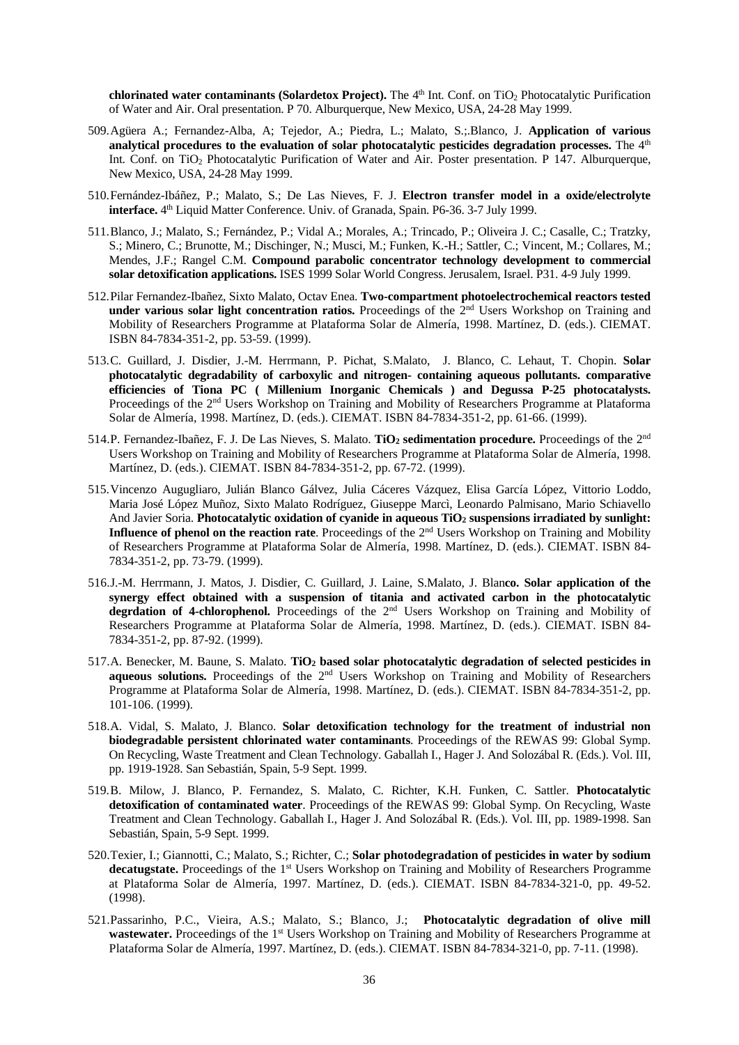**chlorinated water contaminants (Solardetox Project).** The 4th Int. Conf. on $TiO_2$ Photocatalytic Purification of Water and Air. Oral presentation. P 70. Alburquerque, New Mexico, USA, 24-28 May 1999.

509. Agüera A.; Fernandez-Alba, A; Tejedor, A.; Piedra, L.; Malato, S.;.Blanco, J. **Application of various analytical procedures to the evaluation of solar photocatalytic pesticides degradation processes.** The 4th Int. Conf. on $TiO_2$ Photocatalytic Purification of Water and Air. Poster presentation. P 147. Alburquerque, New Mexico, USA, 24-28 May 1999.

510. Fernández-Ibáñez, P.; Malato, S.; De Las Nieves, F. J. **Electron transfer model in a oxide/electrolyte interface.** 4th Liquid Matter Conference. Univ. of Granada, Spain. P6-36. 3-7 July 1999.

511. Blanco, J.; Malato, S.; Fernández, P.; Vidal A.; Morales, A.; Trincado, P.; Oliveira J. C.; Casalle, C.; Tratzky, S.; Minero, C.; Brunotte, M.; Dischinger, N.; Musci, M.; Funken, K.-H.; Sattler, C.; Vincent, M.; Collares, M.; Mendes, J.F.; Rangel C.M. **Compound parabolic concentrator technology development to commercial solar detoxification applications.** ISES 1999 Solar World Congress. Jerusalem, Israel. P31. 4-9 July 1999.

512. Pilar Fernandez-Ibañez, Sixto Malato, Octav Enea. **Two-compartment photoelectrochemical reactors tested under various solar light concentration ratios.** Proceedings of the 2nd Users Workshop on Training and Mobility of Researchers Programme at Plataforma Solar de Almería, 1998. Martínez, D. (eds.). CIEMAT. ISBN 84-7834-351-2, pp. 53-59. (1999).

513. C. Guillard, J. Disdier, J.-M. Herrmann, P. Pichat, S.Malato, J. Blanco, C. Lehaut, T. Chopin. **Solar photocatalytic degradability of carboxylic and nitrogen- containing aqueous pollutants. comparative efficiencies of Tiona PC ( Millenium Inorganic Chemicals ) and Degussa P-25 photocatalysts.** Proceedings of the 2nd Users Workshop on Training and Mobility of Researchers Programme at Plataforma Solar de Almería, 1998. Martínez, D. (eds.). CIEMAT. ISBN 84-7834-351-2, pp. 61-66. (1999).

514. P. Fernandez-Ibañez, F. J. De Las Nieves, S. Malato. **$TiO_2$ sedimentation procedure.** Proceedings of the 2nd Users Workshop on Training and Mobility of Researchers Programme at Plataforma Solar de Almería, 1998. Martínez, D. (eds.). CIEMAT. ISBN 84-7834-351-2, pp. 67-72. (1999).

515. Vincenzo Augugliaro, Julián Blanco Gálvez, Julia Cáceres Vázquez, Elisa García López, Vittorio Loddo, Maria José López Muñoz, Sixto Malato Rodríguez, Giuseppe Marcì, Leonardo Palmisano, Mario Schiavello And Javier Soria. **Photocatalytic oxidation of cyanide in aqueous $TiO_2$ suspensions irradiated by sunlight: Influence of phenol on the reaction rate**. Proceedings of the 2nd Users Workshop on Training and Mobility of Researchers Programme at Plataforma Solar de Almería, 1998. Martínez, D. (eds.). CIEMAT. ISBN 84-7834-351-2, pp. 73-79. (1999).

516. J.-M. Herrmann, J. Matos, J. Disdier, C. Guillard, J. Laine, S.Malato, J. Blan**co. Solar application of the synergy effect obtained with a suspension of titania and activated carbon in the photocatalytic degrdation of 4-chlorophenol.** Proceedings of the 2nd Users Workshop on Training and Mobility of Researchers Programme at Plataforma Solar de Almería, 1998. Martínez, D. (eds.). CIEMAT. ISBN 84-7834-351-2, pp. 87-92. (1999).

517. A. Benecker, M. Baune, S. Malato. **$TiO_2$ based solar photocatalytic degradation of selected pesticides in aqueous solutions.** Proceedings of the 2nd Users Workshop on Training and Mobility of Researchers Programme at Plataforma Solar de Almería, 1998. Martínez, D. (eds.). CIEMAT. ISBN 84-7834-351-2, pp. 101-106. (1999).

518. A. Vidal, S. Malato, J. Blanco. **Solar detoxification technology for the treatment of industrial non biodegradable persistent chlorinated water contaminants**. Proceedings of the REWAS 99: Global Symp. On Recycling, Waste Treatment and Clean Technology. Gaballah I., Hager J. And Solozábal R. (Eds.). Vol. III, pp. 1919-1928. San Sebastián, Spain, 5-9 Sept. 1999.

519. B. Milow, J. Blanco, P. Fernandez, S. Malato, C. Richter, K.H. Funken, C. Sattler. **Photocatalytic detoxification of contaminated water**. Proceedings of the REWAS 99: Global Symp. On Recycling, Waste Treatment and Clean Technology. Gaballah I., Hager J. And Solozábal R. (Eds.). Vol. III, pp. 1989-1998. San Sebastián, Spain, 5-9 Sept. 1999.

520. Texier, I.; Giannotti, C.; Malato, S.; Richter, C.; **Solar photodegradation of pesticides in water by sodium decatugstate.** Proceedings of the 1st Users Workshop on Training and Mobility of Researchers Programme at Plataforma Solar de Almería, 1997. Martínez, D. (eds.). CIEMAT. ISBN 84-7834-321-0, pp. 49-52. (1998).

521. Passarinho, P.C., Vieira, A.S.; Malato, S.; Blanco, J.; **Photocatalytic degradation of olive mill wastewater.** Proceedings of the 1st Users Workshop on Training and Mobility of Researchers Programme at Plataforma Solar de Almería, 1997. Martínez, D. (eds.). CIEMAT. ISBN 84-7834-321-0, pp. 7-11. (1998).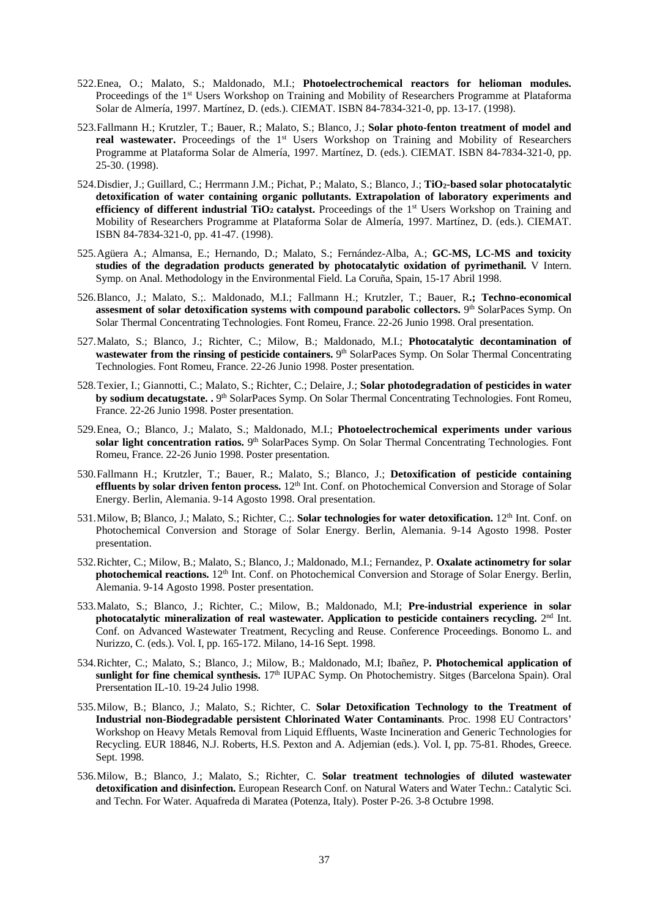522. Enea, O.; Malato, S.; Maldonado, M.I.; **Photoelectrochemical reactors for helioman modules.** Proceedings of the 1[st] Users Workshop on Training and Mobility of Researchers Programme at Plataforma Solar de Almería, 1997. Martínez, D. (eds.). CIEMAT. ISBN 84-7834-321-0, pp. 13-17. (1998).

523. Fallmann H.; Krutzler, T.; Bauer, R.; Malato, S.; Blanco, J.; **Solar photo-fenton treatment of model and real wastewater.** Proceedings of the 1[st] Users Workshop on Training and Mobility of Researchers Programme at Plataforma Solar de Almería, 1997. Martínez, D. (eds.). CIEMAT. ISBN 84-7834-321-0, pp. 25-30. (1998).

524. Disdier, J.; Guillard, C.; Herrmann J.M.; Pichat, P.; Malato, S.; Blanco, J.; **$TiO_2$-based solar photocatalytic detoxification of water containing organic pollutants. Extrapolation of laboratory experiments and efficiency of different industrial $TiO_2$ catalyst.** Proceedings of the 1[st] Users Workshop on Training and Mobility of Researchers Programme at Plataforma Solar de Almería, 1997. Martínez, D. (eds.). CIEMAT. ISBN 84-7834-321-0, pp. 41-47. (1998).

525. Agüera A.; Almansa, E.; Hernando, D.; Malato, S.; Fernández-Alba, A.; **GC-MS, LC-MS and toxicity studies of the degradation products generated by photocatalytic oxidation of pyrimethanil.** V Intern. Symp. on Anal. Methodology in the Environmental Field. La Coruña, Spain, 15-17 Abril 1998.

526. Blanco, J.; Malato, S.;. Maldonado, M.I.; Fallmann H.; Krutzler, T.; Bauer, R**.; Techno-economical assesment of solar detoxification systems with compound parabolic collectors.** 9[th] SolarPaces Symp. On Solar Thermal Concentrating Technologies. Font Romeu, France. 22-26 Junio 1998. Oral presentation.

527. Malato, S.; Blanco, J.; Richter, C.; Milow, B.; Maldonado, M.I.; **Photocatalytic decontamination of wastewater from the rinsing of pesticide containers.** 9[th] SolarPaces Symp. On Solar Thermal Concentrating Technologies. Font Romeu, France. 22-26 Junio 1998. Poster presentation.

528. Texier, I.; Giannotti, C.; Malato, S.; Richter, C.; Delaire, J.; **Solar photodegradation of pesticides in water by sodium decatugstate. .** 9[th] SolarPaces Symp. On Solar Thermal Concentrating Technologies. Font Romeu, France. 22-26 Junio 1998. Poster presentation.

529. Enea, O.; Blanco, J.; Malato, S.; Maldonado, M.I.; **Photoelectrochemical experiments under various solar light concentration ratios.** 9[th] SolarPaces Symp. On Solar Thermal Concentrating Technologies. Font Romeu, France. 22-26 Junio 1998. Poster presentation.

530. Fallmann H.; Krutzler, T.; Bauer, R.; Malato, S.; Blanco, J.; **Detoxification of pesticide containing effluents by solar driven fenton process.** 12[th] Int. Conf. on Photochemical Conversion and Storage of Solar Energy. Berlin, Alemania. 9-14 Agosto 1998. Oral presentation.

531. Milow, B; Blanco, J.; Malato, S.; Richter, C.;. **Solar technologies for water detoxification.** 12[th] Int. Conf. on Photochemical Conversion and Storage of Solar Energy. Berlin, Alemania. 9-14 Agosto 1998. Poster presentation.

532. Richter, C.; Milow, B.; Malato, S.; Blanco, J.; Maldonado, M.I.; Fernandez, P. **Oxalate actinometry for solar photochemical reactions.** 12[th] Int. Conf. on Photochemical Conversion and Storage of Solar Energy. Berlin, Alemania. 9-14 Agosto 1998. Poster presentation.

533. Malato, S.; Blanco, J.; Richter, C.; Milow, B.; Maldonado, M.I; **Pre-industrial experience in solar photocatalytic mineralization of real wastewater. Application to pesticide containers recycling.** 2[nd] Int. Conf. on Advanced Wastewater Treatment, Recycling and Reuse. Conference Proceedings. Bonomo L. and Nurizzo, C. (eds.). Vol. I, pp. 165-172. Milano, 14-16 Sept. 1998.

534. Richter, C.; Malato, S.; Blanco, J.; Milow, B.; Maldonado, M.I; Ibañez, P**. Photochemical application of sunlight for fine chemical synthesis.** 17[th] IUPAC Symp. On Photochemistry. Sitges (Barcelona Spain). Oral Prersentation IL-10. 19-24 Julio 1998.

535. Milow, B.; Blanco, J.; Malato, S.; Richter, C. **Solar Detoxification Technology to the Treatment of Industrial non-Biodegradable persistent Chlorinated Water Contaminants**. Proc. 1998 EU Contractors' Workshop on Heavy Metals Removal from Liquid Effluents, Waste Incineration and Generic Technologies for Recycling. EUR 18846, N.J. Roberts, H.S. Pexton and A. Adjemian (eds.). Vol. I, pp. 75-81. Rhodes, Greece. Sept. 1998.

536. Milow, B.; Blanco, J.; Malato, S.; Richter, C. **Solar treatment technologies of diluted wastewater detoxification and disinfection.** European Research Conf. on Natural Waters and Water Techn.: Catalytic Sci. and Techn. For Water. Aquafreda di Maratea (Potenza, Italy). Poster P-26. 3-8 Octubre 1998.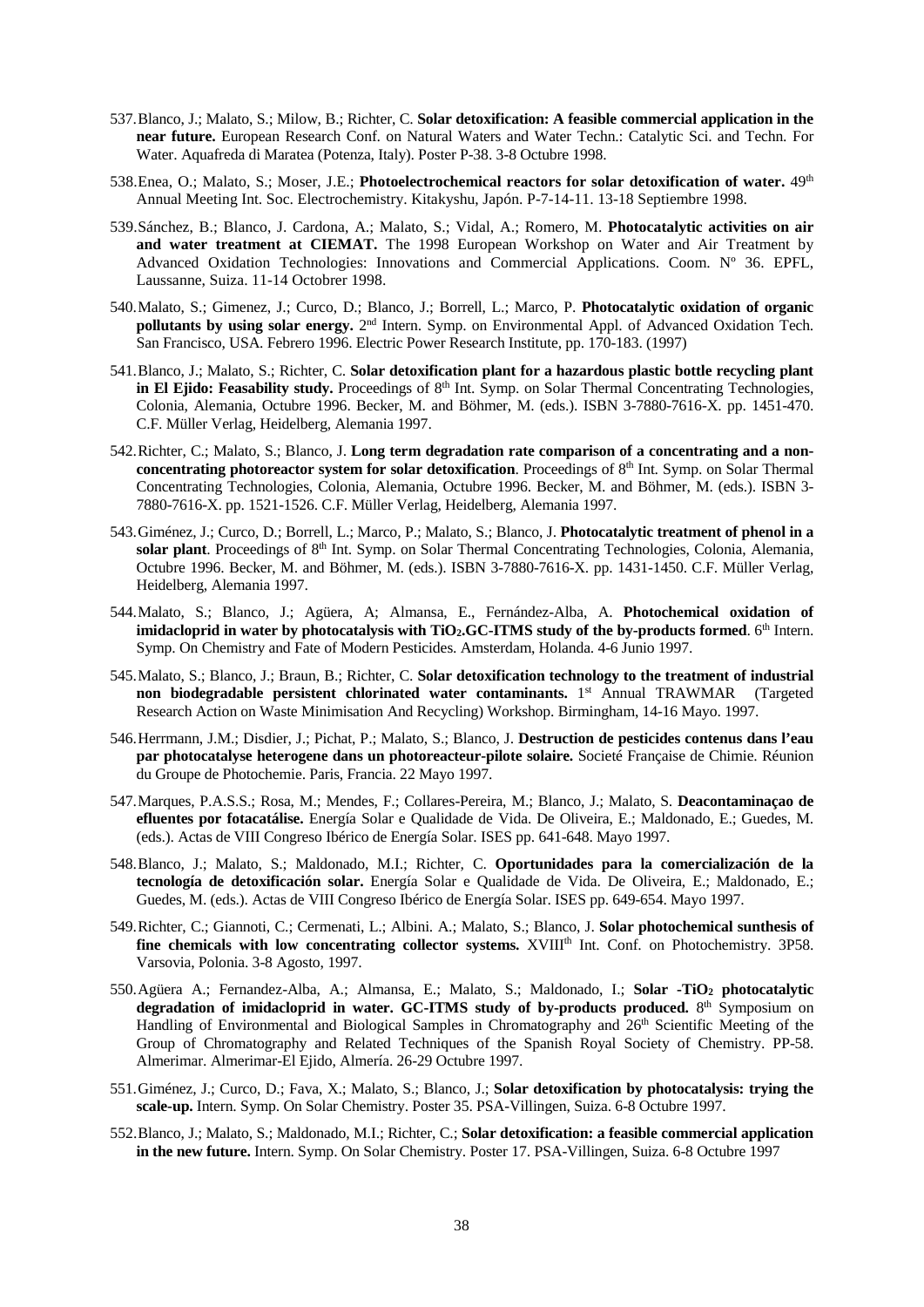537. Blanco, J.; Malato, S.; Milow, B.; Richter, C. **Solar detoxification: A feasible commercial application in the near future.** European Research Conf. on Natural Waters and Water Techn.: Catalytic Sci. and Techn. For Water. Aquafreda di Maratea (Potenza, Italy). Poster P-38. 3-8 Octubre 1998.

538. Enea, O.; Malato, S.; Moser, J.E.; **Photoelectrochemical reactors for solar detoxification of water.** 49th Annual Meeting Int. Soc. Electrochemistry. Kitakyshu, Japón. P-7-14-11. 13-18 Septiembre 1998.

539. Sánchez, B.; Blanco, J. Cardona, A.; Malato, S.; Vidal, A.; Romero, M. **Photocatalytic activities on air and water treatment at CIEMAT.** The 1998 European Workshop on Water and Air Treatment by Advanced Oxidation Technologies: Innovations and Commercial Applications. Coom. Nº 36. EPFL, Laussanne, Suiza. 11-14 Octobrer 1998.

540. Malato, S.; Gimenez, J.; Curco, D.; Blanco, J.; Borrell, L.; Marco, P. **Photocatalytic oxidation of organic pollutants by using solar energy.** 2nd Intern. Symp. on Environmental Appl. of Advanced Oxidation Tech. San Francisco, USA. Febrero 1996. Electric Power Research Institute, pp. 170-183. (1997)

541. Blanco, J.; Malato, S.; Richter, C. **Solar detoxification plant for a hazardous plastic bottle recycling plant in El Ejido: Feasability study.** Proceedings of 8th Int. Symp. on Solar Thermal Concentrating Technologies, Colonia, Alemania, Octubre 1996. Becker, M. and Böhmer, M. (eds.). ISBN 3-7880-7616-X. pp. 1451-470. C.F. Müller Verlag, Heidelberg, Alemania 1997.

542. Richter, C.; Malato, S.; Blanco, J. **Long term degradation rate comparison of a concentrating and a non-concentrating photoreactor system for solar detoxification**. Proceedings of 8th Int. Symp. on Solar Thermal Concentrating Technologies, Colonia, Alemania, Octubre 1996. Becker, M. and Böhmer, M. (eds.). ISBN 3-7880-7616-X. pp. 1521-1526. C.F. Müller Verlag, Heidelberg, Alemania 1997.

543. Giménez, J.; Curco, D.; Borrell, L.; Marco, P.; Malato, S.; Blanco, J. **Photocatalytic treatment of phenol in a solar plant**. Proceedings of 8th Int. Symp. on Solar Thermal Concentrating Technologies, Colonia, Alemania, Octubre 1996. Becker, M. and Böhmer, M. (eds.). ISBN 3-7880-7616-X. pp. 1431-1450. C.F. Müller Verlag, Heidelberg, Alemania 1997.

544. Malato, S.; Blanco, J.; Agüera, A; Almansa, E., Fernández-Alba, A. **Photochemical oxidation of imidacloprid in water by photocatalysis with $TiO_2$.GC-ITMS study of the by-products formed**. 6th Intern. Symp. On Chemistry and Fate of Modern Pesticides. Amsterdam, Holanda. 4-6 Junio 1997.

545. Malato, S.; Blanco, J.; Braun, B.; Richter, C. **Solar detoxification technology to the treatment of industrial non biodegradable persistent chlorinated water contaminants.** 1st Annual TRAWMAR (Targeted Research Action on Waste Minimisation And Recycling) Workshop. Birmingham, 14-16 Mayo. 1997.

546. Herrmann, J.M.; Disdier, J.; Pichat, P.; Malato, S.; Blanco, J. **Destruction de pesticides contenus dans l'eau par photocatalyse heterogene dans un photoreacteur-pilote solaire.** Societé Française de Chimie. Réunion du Groupe de Photochemie. Paris, Francia. 22 Mayo 1997.

547. Marques, P.A.S.S.; Rosa, M.; Mendes, F.; Collares-Pereira, M.; Blanco, J.; Malato, S. **Deacontaminaçao de efluentes por fotacatálise.** Energía Solar e Qualidade de Vida. De Oliveira, E.; Maldonado, E.; Guedes, M. (eds.). Actas de VIII Congreso Ibérico de Energía Solar. ISES pp. 641-648. Mayo 1997.

548. Blanco, J.; Malato, S.; Maldonado, M.I.; Richter, C. **Oportunidades para la comercialización de la tecnología de detoxificación solar.** Energía Solar e Qualidade de Vida. De Oliveira, E.; Maldonado, E.; Guedes, M. (eds.). Actas de VIII Congreso Ibérico de Energía Solar. ISES pp. 649-654. Mayo 1997.

549. Richter, C.; Giannoti, C.; Cermenati, L.; Albini. A.; Malato, S.; Blanco, J. **Solar photochemical sunthesis of fine chemicals with low concentrating collector systems.** XVIIIth Int. Conf. on Photochemistry. 3P58. Varsovia, Polonia. 3-8 Agosto, 1997.

550. Agüera A.; Fernandez-Alba, A.; Almansa, E.; Malato, S.; Maldonado, I.; **Solar -$TiO_2$ photocatalytic degradation of imidacloprid in water. GC-ITMS study of by-products produced.** 8th Symposium on Handling of Environmental and Biological Samples in Chromatography and 26th Scientific Meeting of the Group of Chromatography and Related Techniques of the Spanish Royal Society of Chemistry. PP-58. Almerimar. Almerimar-El Ejido, Almería. 26-29 Octubre 1997.

551. Giménez, J.; Curco, D.; Fava, X.; Malato, S.; Blanco, J.; **Solar detoxification by photocatalysis: trying the scale-up.** Intern. Symp. On Solar Chemistry. Poster 35. PSA-Villingen, Suiza. 6-8 Octubre 1997.

552. Blanco, J.; Malato, S.; Maldonado, M.I.; Richter, C.; **Solar detoxification: a feasible commercial application in the new future.** Intern. Symp. On Solar Chemistry. Poster 17. PSA-Villingen, Suiza. 6-8 Octubre 1997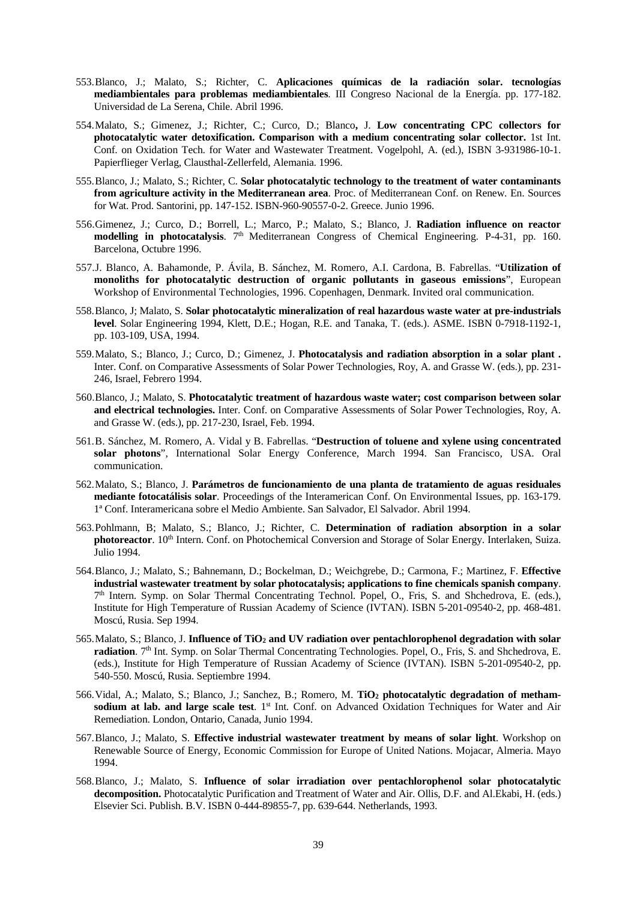553. Blanco, J.; Malato, S.; Richter, C. **Aplicaciones químicas de la radiación solar. tecnologías mediambientales para problemas mediambientales**. III Congreso Nacional de la Energía. pp. 177-182. Universidad de La Serena, Chile. Abril 1996.

554. Malato, S.; Gimenez, J.; Richter, C.; Curco, D.; Blanco, J. **Low concentrating CPC collectors for photocatalytic water detoxification. Comparison with a medium concentrating solar collector.** 1st Int. Conf. on Oxidation Tech. for Water and Wastewater Treatment. Vogelpohl, A. (ed.), ISBN 3-931986-10-1. Papierflieger Verlag, Clausthal-Zellerfeld, Alemania. 1996.

555. Blanco, J.; Malato, S.; Richter, C. **Solar photocatalytic technology to the treatment of water contaminants from agriculture activity in the Mediterranean area**. Proc. of Mediterranean Conf. on Renew. En. Sources for Wat. Prod. Santorini, pp. 147-152. ISBN-960-90557-0-2. Greece. Junio 1996.

556. Gimenez, J.; Curco, D.; Borrell, L.; Marco, P.; Malato, S.; Blanco, J. **Radiation influence on reactor modelling in photocatalysis**. 7th Mediterranean Congress of Chemical Engineering. P-4-31, pp. 160. Barcelona, Octubre 1996.

557. J. Blanco, A. Bahamonde, P. Ávila, B. Sánchez, M. Romero, A.I. Cardona, B. Fabrellas. "**Utilization of monoliths for photocatalytic destruction of organic pollutants in gaseous emissions**", European Workshop of Environmental Technologies, 1996. Copenhagen, Denmark. Invited oral communication.

558. Blanco, J; Malato, S. **Solar photocatalytic mineralization of real hazardous waste water at pre-industrials level**. Solar Engineering 1994, Klett, D.E.; Hogan, R.E. and Tanaka, T. (eds.). ASME. ISBN 0-7918-1192-1, pp. 103-109, USA, 1994.

559. Malato, S.; Blanco, J.; Curco, D.; Gimenez, J. **Photocatalysis and radiation absorption in a solar plant .** Inter. Conf. on Comparative Assessments of Solar Power Technologies, Roy, A. and Grasse W. (eds.), pp. 231-246, Israel, Febrero 1994.

560. Blanco, J.; Malato, S. **Photocatalytic treatment of hazardous waste water; cost comparison between solar and electrical technologies.** Inter. Conf. on Comparative Assessments of Solar Power Technologies, Roy, A. and Grasse W. (eds.), pp. 217-230, Israel, Feb. 1994.

561. B. Sánchez, M. Romero, A. Vidal y B. Fabrellas. "**Destruction of toluene and xylene using concentrated solar photons**", International Solar Energy Conference, March 1994. San Francisco, USA. Oral communication.

562. Malato, S.; Blanco, J. **Parámetros de funcionamiento de una planta de tratamiento de aguas residuales mediante fotocatálisis solar**. Proceedings of the Interamerican Conf. On Environmental Issues, pp. 163-179. 1ª Conf. Interamericana sobre el Medio Ambiente. San Salvador, El Salvador. Abril 1994.

563. Pohlmann, B; Malato, S.; Blanco, J.; Richter, C. **Determination of radiation absorption in a solar photoreactor**. 10th Intern. Conf. on Photochemical Conversion and Storage of Solar Energy. Interlaken, Suiza. Julio 1994.

564. Blanco, J.; Malato, S.; Bahnemann, D.; Bockelman, D.; Weichgrebe, D.; Carmona, F.; Martinez, F. **Effective industrial wastewater treatment by solar photocatalysis; applications to fine chemicals spanish company**. 7th Intern. Symp. on Solar Thermal Concentrating Technol. Popel, O., Fris, S. and Shchedrova, E. (eds.), Institute for High Temperature of Russian Academy of Science (IVTAN). ISBN 5-201-09540-2, pp. 468-481. Moscú, Rusia. Sep 1994.

565. Malato, S.; Blanco, J. **Influence of $TiO_2$ and UV radiation over pentachlorophenol degradation with solar radiation**. 7th Int. Symp. on Solar Thermal Concentrating Technologies. Popel, O., Fris, S. and Shchedrova, E. (eds.), Institute for High Temperature of Russian Academy of Science (IVTAN). ISBN 5-201-09540-2, pp. 540-550. Moscú, Rusia. Septiembre 1994.

566. Vidal, A.; Malato, S.; Blanco, J.; Sanchez, B.; Romero, M. **$TiO_2$ photocatalytic degradation of metham-sodium at lab. and large scale test**. 1st Int. Conf. on Advanced Oxidation Techniques for Water and Air Remediation. London, Ontario, Canada, Junio 1994.

567. Blanco, J.; Malato, S. **Effective industrial wastewater treatment by means of solar light**. Workshop on Renewable Source of Energy, Economic Commission for Europe of United Nations. Mojacar, Almeria. Mayo 1994.

568. Blanco, J.; Malato, S. **Influence of solar irradiation over pentachlorophenol solar photocatalytic decomposition.** Photocatalytic Purification and Treatment of Water and Air. Ollis, D.F. and Al.Ekabi, H. (eds.) Elsevier Sci. Publish. B.V. ISBN 0-444-89855-7, pp. 639-644. Netherlands, 1993.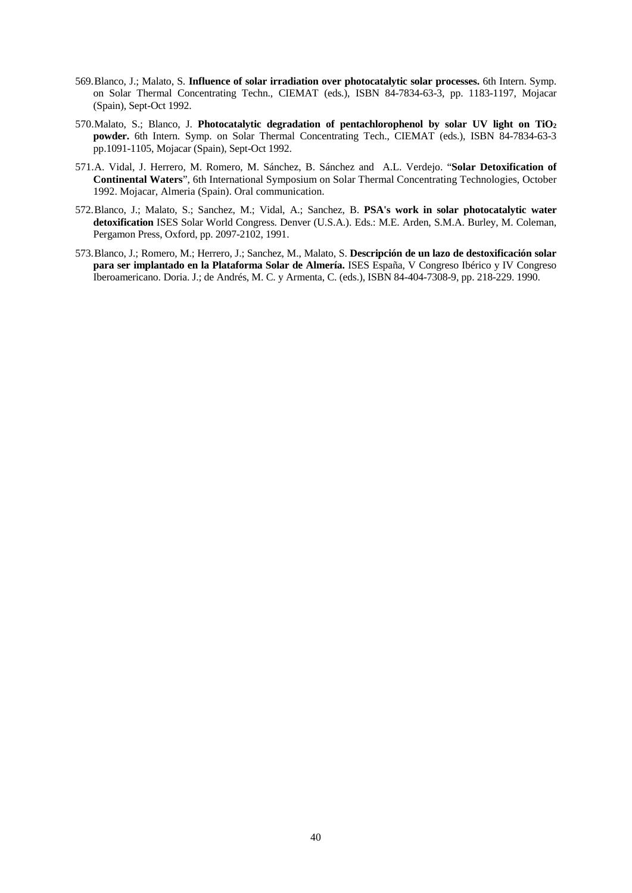569. Blanco, J.; Malato, S. **Influence of solar irradiation over photocatalytic solar processes.** 6th Intern. Symp. on Solar Thermal Concentrating Techn., CIEMAT (eds.), ISBN 84-7834-63-3, pp. 1183-1197, Mojacar (Spain), Sept-Oct 1992.

570. Malato, S.; Blanco, J. **Photocatalytic degradation of pentachlorophenol by solar UV light on $TiO_2$ powder.** 6th Intern. Symp. on Solar Thermal Concentrating Tech., CIEMAT (eds.), ISBN 84-7834-63-3 pp.1091-1105, Mojacar (Spain), Sept-Oct 1992.

571. A. Vidal, J. Herrero, M. Romero, M. Sánchez, B. Sánchez and A.L. Verdejo. "**Solar Detoxification of Continental Waters**", 6th International Symposium on Solar Thermal Concentrating Technologies, October 1992. Mojacar, Almeria (Spain). Oral communication.

572. Blanco, J.; Malato, S.; Sanchez, M.; Vidal, A.; Sanchez, B. **PSA's work in solar photocatalytic water detoxification** ISES Solar World Congress. Denver (U.S.A.). Eds.: M.E. Arden, S.M.A. Burley, M. Coleman, Pergamon Press, Oxford, pp. 2097-2102, 1991.

573. Blanco, J.; Romero, M.; Herrero, J.; Sanchez, M., Malato, S. **Descripción de un lazo de destoxificación solar para ser implantado en la Plataforma Solar de Almería.** ISES España, V Congreso Ibérico y IV Congreso Iberoamericano. Doria. J.; de Andrés, M. C. y Armenta, C. (eds.), ISBN 84-404-7308-9, pp. 218-229. 1990.